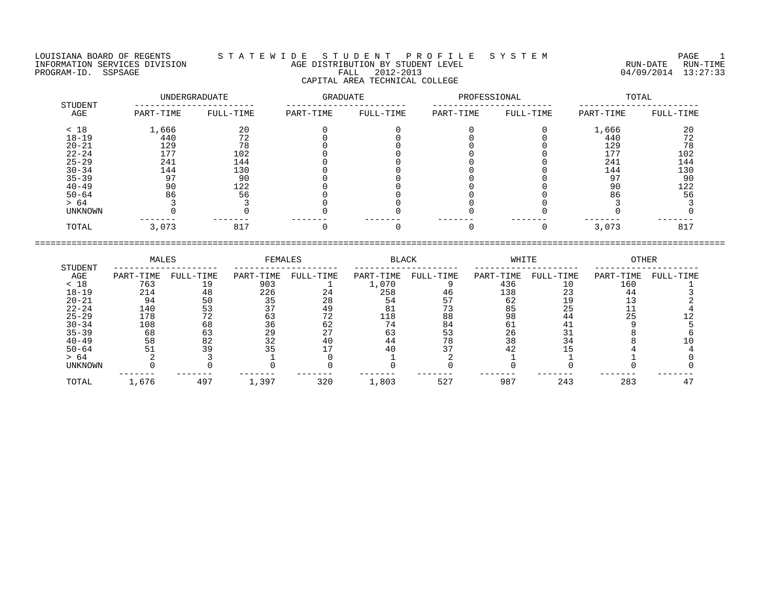LOUISIANA BOARD OF REGENTS — S T A T E W I D E   S T U D E N T   P R O F I L E   S Y S T E M
INFORMATION SERVICES DIVISION
PROGRAM-ID. SSPSAGE

RUN-DATE 04/09/2014 RUN-TIME 13:27:33

# AGE DISTRIBUTION BY STUDENT LEVEL
## FALL 2012-2013
## CAPITAL AREA TECHNICAL COLLEGE

| STUDENT AGE | UNDERGRADUATE | | GRADUATE | | PROFESSIONAL | | TOTAL | |
|---|---|---|---|---|---|---|---|---|
| | PART-TIME | FULL-TIME | PART-TIME | FULL-TIME | PART-TIME | FULL-TIME | PART-TIME | FULL-TIME |
| < 18 | 1,666 | 20 | 0 | 0 | 0 | 0 | 1,666 | 20 |
| 18-19 | 440 | 72 | 0 | 0 | 0 | 0 | 440 | 72 |
| 20-21 | 129 | 78 | 0 | 0 | 0 | 0 | 129 | 78 |
| 22-24 | 177 | 102 | 0 | 0 | 0 | 0 | 177 | 102 |
| 25-29 | 241 | 144 | 0 | 0 | 0 | 0 | 241 | 144 |
| 30-34 | 144 | 130 | 0 | 0 | 0 | 0 | 144 | 130 |
| 35-39 | 97 | 90 | 0 | 0 | 0 | 0 | 97 | 90 |
| 40-49 | 90 | 122 | 0 | 0 | 0 | 0 | 90 | 122 |
| 50-64 | 86 | 56 | 0 | 0 | 0 | 0 | 86 | 56 |
| > 64 | 3 | 3 | 0 | 0 | 0 | 0 | 3 | 3 |
| UNKNOWN | 0 | 0 | 0 | 0 | 0 | 0 | 0 | 0 |
| TOTAL | 3,073 | 817 | 0 | 0 | 0 | 0 | 3,073 | 817 |

| STUDENT AGE | MALES | | FEMALES | | BLACK | | WHITE | | OTHER | |
|---|---|---|---|---|---|---|---|---|---|---|
| | PART-TIME | FULL-TIME | PART-TIME | FULL-TIME | PART-TIME | FULL-TIME | PART-TIME | FULL-TIME | PART-TIME | FULL-TIME |
| < 18 | 763 | 19 | 903 | 1 | 1,070 | 9 | 436 | 10 | 160 | 1 |
| 18-19 | 214 | 48 | 226 | 24 | 258 | 46 | 138 | 23 | 44 | 3 |
| 20-21 | 94 | 50 | 35 | 28 | 54 | 57 | 62 | 19 | 13 | 2 |
| 22-24 | 140 | 53 | 37 | 49 | 81 | 73 | 85 | 25 | 11 | 4 |
| 25-29 | 178 | 72 | 63 | 72 | 118 | 88 | 98 | 44 | 25 | 12 |
| 30-34 | 108 | 68 | 36 | 62 | 74 | 84 | 61 | 41 | 9 | 5 |
| 35-39 | 68 | 63 | 29 | 27 | 63 | 53 | 26 | 31 | 8 | 6 |
| 40-49 | 58 | 82 | 32 | 40 | 44 | 78 | 38 | 34 | 8 | 10 |
| 50-64 | 51 | 39 | 35 | 17 | 40 | 37 | 42 | 15 | 4 | 4 |
| > 64 | 2 | 3 | 1 | 0 | 1 | 2 | 1 | 1 | 1 | 0 |
| UNKNOWN | 0 | 0 | 0 | 0 | 0 | 0 | 0 | 0 | 0 | 0 |
| TOTAL | 1,676 | 497 | 1,397 | 320 | 1,803 | 527 | 987 | 243 | 283 | 47 |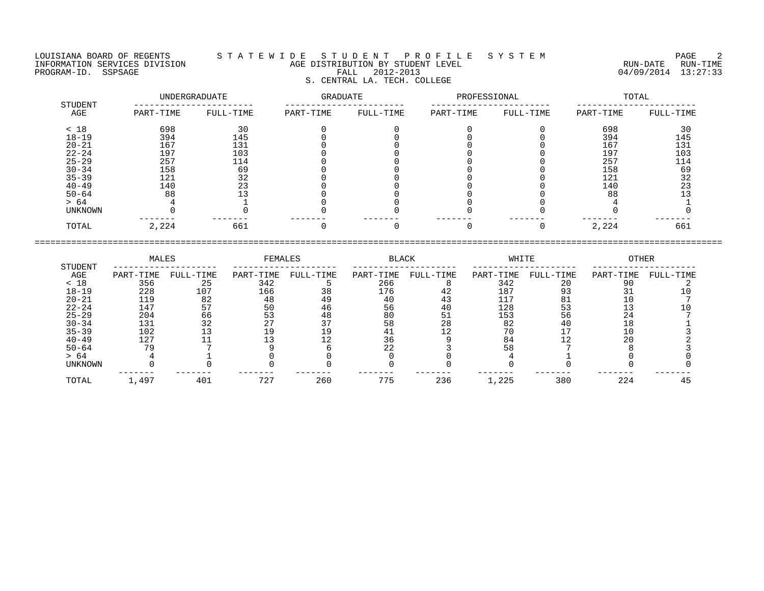LOUISIANA BOARD OF REGENTS — S T A T E W I D E   S T U D E N T   P R O F I L E   S Y S T E M

INFORMATION SERVICES DIVISION — AGE DISTRIBUTION BY STUDENT LEVEL — RUN-DATE 04/09/2014 RUN-TIME 13:27:33

PROGRAM-ID. SSPSAGE — FALL 2012-2013

S. CENTRAL LA. TECH. COLLEGE

| STUDENT AGE | UNDERGRADUATE | | GRADUATE | | PROFESSIONAL | | TOTAL | |
|---|---|---|---|---|---|---|---|---|
| | PART-TIME | FULL-TIME | PART-TIME | FULL-TIME | PART-TIME | FULL-TIME | PART-TIME | FULL-TIME |
| < 18 | 698 | 30 | 0 | 0 | 0 | 0 | 698 | 30 |
| 18-19 | 394 | 145 | 0 | 0 | 0 | 0 | 394 | 145 |
| 20-21 | 167 | 131 | 0 | 0 | 0 | 0 | 167 | 131 |
| 22-24 | 197 | 103 | 0 | 0 | 0 | 0 | 197 | 103 |
| 25-29 | 257 | 114 | 0 | 0 | 0 | 0 | 257 | 114 |
| 30-34 | 158 | 69 | 0 | 0 | 0 | 0 | 158 | 69 |
| 35-39 | 121 | 32 | 0 | 0 | 0 | 0 | 121 | 32 |
| 40-49 | 140 | 23 | 0 | 0 | 0 | 0 | 140 | 23 |
| 50-64 | 88 | 13 | 0 | 0 | 0 | 0 | 88 | 13 |
| > 64 | 4 | 1 | 0 | 0 | 0 | 0 | 4 | 1 |
| UNKNOWN | 0 | 0 | 0 | 0 | 0 | 0 | 0 | 0 |
| TOTAL | 2,224 | 661 | 0 | 0 | 0 | 0 | 2,224 | 661 |

| STUDENT AGE | MALES | | FEMALES | | BLACK | | WHITE | | OTHER | |
|---|---|---|---|---|---|---|---|---|---|---|
| | PART-TIME | FULL-TIME | PART-TIME | FULL-TIME | PART-TIME | FULL-TIME | PART-TIME | FULL-TIME | PART-TIME | FULL-TIME |
| < 18 | 356 | 25 | 342 | 5 | 266 | 8 | 342 | 20 | 90 | 2 |
| 18-19 | 228 | 107 | 166 | 38 | 176 | 42 | 187 | 93 | 31 | 10 |
| 20-21 | 119 | 82 | 48 | 49 | 40 | 43 | 117 | 81 | 10 | 7 |
| 22-24 | 147 | 57 | 50 | 46 | 56 | 40 | 128 | 53 | 13 | 10 |
| 25-29 | 204 | 66 | 53 | 48 | 80 | 51 | 153 | 56 | 24 | 7 |
| 30-34 | 131 | 32 | 27 | 37 | 58 | 28 | 82 | 40 | 18 | 1 |
| 35-39 | 102 | 13 | 19 | 19 | 41 | 12 | 70 | 17 | 10 | 3 |
| 40-49 | 127 | 11 | 13 | 12 | 36 | 9 | 84 | 12 | 20 | 2 |
| 50-64 | 79 | 7 | 9 | 6 | 22 | 3 | 58 | 7 | 8 | 3 |
| > 64 | 4 | 1 | 0 | 0 | 0 | 0 | 4 | 1 | 0 | 0 |
| UNKNOWN | 0 | 0 | 0 | 0 | 0 | 0 | 0 | 0 | 0 | 0 |
| TOTAL | 1,497 | 401 | 727 | 260 | 775 | 236 | 1,225 | 380 | 224 | 45 |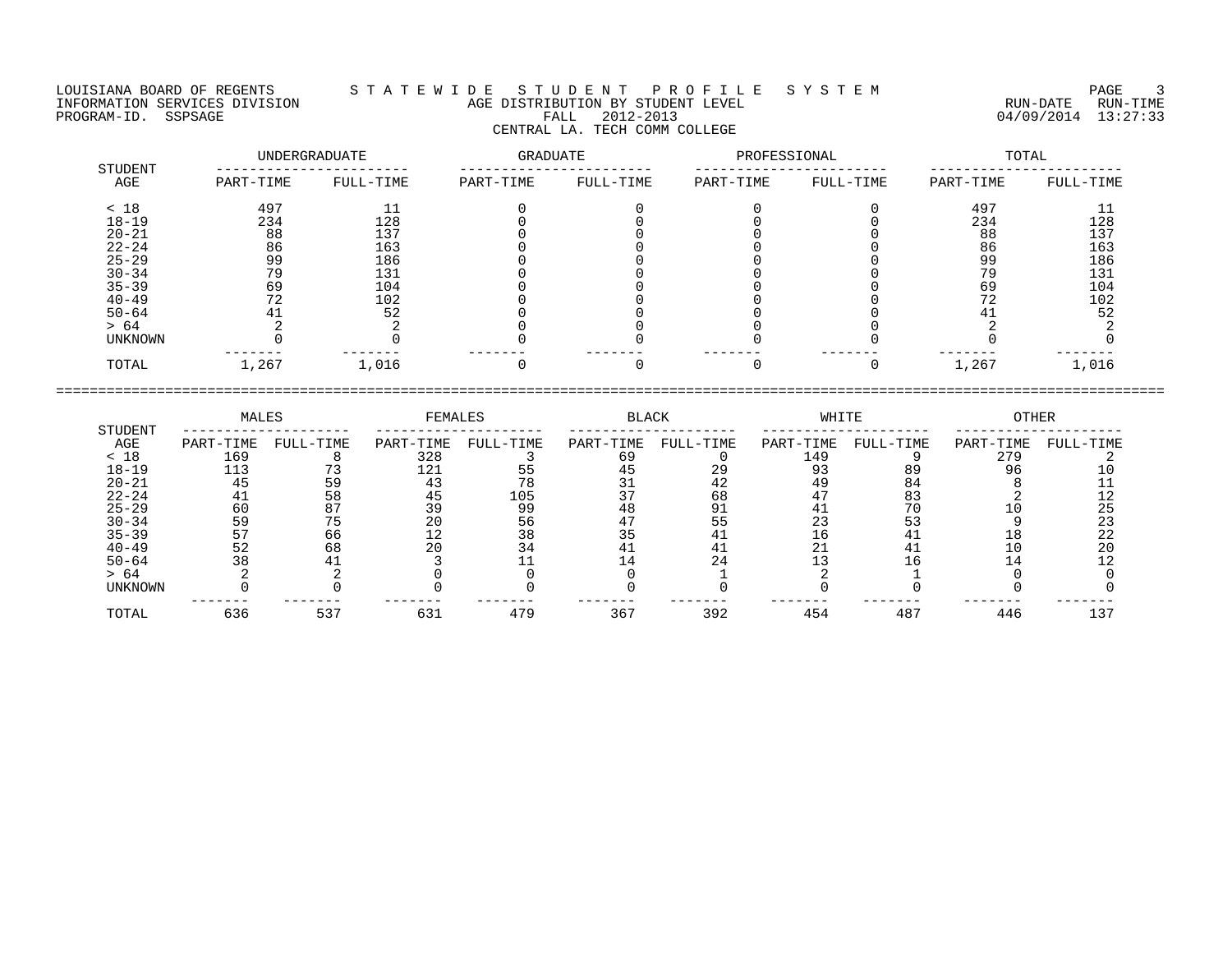LOUISIANA BOARD OF REGENTS — STATEWIDE STUDENT PROFILE SYSTEM
INFORMATION SERVICES DIVISION — AGE DISTRIBUTION BY STUDENT LEVEL — RUN-DATE 04/09/2014 RUN-TIME 13:27:33
PROGRAM-ID. SSPSAGE — FALL 2012-2013

CENTRAL LA. TECH COMM COLLEGE

| STUDENT AGE | UNDERGRADUATE | | GRADUATE | | PROFESSIONAL | | TOTAL | |
|---|---|---|---|---|---|---|---|---|
| | PART-TIME | FULL-TIME | PART-TIME | FULL-TIME | PART-TIME | FULL-TIME | PART-TIME | FULL-TIME |
| < 18 | 497 | 11 | 0 | 0 | 0 | 0 | 497 | 11 |
| 18-19 | 234 | 128 | 0 | 0 | 0 | 0 | 234 | 128 |
| 20-21 | 88 | 137 | 0 | 0 | 0 | 0 | 88 | 137 |
| 22-24 | 86 | 163 | 0 | 0 | 0 | 0 | 86 | 163 |
| 25-29 | 99 | 186 | 0 | 0 | 0 | 0 | 99 | 186 |
| 30-34 | 79 | 131 | 0 | 0 | 0 | 0 | 79 | 131 |
| 35-39 | 69 | 104 | 0 | 0 | 0 | 0 | 69 | 104 |
| 40-49 | 72 | 102 | 0 | 0 | 0 | 0 | 72 | 102 |
| 50-64 | 41 | 52 | 0 | 0 | 0 | 0 | 41 | 52 |
| > 64 | 2 | 2 | 0 | 0 | 0 | 0 | 2 | 2 |
| UNKNOWN | 0 | 0 | 0 | 0 | 0 | 0 | 0 | 0 |
| TOTAL | 1,267 | 1,016 | 0 | 0 | 0 | 0 | 1,267 | 1,016 |

| STUDENT AGE | MALES | | FEMALES | | BLACK | | WHITE | | OTHER | |
|---|---|---|---|---|---|---|---|---|---|---|
| | PART-TIME | FULL-TIME | PART-TIME | FULL-TIME | PART-TIME | FULL-TIME | PART-TIME | FULL-TIME | PART-TIME | FULL-TIME |
| < 18 | 169 | 8 | 328 | 3 | 69 | 0 | 149 | 9 | 279 | 2 |
| 18-19 | 113 | 73 | 121 | 55 | 45 | 29 | 93 | 89 | 96 | 10 |
| 20-21 | 45 | 59 | 43 | 78 | 31 | 42 | 49 | 84 | 8 | 11 |
| 22-24 | 41 | 58 | 45 | 105 | 37 | 68 | 47 | 83 | 2 | 12 |
| 25-29 | 60 | 87 | 39 | 99 | 48 | 91 | 41 | 70 | 10 | 25 |
| 30-34 | 59 | 75 | 20 | 56 | 47 | 55 | 23 | 53 | 9 | 23 |
| 35-39 | 57 | 66 | 12 | 38 | 35 | 41 | 16 | 41 | 18 | 22 |
| 40-49 | 52 | 68 | 20 | 34 | 41 | 41 | 21 | 41 | 10 | 20 |
| 50-64 | 38 | 41 | 3 | 11 | 14 | 24 | 13 | 16 | 14 | 12 |
| > 64 | 2 | 2 | 0 | 0 | 0 | 1 | 2 | 1 | 0 | 0 |
| UNKNOWN | 0 | 0 | 0 | 0 | 0 | 0 | 0 | 0 | 0 | 0 |
| TOTAL | 636 | 537 | 631 | 479 | 367 | 392 | 454 | 487 | 446 | 137 |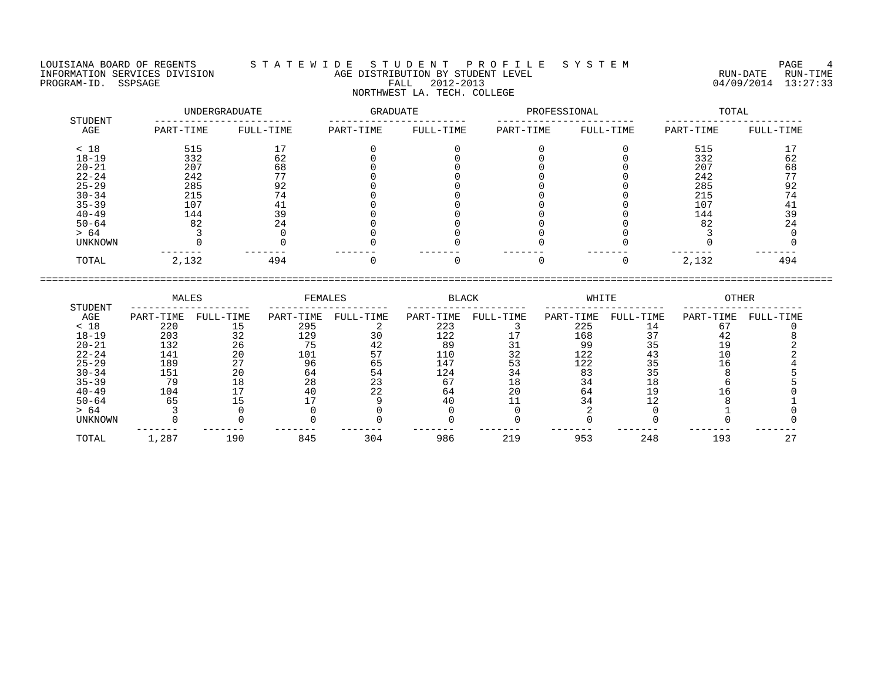LOUISIANA BOARD OF REGENTS — STATEWIDE STUDENT PROFILE SYSTEM

INFORMATION SERVICES DIVISION — AGE DISTRIBUTION BY STUDENT LEVEL — RUN-DATE 04/09/2014 RUN-TIME 13:27:33

PROGRAM-ID. SSPSAGE — FALL 2012-2013

NORTHWEST LA. TECH. COLLEGE

| STUDENT AGE | UNDERGRADUATE | | GRADUATE | | PROFESSIONAL | | TOTAL | |
|---|---|---|---|---|---|---|---|---|
| | PART-TIME | FULL-TIME | PART-TIME | FULL-TIME | PART-TIME | FULL-TIME | PART-TIME | FULL-TIME |
| < 18 | 515 | 17 | 0 | 0 | 0 | 0 | 515 | 17 |
| 18-19 | 332 | 62 | 0 | 0 | 0 | 0 | 332 | 62 |
| 20-21 | 207 | 68 | 0 | 0 | 0 | 0 | 207 | 68 |
| 22-24 | 242 | 77 | 0 | 0 | 0 | 0 | 242 | 77 |
| 25-29 | 285 | 92 | 0 | 0 | 0 | 0 | 285 | 92 |
| 30-34 | 215 | 74 | 0 | 0 | 0 | 0 | 215 | 74 |
| 35-39 | 107 | 41 | 0 | 0 | 0 | 0 | 107 | 41 |
| 40-49 | 144 | 39 | 0 | 0 | 0 | 0 | 144 | 39 |
| 50-64 | 82 | 24 | 0 | 0 | 0 | 0 | 82 | 24 |
| > 64 | 3 | 0 | 0 | 0 | 0 | 0 | 3 | 0 |
| UNKNOWN | 0 | 0 | 0 | 0 | 0 | 0 | 0 | 0 |
| TOTAL | 2,132 | 494 | 0 | 0 | 0 | 0 | 2,132 | 494 |

| STUDENT AGE | MALES | | FEMALES | | BLACK | | WHITE | | OTHER | |
|---|---|---|---|---|---|---|---|---|---|---|
| | PART-TIME | FULL-TIME | PART-TIME | FULL-TIME | PART-TIME | FULL-TIME | PART-TIME | FULL-TIME | PART-TIME | FULL-TIME |
| < 18 | 220 | 15 | 295 | 2 | 223 | 3 | 225 | 14 | 67 | 0 |
| 18-19 | 203 | 32 | 129 | 30 | 122 | 17 | 168 | 37 | 42 | 8 |
| 20-21 | 132 | 26 | 75 | 42 | 89 | 31 | 99 | 35 | 19 | 2 |
| 22-24 | 141 | 20 | 101 | 57 | 110 | 32 | 122 | 43 | 10 | 2 |
| 25-29 | 189 | 27 | 96 | 65 | 147 | 53 | 122 | 35 | 16 | 4 |
| 30-34 | 151 | 20 | 64 | 54 | 124 | 34 | 83 | 35 | 8 | 5 |
| 35-39 | 79 | 18 | 28 | 23 | 67 | 18 | 34 | 18 | 6 | 5 |
| 40-49 | 104 | 17 | 40 | 22 | 64 | 20 | 64 | 19 | 16 | 0 |
| 50-64 | 65 | 15 | 17 | 9 | 40 | 11 | 34 | 12 | 8 | 1 |
| > 64 | 3 | 0 | 0 | 0 | 0 | 0 | 2 | 0 | 1 | 0 |
| UNKNOWN | 0 | 0 | 0 | 0 | 0 | 0 | 0 | 0 | 0 | 0 |
| TOTAL | 1,287 | 190 | 845 | 304 | 986 | 219 | 953 | 248 | 193 | 27 |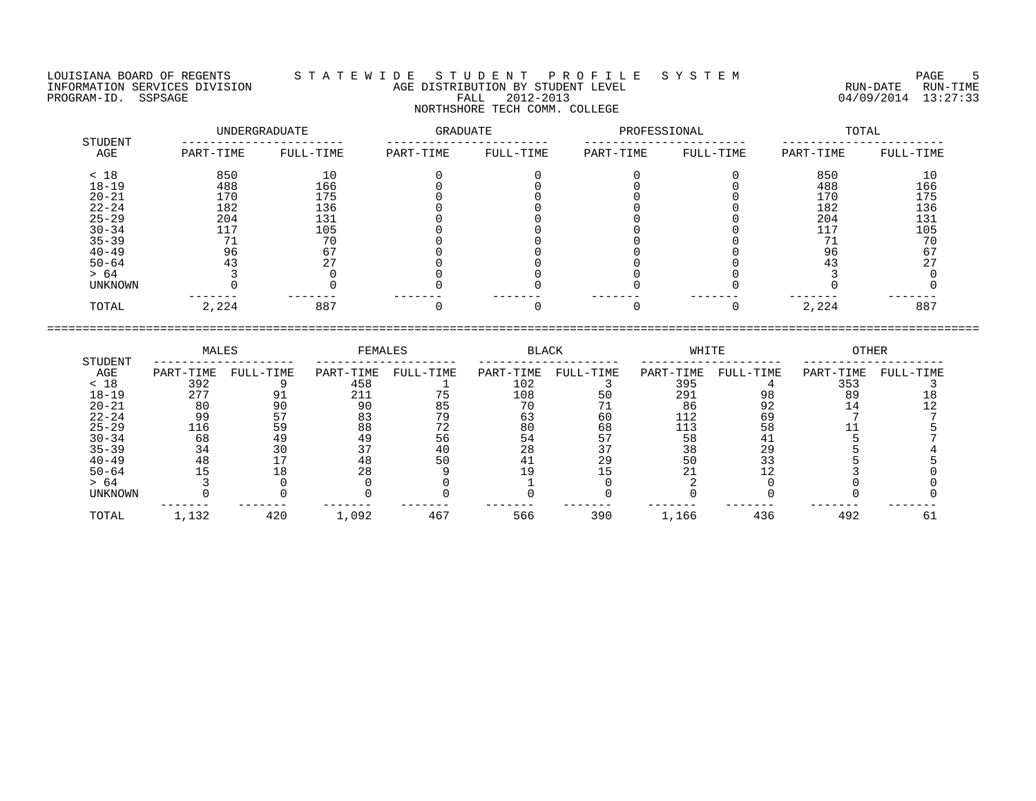LOUISIANA BOARD OF REGENTS — S T A T E W I D E   S T U D E N T   P R O F I L E   S Y S T E M

INFORMATION SERVICES DIVISION — AGE DISTRIBUTION BY STUDENT LEVEL — RUN-DATE 04/09/2014 RUN-TIME 13:27:33

PROGRAM-ID. SSPSAGE — FALL 2012-2013

NORTHSHORE TECH COMM. COLLEGE

| STUDENT AGE | UNDERGRADUATE PART-TIME | UNDERGRADUATE FULL-TIME | GRADUATE PART-TIME | GRADUATE FULL-TIME | PROFESSIONAL PART-TIME | PROFESSIONAL FULL-TIME | TOTAL PART-TIME | TOTAL FULL-TIME |
|---|---|---|---|---|---|---|---|---|
| < 18 | 850 | 10 | 0 | 0 | 0 | 0 | 850 | 10 |
| 18-19 | 488 | 166 | 0 | 0 | 0 | 0 | 488 | 166 |
| 20-21 | 170 | 175 | 0 | 0 | 0 | 0 | 170 | 175 |
| 22-24 | 182 | 136 | 0 | 0 | 0 | 0 | 182 | 136 |
| 25-29 | 204 | 131 | 0 | 0 | 0 | 0 | 204 | 131 |
| 30-34 | 117 | 105 | 0 | 0 | 0 | 0 | 117 | 105 |
| 35-39 | 71 | 70 | 0 | 0 | 0 | 0 | 71 | 70 |
| 40-49 | 96 | 67 | 0 | 0 | 0 | 0 | 96 | 67 |
| 50-64 | 43 | 27 | 0 | 0 | 0 | 0 | 43 | 27 |
| > 64 | 3 | 0 | 0 | 0 | 0 | 0 | 3 | 0 |
| UNKNOWN | 0 | 0 | 0 | 0 | 0 | 0 | 0 | 0 |
| TOTAL | 2,224 | 887 | 0 | 0 | 0 | 0 | 2,224 | 887 |

| STUDENT AGE | MALES PART-TIME | MALES FULL-TIME | FEMALES PART-TIME | FEMALES FULL-TIME | BLACK PART-TIME | BLACK FULL-TIME | WHITE PART-TIME | WHITE FULL-TIME | OTHER PART-TIME | OTHER FULL-TIME |
|---|---|---|---|---|---|---|---|---|---|---|
| < 18 | 392 | 9 | 458 | 1 | 102 | 3 | 395 | 4 | 353 | 3 |
| 18-19 | 277 | 91 | 211 | 75 | 108 | 50 | 291 | 98 | 89 | 18 |
| 20-21 | 80 | 90 | 90 | 85 | 70 | 71 | 86 | 92 | 14 | 12 |
| 22-24 | 99 | 57 | 83 | 79 | 63 | 60 | 112 | 69 | 7 | 7 |
| 25-29 | 116 | 59 | 88 | 72 | 80 | 68 | 113 | 58 | 11 | 5 |
| 30-34 | 68 | 49 | 49 | 56 | 54 | 57 | 58 | 41 | 5 | 7 |
| 35-39 | 34 | 30 | 37 | 40 | 28 | 37 | 38 | 29 | 5 | 4 |
| 40-49 | 48 | 17 | 48 | 50 | 41 | 29 | 50 | 33 | 5 | 5 |
| 50-64 | 15 | 18 | 28 | 9 | 19 | 15 | 21 | 12 | 3 | 0 |
| > 64 | 3 | 0 | 0 | 0 | 1 | 0 | 2 | 0 | 0 | 0 |
| UNKNOWN | 0 | 0 | 0 | 0 | 0 | 0 | 0 | 0 | 0 | 0 |
| TOTAL | 1,132 | 420 | 1,092 | 467 | 566 | 390 | 1,166 | 436 | 492 | 61 |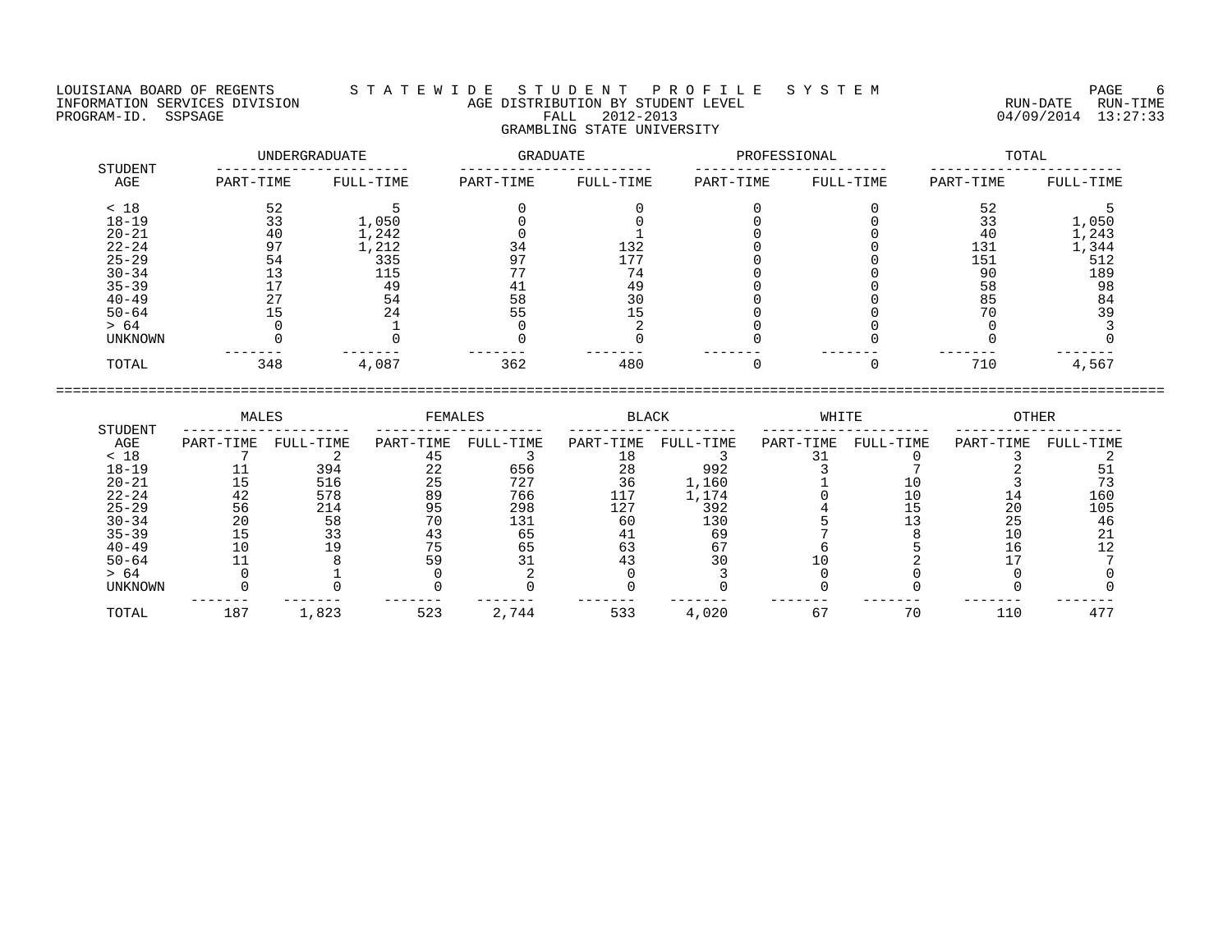LOUISIANA BOARD OF REGENTS — STATEWIDE STUDENT PROFILE SYSTEM
INFORMATION SERVICES DIVISION — AGE DISTRIBUTION BY STUDENT LEVEL — RUN-DATE 04/09/2014 RUN-TIME 13:27:33
PROGRAM-ID. SSPSAGE — FALL 2012-2013

## GRAMBLING STATE UNIVERSITY

| STUDENT AGE | UNDERGRADUATE | | GRADUATE | | PROFESSIONAL | | TOTAL | |
|---|---|---|---|---|---|---|---|---|
| | PART-TIME | FULL-TIME | PART-TIME | FULL-TIME | PART-TIME | FULL-TIME | PART-TIME | FULL-TIME |
| < 18 | 52 | 5 | 0 | 0 | 0 | 0 | 52 | 5 |
| 18-19 | 33 | 1,050 | 0 | 0 | 0 | 0 | 33 | 1,050 |
| 20-21 | 40 | 1,242 | 0 | 1 | 0 | 0 | 40 | 1,243 |
| 22-24 | 97 | 1,212 | 34 | 132 | 0 | 0 | 131 | 1,344 |
| 25-29 | 54 | 335 | 97 | 177 | 0 | 0 | 151 | 512 |
| 30-34 | 13 | 115 | 77 | 74 | 0 | 0 | 90 | 189 |
| 35-39 | 17 | 49 | 41 | 49 | 0 | 0 | 58 | 98 |
| 40-49 | 27 | 54 | 58 | 30 | 0 | 0 | 85 | 84 |
| 50-64 | 15 | 24 | 55 | 15 | 0 | 0 | 70 | 39 |
| > 64 | 0 | 1 | 0 | 2 | 0 | 0 | 0 | 3 |
| UNKNOWN | 0 | 0 | 0 | 0 | 0 | 0 | 0 | 0 |
| TOTAL | 348 | 4,087 | 362 | 480 | 0 | 0 | 710 | 4,567 |

| STUDENT AGE | MALES | | FEMALES | | BLACK | | WHITE | | OTHER | |
|---|---|---|---|---|---|---|---|---|---|---|
| | PART-TIME | FULL-TIME | PART-TIME | FULL-TIME | PART-TIME | FULL-TIME | PART-TIME | FULL-TIME | PART-TIME | FULL-TIME |
| < 18 | 7 | 2 | 45 | 3 | 18 | 3 | 31 | 0 | 3 | 2 |
| 18-19 | 11 | 394 | 22 | 656 | 28 | 992 | 3 | 7 | 2 | 51 |
| 20-21 | 15 | 516 | 25 | 727 | 36 | 1,160 | 1 | 10 | 3 | 73 |
| 22-24 | 42 | 578 | 89 | 766 | 117 | 1,174 | 0 | 10 | 14 | 160 |
| 25-29 | 56 | 214 | 95 | 298 | 127 | 392 | 4 | 15 | 20 | 105 |
| 30-34 | 20 | 58 | 70 | 131 | 60 | 130 | 5 | 13 | 25 | 46 |
| 35-39 | 15 | 33 | 43 | 65 | 41 | 69 | 7 | 8 | 10 | 21 |
| 40-49 | 10 | 19 | 75 | 65 | 63 | 67 | 6 | 5 | 16 | 12 |
| 50-64 | 11 | 8 | 59 | 31 | 43 | 30 | 10 | 2 | 17 | 7 |
| > 64 | 0 | 1 | 0 | 2 | 0 | 3 | 0 | 0 | 0 | 0 |
| UNKNOWN | 0 | 0 | 0 | 0 | 0 | 0 | 0 | 0 | 0 | 0 |
| TOTAL | 187 | 1,823 | 523 | 2,744 | 533 | 4,020 | 67 | 70 | 110 | 477 |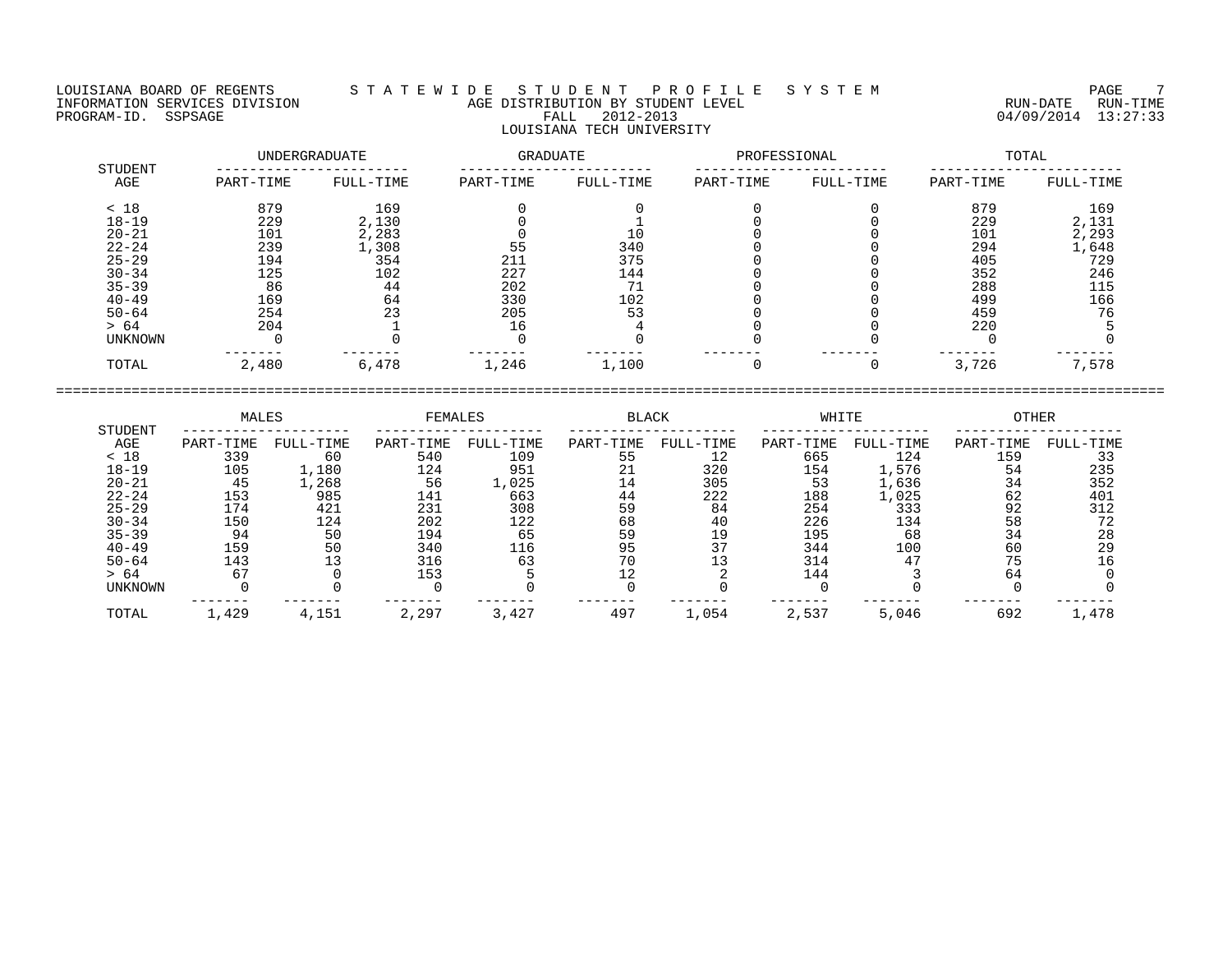LOUISIANA BOARD OF REGENTS — STATEWIDE STUDENT PROFILE SYSTEM
INFORMATION SERVICES DIVISION — AGE DISTRIBUTION BY STUDENT LEVEL — RUN-DATE 04/09/2014 RUN-TIME 13:27:33
PROGRAM-ID. SSPSAGE — FALL 2012-2013

## LOUISIANA TECH UNIVERSITY

| STUDENT AGE | UNDERGRADUATE | | GRADUATE | | PROFESSIONAL | | TOTAL | |
|---|---|---|---|---|---|---|---|---|
| | PART-TIME | FULL-TIME | PART-TIME | FULL-TIME | PART-TIME | FULL-TIME | PART-TIME | FULL-TIME |
| < 18 | 879 | 169 | 0 | 0 | 0 | 0 | 879 | 169 |
| 18-19 | 229 | 2,130 | 0 | 1 | 0 | 0 | 229 | 2,131 |
| 20-21 | 101 | 2,283 | 0 | 10 | 0 | 0 | 101 | 2,293 |
| 22-24 | 239 | 1,308 | 55 | 340 | 0 | 0 | 294 | 1,648 |
| 25-29 | 194 | 354 | 211 | 375 | 0 | 0 | 405 | 729 |
| 30-34 | 125 | 102 | 227 | 144 | 0 | 0 | 352 | 246 |
| 35-39 | 86 | 44 | 202 | 71 | 0 | 0 | 288 | 115 |
| 40-49 | 169 | 64 | 330 | 102 | 0 | 0 | 499 | 166 |
| 50-64 | 254 | 23 | 205 | 53 | 0 | 0 | 459 | 76 |
| > 64 | 204 | 1 | 16 | 4 | 0 | 0 | 220 | 5 |
| UNKNOWN | 0 | 0 | 0 | 0 | 0 | 0 | 0 | 0 |
| TOTAL | 2,480 | 6,478 | 1,246 | 1,100 | 0 | 0 | 3,726 | 7,578 |

| STUDENT AGE | MALES | | FEMALES | | BLACK | | WHITE | | OTHER | |
|---|---|---|---|---|---|---|---|---|---|---|
| | PART-TIME | FULL-TIME | PART-TIME | FULL-TIME | PART-TIME | FULL-TIME | PART-TIME | FULL-TIME | PART-TIME | FULL-TIME |
| < 18 | 339 | 60 | 540 | 109 | 55 | 12 | 665 | 124 | 159 | 33 |
| 18-19 | 105 | 1,180 | 124 | 951 | 21 | 320 | 154 | 1,576 | 54 | 235 |
| 20-21 | 45 | 1,268 | 56 | 1,025 | 14 | 305 | 53 | 1,636 | 34 | 352 |
| 22-24 | 153 | 985 | 141 | 663 | 44 | 222 | 188 | 1,025 | 62 | 401 |
| 25-29 | 174 | 421 | 231 | 308 | 59 | 84 | 254 | 333 | 92 | 312 |
| 30-34 | 150 | 124 | 202 | 122 | 68 | 40 | 226 | 134 | 58 | 72 |
| 35-39 | 94 | 50 | 194 | 65 | 59 | 19 | 195 | 68 | 34 | 28 |
| 40-49 | 159 | 50 | 340 | 116 | 95 | 37 | 344 | 100 | 60 | 29 |
| 50-64 | 143 | 13 | 316 | 63 | 70 | 13 | 314 | 47 | 75 | 16 |
| > 64 | 67 | 0 | 153 | 5 | 12 | 2 | 144 | 3 | 64 | 0 |
| UNKNOWN | 0 | 0 | 0 | 0 | 0 | 0 | 0 | 0 | 0 | 0 |
| TOTAL | 1,429 | 4,151 | 2,297 | 3,427 | 497 | 1,054 | 2,537 | 5,046 | 692 | 1,478 |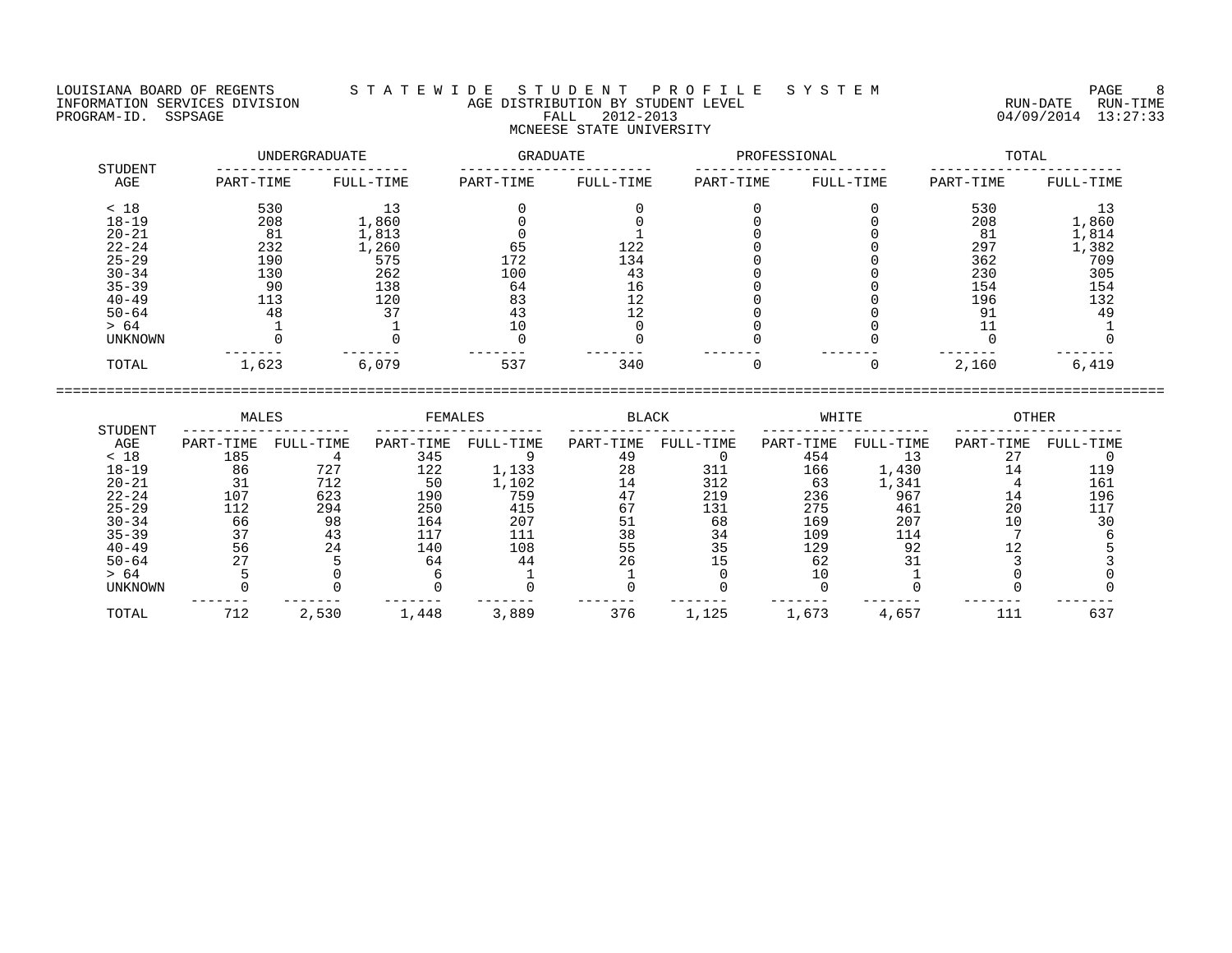LOUISIANA BOARD OF REGENTS — STATEWIDE STUDENT PROFILE SYSTEM
INFORMATION SERVICES DIVISION — AGE DISTRIBUTION BY STUDENT LEVEL — RUN-DATE 04/09/2014 RUN-TIME 13:27:33
PROGRAM-ID. SSPSAGE — FALL 2012-2013

MCNEESE STATE UNIVERSITY

| STUDENT AGE | UNDERGRADUATE PART-TIME | UNDERGRADUATE FULL-TIME | GRADUATE PART-TIME | GRADUATE FULL-TIME | PROFESSIONAL PART-TIME | PROFESSIONAL FULL-TIME | TOTAL PART-TIME | TOTAL FULL-TIME |
|---|---|---|---|---|---|---|---|---|
| < 18 | 530 | 13 | 0 | 0 | 0 | 0 | 530 | 13 |
| 18-19 | 208 | 1,860 | 0 | 0 | 0 | 0 | 208 | 1,860 |
| 20-21 | 81 | 1,813 | 0 | 1 | 0 | 0 | 81 | 1,814 |
| 22-24 | 232 | 1,260 | 65 | 122 | 0 | 0 | 297 | 1,382 |
| 25-29 | 190 | 575 | 172 | 134 | 0 | 0 | 362 | 709 |
| 30-34 | 130 | 262 | 100 | 43 | 0 | 0 | 230 | 305 |
| 35-39 | 90 | 138 | 64 | 16 | 0 | 0 | 154 | 154 |
| 40-49 | 113 | 120 | 83 | 12 | 0 | 0 | 196 | 132 |
| 50-64 | 48 | 37 | 43 | 12 | 0 | 0 | 91 | 49 |
| > 64 | 1 | 1 | 10 | 0 | 0 | 0 | 11 | 1 |
| UNKNOWN | 0 | 0 | 0 | 0 | 0 | 0 | 0 | 0 |
| TOTAL | 1,623 | 6,079 | 537 | 340 | 0 | 0 | 2,160 | 6,419 |

| STUDENT AGE | MALES PART-TIME | MALES FULL-TIME | FEMALES PART-TIME | FEMALES FULL-TIME | BLACK PART-TIME | BLACK FULL-TIME | WHITE PART-TIME | WHITE FULL-TIME | OTHER PART-TIME | OTHER FULL-TIME |
|---|---|---|---|---|---|---|---|---|---|---|
| < 18 | 185 | 4 | 345 | 9 | 49 | 0 | 454 | 13 | 27 | 0 |
| 18-19 | 86 | 727 | 122 | 1,133 | 28 | 311 | 166 | 1,430 | 14 | 119 |
| 20-21 | 31 | 712 | 50 | 1,102 | 14 | 312 | 63 | 1,341 | 4 | 161 |
| 22-24 | 107 | 623 | 190 | 759 | 47 | 219 | 236 | 967 | 14 | 196 |
| 25-29 | 112 | 294 | 250 | 415 | 67 | 131 | 275 | 461 | 20 | 117 |
| 30-34 | 66 | 98 | 164 | 207 | 51 | 68 | 169 | 207 | 10 | 30 |
| 35-39 | 37 | 43 | 117 | 111 | 38 | 34 | 109 | 114 | 7 | 6 |
| 40-49 | 56 | 24 | 140 | 108 | 55 | 35 | 129 | 92 | 12 | 5 |
| 50-64 | 27 | 5 | 64 | 44 | 26 | 15 | 62 | 31 | 3 | 3 |
| > 64 | 5 | 0 | 6 | 1 | 1 | 0 | 10 | 1 | 0 | 0 |
| UNKNOWN | 0 | 0 | 0 | 0 | 0 | 0 | 0 | 0 | 0 | 0 |
| TOTAL | 712 | 2,530 | 1,448 | 3,889 | 376 | 1,125 | 1,673 | 4,657 | 111 | 637 |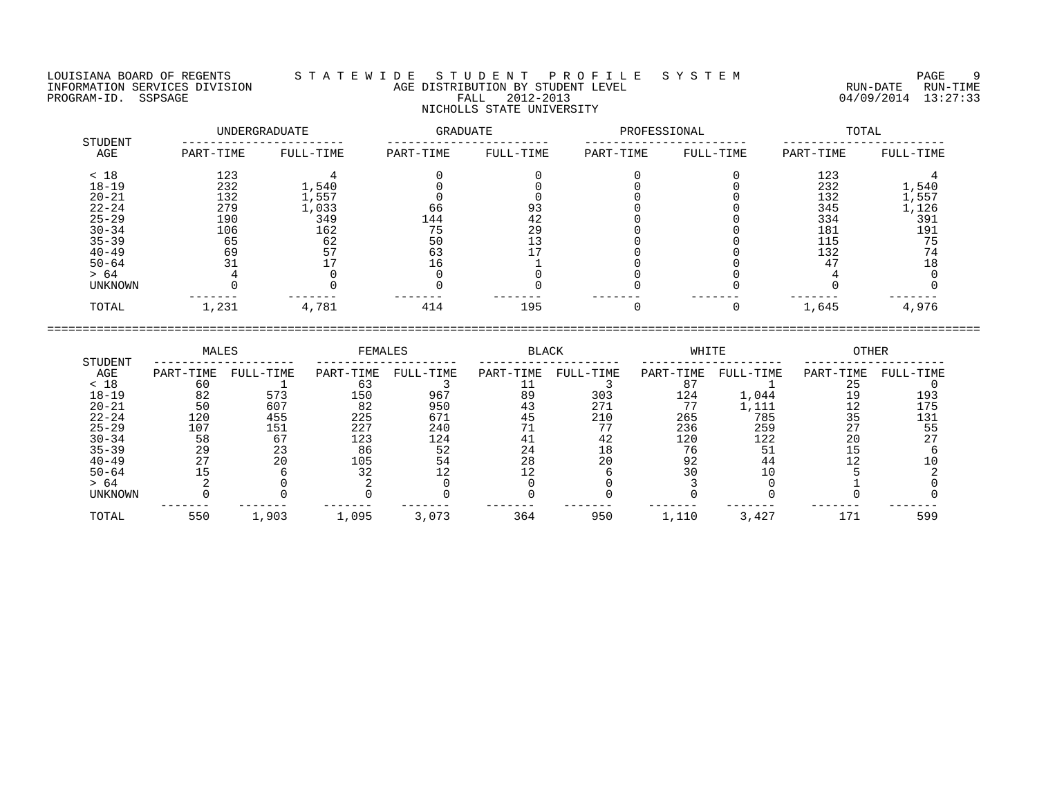LOUISIANA BOARD OF REGENTS — S T A T E W I D E   S T U D E N T   P R O F I L E   S Y S T E M

INFORMATION SERVICES DIVISION — AGE DISTRIBUTION BY STUDENT LEVEL

PROGRAM-ID. SSPSAGE — FALL 2012-2013 — RUN-DATE 04/09/2014 RUN-TIME 13:27:33

NICHOLLS STATE UNIVERSITY

| STUDENT AGE | UNDERGRADUATE PART-TIME | UNDERGRADUATE FULL-TIME | GRADUATE PART-TIME | GRADUATE FULL-TIME | PROFESSIONAL PART-TIME | PROFESSIONAL FULL-TIME | TOTAL PART-TIME | TOTAL FULL-TIME |
|---|---|---|---|---|---|---|---|---|
| < 18 | 123 | 4 | 0 | 0 | 0 | 0 | 123 | 4 |
| 18-19 | 232 | 1,540 | 0 | 0 | 0 | 0 | 232 | 1,540 |
| 20-21 | 132 | 1,557 | 0 | 0 | 0 | 0 | 132 | 1,557 |
| 22-24 | 279 | 1,033 | 66 | 93 | 0 | 0 | 345 | 1,126 |
| 25-29 | 190 | 349 | 144 | 42 | 0 | 0 | 334 | 391 |
| 30-34 | 106 | 162 | 75 | 29 | 0 | 0 | 181 | 191 |
| 35-39 | 65 | 62 | 50 | 13 | 0 | 0 | 115 | 75 |
| 40-49 | 69 | 57 | 63 | 17 | 0 | 0 | 132 | 74 |
| 50-64 | 31 | 17 | 16 | 1 | 0 | 0 | 47 | 18 |
| > 64 | 4 | 0 | 0 | 0 | 0 | 0 | 4 | 0 |
| UNKNOWN | 0 | 0 | 0 | 0 | 0 | 0 | 0 | 0 |
| TOTAL | 1,231 | 4,781 | 414 | 195 | 0 | 0 | 1,645 | 4,976 |

| STUDENT AGE | MALES PART-TIME | MALES FULL-TIME | FEMALES PART-TIME | FEMALES FULL-TIME | BLACK PART-TIME | BLACK FULL-TIME | WHITE PART-TIME | WHITE FULL-TIME | OTHER PART-TIME | OTHER FULL-TIME |
|---|---|---|---|---|---|---|---|---|---|---|
| < 18 | 60 | 1 | 63 | 3 | 11 | 3 | 87 | 1 | 25 | 0 |
| 18-19 | 82 | 573 | 150 | 967 | 89 | 303 | 124 | 1,044 | 19 | 193 |
| 20-21 | 50 | 607 | 82 | 950 | 43 | 271 | 77 | 1,111 | 12 | 175 |
| 22-24 | 120 | 455 | 225 | 671 | 45 | 210 | 265 | 785 | 35 | 131 |
| 25-29 | 107 | 151 | 227 | 240 | 71 | 77 | 236 | 259 | 27 | 55 |
| 30-34 | 58 | 67 | 123 | 124 | 41 | 42 | 120 | 122 | 20 | 27 |
| 35-39 | 29 | 23 | 86 | 52 | 24 | 18 | 76 | 51 | 15 | 6 |
| 40-49 | 27 | 20 | 105 | 54 | 28 | 20 | 92 | 44 | 12 | 10 |
| 50-64 | 15 | 6 | 32 | 12 | 12 | 6 | 30 | 10 | 5 | 2 |
| > 64 | 2 | 0 | 2 | 0 | 0 | 0 | 3 | 0 | 1 | 0 |
| UNKNOWN | 0 | 0 | 0 | 0 | 0 | 0 | 0 | 0 | 0 | 0 |
| TOTAL | 550 | 1,903 | 1,095 | 3,073 | 364 | 950 | 1,110 | 3,427 | 171 | 599 |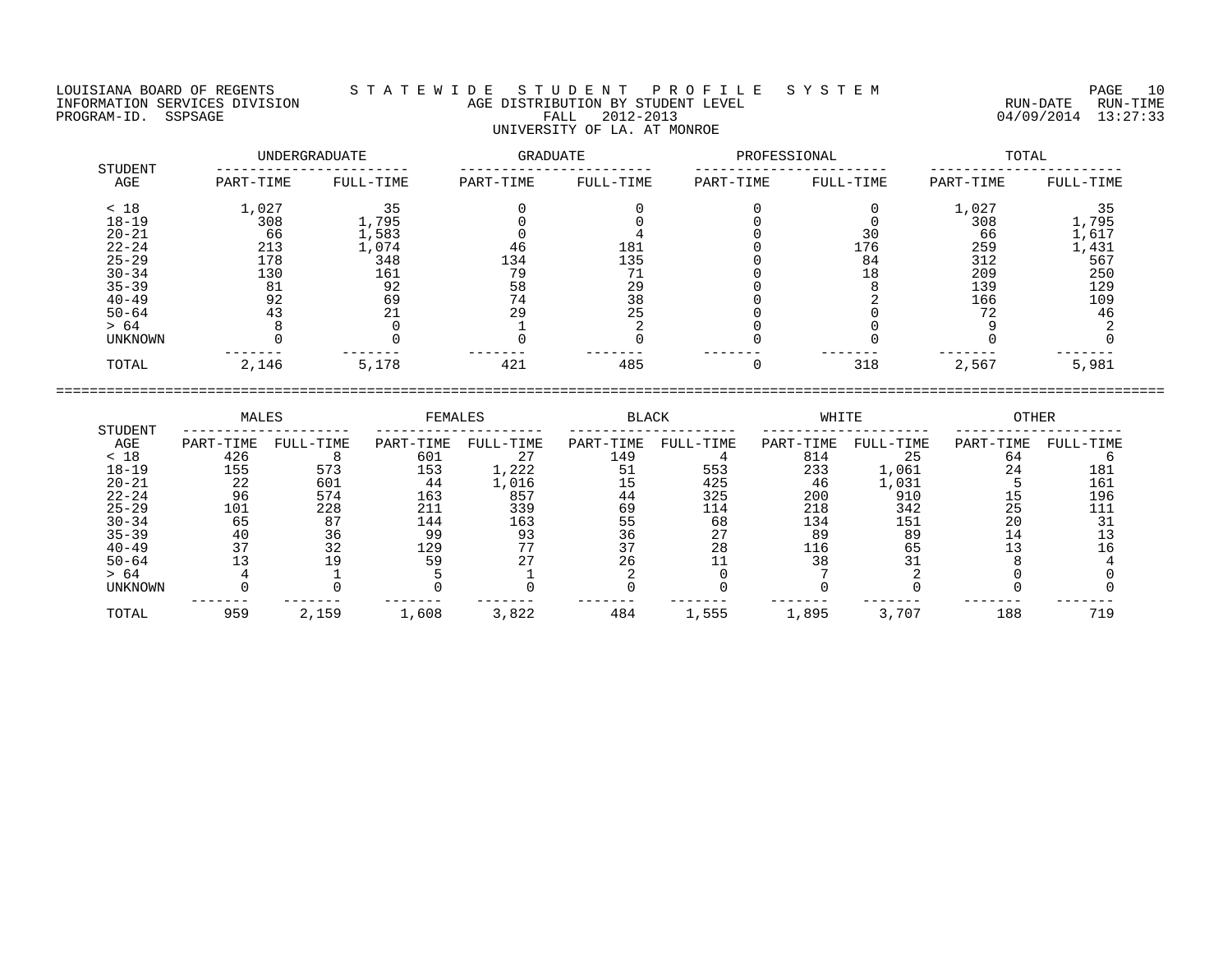LOUISIANA BOARD OF REGENTS — STATEWIDE STUDENT PROFILE SYSTEM
INFORMATION SERVICES DIVISION — AGE DISTRIBUTION BY STUDENT LEVEL — RUN-DATE 04/09/2014 RUN-TIME 13:27:33
PROGRAM-ID. SSPSAGE — FALL 2012-2013

UNIVERSITY OF LA. AT MONROE

| STUDENT AGE | UNDERGRADUATE | | GRADUATE | | PROFESSIONAL | | TOTAL | |
|---|---|---|---|---|---|---|---|---|
| | PART-TIME | FULL-TIME | PART-TIME | FULL-TIME | PART-TIME | FULL-TIME | PART-TIME | FULL-TIME |
| < 18 | 1,027 | 35 | 0 | 0 | 0 | 0 | 1,027 | 35 |
| 18-19 | 308 | 1,795 | 0 | 0 | 0 | 0 | 308 | 1,795 |
| 20-21 | 66 | 1,583 | 0 | 4 | 0 | 30 | 66 | 1,617 |
| 22-24 | 213 | 1,074 | 46 | 181 | 0 | 176 | 259 | 1,431 |
| 25-29 | 178 | 348 | 134 | 135 | 0 | 84 | 312 | 567 |
| 30-34 | 130 | 161 | 79 | 71 | 0 | 18 | 209 | 250 |
| 35-39 | 81 | 92 | 58 | 29 | 0 | 8 | 139 | 129 |
| 40-49 | 92 | 69 | 74 | 38 | 0 | 2 | 166 | 109 |
| 50-64 | 43 | 21 | 29 | 25 | 0 | 0 | 72 | 46 |
| > 64 | 8 | 0 | 1 | 2 | 0 | 0 | 9 | 2 |
| UNKNOWN | 0 | 0 | 0 | 0 | 0 | 0 | 0 | 0 |
| TOTAL | 2,146 | 5,178 | 421 | 485 | 0 | 318 | 2,567 | 5,981 |

| STUDENT AGE | MALES | | FEMALES | | BLACK | | WHITE | | OTHER | |
|---|---|---|---|---|---|---|---|---|---|---|
| | PART-TIME | FULL-TIME | PART-TIME | FULL-TIME | PART-TIME | FULL-TIME | PART-TIME | FULL-TIME | PART-TIME | FULL-TIME |
| < 18 | 426 | 8 | 601 | 27 | 149 | 4 | 814 | 25 | 64 | 6 |
| 18-19 | 155 | 573 | 153 | 1,222 | 51 | 553 | 233 | 1,061 | 24 | 181 |
| 20-21 | 22 | 601 | 44 | 1,016 | 15 | 425 | 46 | 1,031 | 5 | 161 |
| 22-24 | 96 | 574 | 163 | 857 | 44 | 325 | 200 | 910 | 15 | 196 |
| 25-29 | 101 | 228 | 211 | 339 | 69 | 114 | 218 | 342 | 25 | 111 |
| 30-34 | 65 | 87 | 144 | 163 | 55 | 68 | 134 | 151 | 20 | 31 |
| 35-39 | 40 | 36 | 99 | 93 | 36 | 27 | 89 | 89 | 14 | 13 |
| 40-49 | 37 | 32 | 129 | 77 | 37 | 28 | 116 | 65 | 13 | 16 |
| 50-64 | 13 | 19 | 59 | 27 | 26 | 11 | 38 | 31 | 8 | 4 |
| > 64 | 4 | 1 | 5 | 1 | 2 | 0 | 7 | 2 | 0 | 0 |
| UNKNOWN | 0 | 0 | 0 | 0 | 0 | 0 | 0 | 0 | 0 | 0 |
| TOTAL | 959 | 2,159 | 1,608 | 3,822 | 484 | 1,555 | 1,895 | 3,707 | 188 | 719 |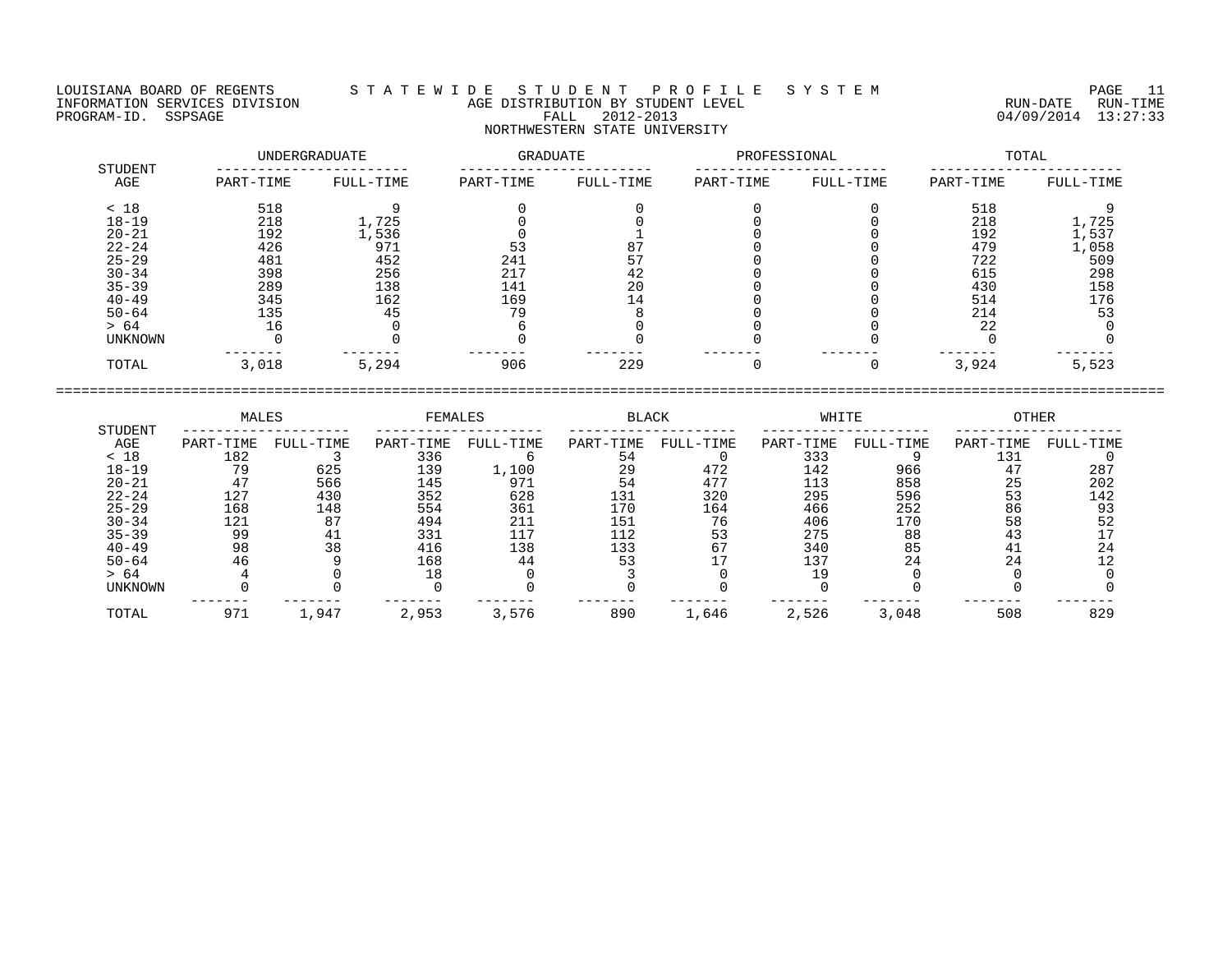LOUISIANA BOARD OF REGENTS — S T A T E W I D E   S T U D E N T   P R O F I L E   S Y S T E M
INFORMATION SERVICES DIVISION — AGE DISTRIBUTION BY STUDENT LEVEL — RUN-DATE 04/09/2014 RUN-TIME 13:27:33
PROGRAM-ID. SSPSAGE — FALL 2012-2013

NORTHWESTERN STATE UNIVERSITY

| STUDENT AGE | UNDERGRADUATE PART-TIME | UNDERGRADUATE FULL-TIME | GRADUATE PART-TIME | GRADUATE FULL-TIME | PROFESSIONAL PART-TIME | PROFESSIONAL FULL-TIME | TOTAL PART-TIME | TOTAL FULL-TIME |
|---|---|---|---|---|---|---|---|---|
| < 18 | 518 | 9 | 0 | 0 | 0 | 0 | 518 | 9 |
| 18-19 | 218 | 1,725 | 0 | 0 | 0 | 0 | 218 | 1,725 |
| 20-21 | 192 | 1,536 | 0 | 1 | 0 | 0 | 192 | 1,537 |
| 22-24 | 426 | 971 | 53 | 87 | 0 | 0 | 479 | 1,058 |
| 25-29 | 481 | 452 | 241 | 57 | 0 | 0 | 722 | 509 |
| 30-34 | 398 | 256 | 217 | 42 | 0 | 0 | 615 | 298 |
| 35-39 | 289 | 138 | 141 | 20 | 0 | 0 | 430 | 158 |
| 40-49 | 345 | 162 | 169 | 14 | 0 | 0 | 514 | 176 |
| 50-64 | 135 | 45 | 79 | 8 | 0 | 0 | 214 | 53 |
| > 64 | 16 | 0 | 6 | 0 | 0 | 0 | 22 | 0 |
| UNKNOWN | 0 | 0 | 0 | 0 | 0 | 0 | 0 | 0 |
| TOTAL | 3,018 | 5,294 | 906 | 229 | 0 | 0 | 3,924 | 5,523 |

| STUDENT AGE | MALES PART-TIME | MALES FULL-TIME | FEMALES PART-TIME | FEMALES FULL-TIME | BLACK PART-TIME | BLACK FULL-TIME | WHITE PART-TIME | WHITE FULL-TIME | OTHER PART-TIME | OTHER FULL-TIME |
|---|---|---|---|---|---|---|---|---|---|---|
| < 18 | 182 | 3 | 336 | 6 | 54 | 0 | 333 | 9 | 131 | 0 |
| 18-19 | 79 | 625 | 139 | 1,100 | 29 | 472 | 142 | 966 | 47 | 287 |
| 20-21 | 47 | 566 | 145 | 971 | 54 | 477 | 113 | 858 | 25 | 202 |
| 22-24 | 127 | 430 | 352 | 628 | 131 | 320 | 295 | 596 | 53 | 142 |
| 25-29 | 168 | 148 | 554 | 361 | 170 | 164 | 466 | 252 | 86 | 93 |
| 30-34 | 121 | 87 | 494 | 211 | 151 | 76 | 406 | 170 | 58 | 52 |
| 35-39 | 99 | 41 | 331 | 117 | 112 | 53 | 275 | 88 | 43 | 17 |
| 40-49 | 98 | 38 | 416 | 138 | 133 | 67 | 340 | 85 | 41 | 24 |
| 50-64 | 46 | 9 | 168 | 44 | 53 | 17 | 137 | 24 | 24 | 12 |
| > 64 | 4 | 0 | 18 | 0 | 3 | 0 | 19 | 0 | 0 | 0 |
| UNKNOWN | 0 | 0 | 0 | 0 | 0 | 0 | 0 | 0 | 0 | 0 |
| TOTAL | 971 | 1,947 | 2,953 | 3,576 | 890 | 1,646 | 2,526 | 3,048 | 508 | 829 |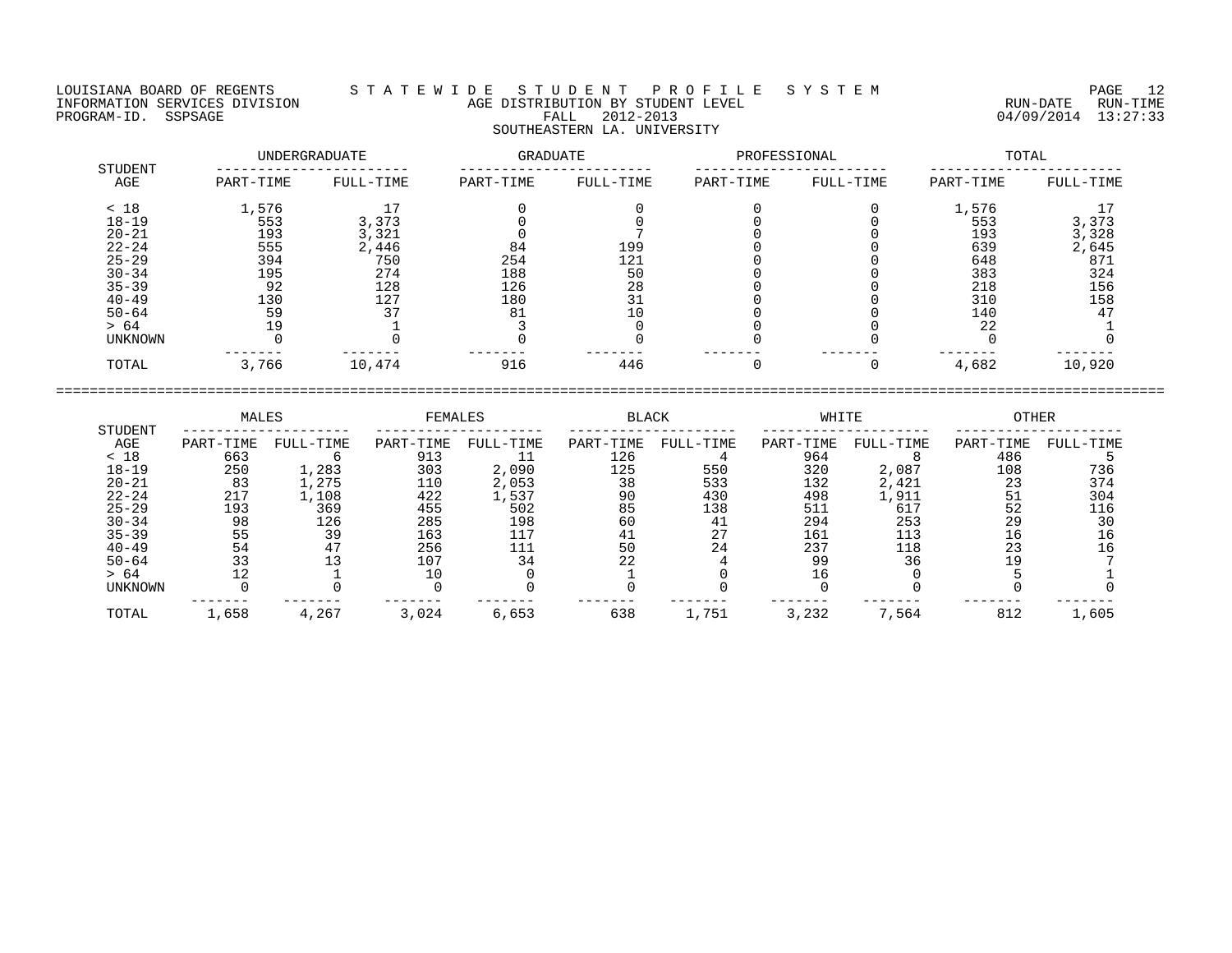LOUISIANA BOARD OF REGENTS — STATEWIDE STUDENT PROFILE SYSTEM
INFORMATION SERVICES DIVISION — AGE DISTRIBUTION BY STUDENT LEVEL — RUN-DATE 04/09/2014 RUN-TIME 13:27:33
PROGRAM-ID. SSPSAGE — FALL 2012-2013

SOUTHEASTERN LA. UNIVERSITY

| STUDENT AGE | UNDERGRADUATE | | GRADUATE | | PROFESSIONAL | | TOTAL | |
|---|---|---|---|---|---|---|---|---|
| | PART-TIME | FULL-TIME | PART-TIME | FULL-TIME | PART-TIME | FULL-TIME | PART-TIME | FULL-TIME |
| < 18 | 1,576 | 17 | 0 | 0 | 0 | 0 | 1,576 | 17 |
| 18-19 | 553 | 3,373 | 0 | 0 | 0 | 0 | 553 | 3,373 |
| 20-21 | 193 | 3,321 | 0 | 7 | 0 | 0 | 193 | 3,328 |
| 22-24 | 555 | 2,446 | 84 | 199 | 0 | 0 | 639 | 2,645 |
| 25-29 | 394 | 750 | 254 | 121 | 0 | 0 | 648 | 871 |
| 30-34 | 195 | 274 | 188 | 50 | 0 | 0 | 383 | 324 |
| 35-39 | 92 | 128 | 126 | 28 | 0 | 0 | 218 | 156 |
| 40-49 | 130 | 127 | 180 | 31 | 0 | 0 | 310 | 158 |
| 50-64 | 59 | 37 | 81 | 10 | 0 | 0 | 140 | 47 |
| > 64 | 19 | 1 | 3 | 0 | 0 | 0 | 22 | 1 |
| UNKNOWN | 0 | 0 | 0 | 0 | 0 | 0 | 0 | 0 |
| TOTAL | 3,766 | 10,474 | 916 | 446 | 0 | 0 | 4,682 | 10,920 |

| STUDENT AGE | MALES | | FEMALES | | BLACK | | WHITE | | OTHER | |
|---|---|---|---|---|---|---|---|---|---|---|
| | PART-TIME | FULL-TIME | PART-TIME | FULL-TIME | PART-TIME | FULL-TIME | PART-TIME | FULL-TIME | PART-TIME | FULL-TIME |
| < 18 | 663 | 6 | 913 | 11 | 126 | 4 | 964 | 8 | 486 | 5 |
| 18-19 | 250 | 1,283 | 303 | 2,090 | 125 | 550 | 320 | 2,087 | 108 | 736 |
| 20-21 | 83 | 1,275 | 110 | 2,053 | 38 | 533 | 132 | 2,421 | 23 | 374 |
| 22-24 | 217 | 1,108 | 422 | 1,537 | 90 | 430 | 498 | 1,911 | 51 | 304 |
| 25-29 | 193 | 369 | 455 | 502 | 85 | 138 | 511 | 617 | 52 | 116 |
| 30-34 | 98 | 126 | 285 | 198 | 60 | 41 | 294 | 253 | 29 | 30 |
| 35-39 | 55 | 39 | 163 | 117 | 41 | 27 | 161 | 113 | 16 | 16 |
| 40-49 | 54 | 47 | 256 | 111 | 50 | 24 | 237 | 118 | 23 | 16 |
| 50-64 | 33 | 13 | 107 | 34 | 22 | 4 | 99 | 36 | 19 | 7 |
| > 64 | 12 | 1 | 10 | 0 | 1 | 0 | 16 | 0 | 5 | 1 |
| UNKNOWN | 0 | 0 | 0 | 0 | 0 | 0 | 0 | 0 | 0 | 0 |
| TOTAL | 1,658 | 4,267 | 3,024 | 6,653 | 638 | 1,751 | 3,232 | 7,564 | 812 | 1,605 |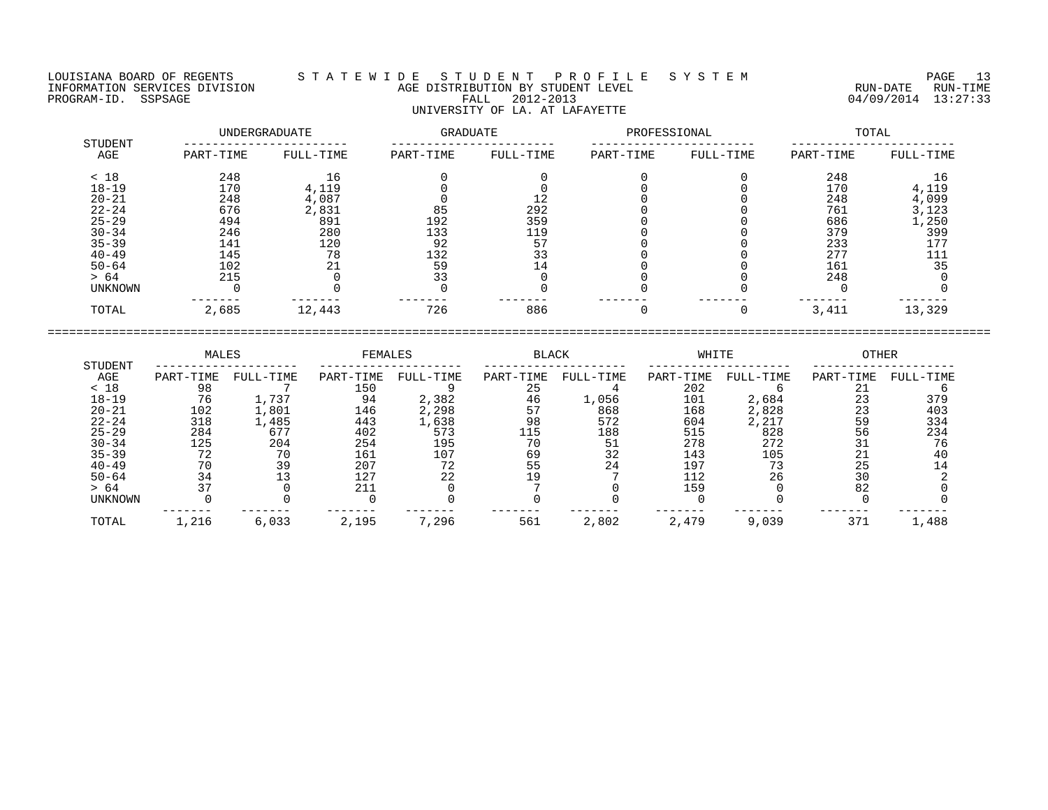LOUISIANA BOARD OF REGENTS — S T A T E W I D E   S T U D E N T   P R O F I L E   S Y S T E M

INFORMATION SERVICES DIVISION — AGE DISTRIBUTION BY STUDENT LEVEL — RUN-DATE 04/09/2014 RUN-TIME 13:27:33

PROGRAM-ID. SSPSAGE — FALL 2012-2013

UNIVERSITY OF LA. AT LAFAYETTE

| STUDENT AGE | UNDERGRADUATE PART-TIME | UNDERGRADUATE FULL-TIME | GRADUATE PART-TIME | GRADUATE FULL-TIME | PROFESSIONAL PART-TIME | PROFESSIONAL FULL-TIME | TOTAL PART-TIME | TOTAL FULL-TIME |
|---|---|---|---|---|---|---|---|---|
| < 18 | 248 | 16 | 0 | 0 | 0 | 0 | 248 | 16 |
| 18-19 | 170 | 4,119 | 0 | 0 | 0 | 0 | 170 | 4,119 |
| 20-21 | 248 | 4,087 | 0 | 12 | 0 | 0 | 248 | 4,099 |
| 22-24 | 676 | 2,831 | 85 | 292 | 0 | 0 | 761 | 3,123 |
| 25-29 | 494 | 891 | 192 | 359 | 0 | 0 | 686 | 1,250 |
| 30-34 | 246 | 280 | 133 | 119 | 0 | 0 | 379 | 399 |
| 35-39 | 141 | 120 | 92 | 57 | 0 | 0 | 233 | 177 |
| 40-49 | 145 | 78 | 132 | 33 | 0 | 0 | 277 | 111 |
| 50-64 | 102 | 21 | 59 | 14 | 0 | 0 | 161 | 35 |
| > 64 | 215 | 0 | 33 | 0 | 0 | 0 | 248 | 0 |
| UNKNOWN | 0 | 0 | 0 | 0 | 0 | 0 | 0 | 0 |
| TOTAL | 2,685 | 12,443 | 726 | 886 | 0 | 0 | 3,411 | 13,329 |

| STUDENT AGE | MALES PART-TIME | MALES FULL-TIME | FEMALES PART-TIME | FEMALES FULL-TIME | BLACK PART-TIME | BLACK FULL-TIME | WHITE PART-TIME | WHITE FULL-TIME | OTHER PART-TIME | OTHER FULL-TIME |
|---|---|---|---|---|---|---|---|---|---|---|
| < 18 | 98 | 7 | 150 | 9 | 25 | 4 | 202 | 6 | 21 | 6 |
| 18-19 | 76 | 1,737 | 94 | 2,382 | 46 | 1,056 | 101 | 2,684 | 23 | 379 |
| 20-21 | 102 | 1,801 | 146 | 2,298 | 57 | 868 | 168 | 2,828 | 23 | 403 |
| 22-24 | 318 | 1,485 | 443 | 1,638 | 98 | 572 | 604 | 2,217 | 59 | 334 |
| 25-29 | 284 | 677 | 402 | 573 | 115 | 188 | 515 | 828 | 56 | 234 |
| 30-34 | 125 | 204 | 254 | 195 | 70 | 51 | 278 | 272 | 31 | 76 |
| 35-39 | 72 | 70 | 161 | 107 | 69 | 32 | 143 | 105 | 21 | 40 |
| 40-49 | 70 | 39 | 207 | 72 | 55 | 24 | 197 | 73 | 25 | 14 |
| 50-64 | 34 | 13 | 127 | 22 | 19 | 7 | 112 | 26 | 30 | 2 |
| > 64 | 37 | 0 | 211 | 0 | 7 | 0 | 159 | 0 | 82 | 0 |
| UNKNOWN | 0 | 0 | 0 | 0 | 0 | 0 | 0 | 0 | 0 | 0 |
| TOTAL | 1,216 | 6,033 | 2,195 | 7,296 | 561 | 2,802 | 2,479 | 9,039 | 371 | 1,488 |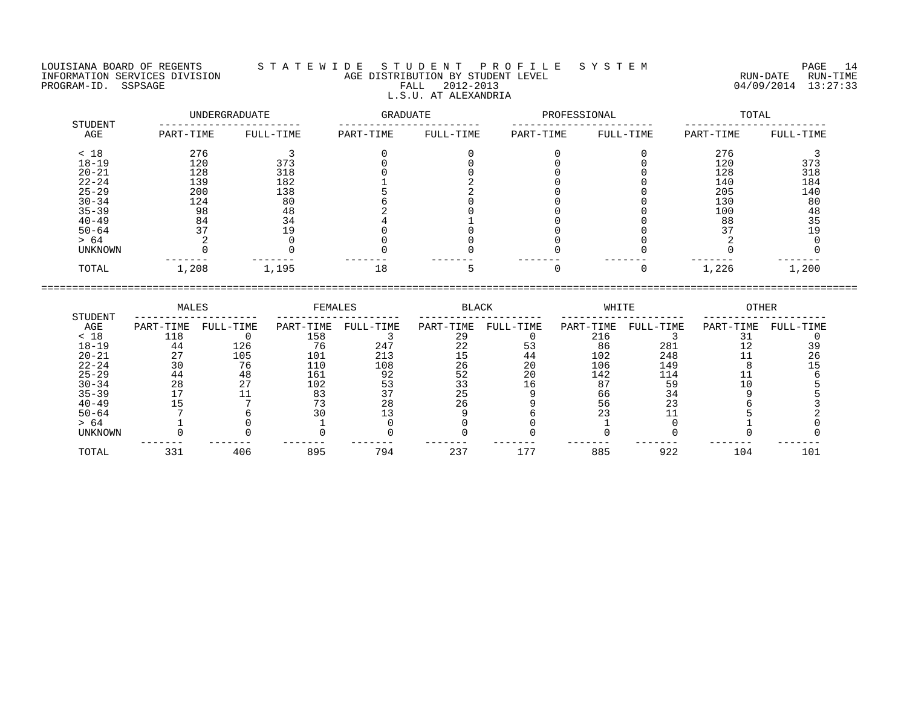LOUISIANA BOARD OF REGENTS — S T A T E W I D E   S T U D E N T   P R O F I L E   S Y S T E M

INFORMATION SERVICES DIVISION — AGE DISTRIBUTION BY STUDENT LEVEL — RUN-DATE 04/09/2014 RUN-TIME 13:27:33

PROGRAM-ID. SSPSAGE — FALL 2012-2013

L.S.U. AT ALEXANDRIA

| STUDENT AGE | UNDERGRADUATE | | GRADUATE | | PROFESSIONAL | | TOTAL | |
|---|---|---|---|---|---|---|---|---|
| | PART-TIME | FULL-TIME | PART-TIME | FULL-TIME | PART-TIME | FULL-TIME | PART-TIME | FULL-TIME |
| < 18 | 276 | 3 | 0 | 0 | 0 | 0 | 276 | 3 |
| 18-19 | 120 | 373 | 0 | 0 | 0 | 0 | 120 | 373 |
| 20-21 | 128 | 318 | 0 | 0 | 0 | 0 | 128 | 318 |
| 22-24 | 139 | 182 | 1 | 2 | 0 | 0 | 140 | 184 |
| 25-29 | 200 | 138 | 5 | 2 | 0 | 0 | 205 | 140 |
| 30-34 | 124 | 80 | 6 | 0 | 0 | 0 | 130 | 80 |
| 35-39 | 98 | 48 | 2 | 0 | 0 | 0 | 100 | 48 |
| 40-49 | 84 | 34 | 4 | 1 | 0 | 0 | 88 | 35 |
| 50-64 | 37 | 19 | 0 | 0 | 0 | 0 | 37 | 19 |
| > 64 | 2 | 0 | 0 | 0 | 0 | 0 | 2 | 0 |
| UNKNOWN | 0 | 0 | 0 | 0 | 0 | 0 | 0 | 0 |
| TOTAL | 1,208 | 1,195 | 18 | 5 | 0 | 0 | 1,226 | 1,200 |

| STUDENT AGE | MALES | | FEMALES | | BLACK | | WHITE | | OTHER | |
|---|---|---|---|---|---|---|---|---|---|---|
| | PART-TIME | FULL-TIME | PART-TIME | FULL-TIME | PART-TIME | FULL-TIME | PART-TIME | FULL-TIME | PART-TIME | FULL-TIME |
| < 18 | 118 | 0 | 158 | 3 | 29 | 0 | 216 | 3 | 31 | 0 |
| 18-19 | 44 | 126 | 76 | 247 | 22 | 53 | 86 | 281 | 12 | 39 |
| 20-21 | 27 | 105 | 101 | 213 | 15 | 44 | 102 | 248 | 11 | 26 |
| 22-24 | 30 | 76 | 110 | 108 | 26 | 20 | 106 | 149 | 8 | 15 |
| 25-29 | 44 | 48 | 161 | 92 | 52 | 20 | 142 | 114 | 11 | 6 |
| 30-34 | 28 | 27 | 102 | 53 | 33 | 16 | 87 | 59 | 10 | 5 |
| 35-39 | 17 | 11 | 83 | 37 | 25 | 9 | 66 | 34 | 9 | 5 |
| 40-49 | 15 | 7 | 73 | 28 | 26 | 9 | 56 | 23 | 6 | 3 |
| 50-64 | 7 | 6 | 30 | 13 | 9 | 6 | 23 | 11 | 5 | 2 |
| > 64 | 1 | 0 | 1 | 0 | 0 | 0 | 1 | 0 | 1 | 0 |
| UNKNOWN | 0 | 0 | 0 | 0 | 0 | 0 | 0 | 0 | 0 | 0 |
| TOTAL | 331 | 406 | 895 | 794 | 237 | 177 | 885 | 922 | 104 | 101 |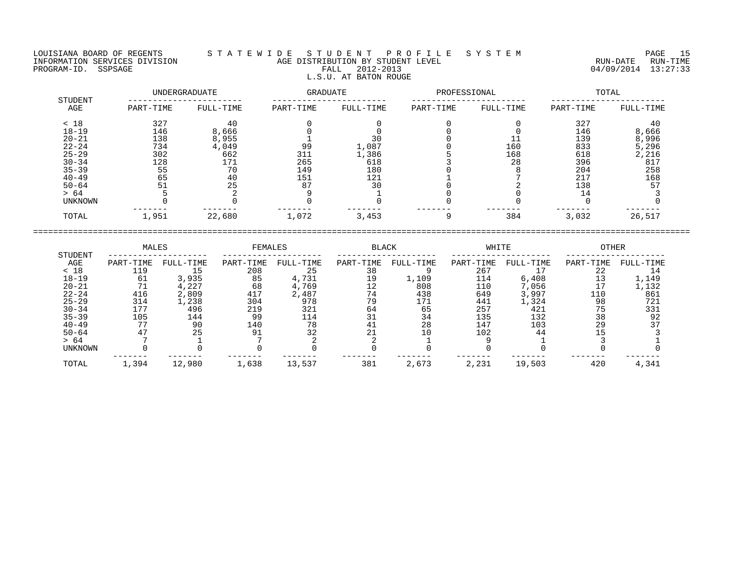LOUISIANA BOARD OF REGENTS — INFORMATION SERVICES DIVISION — PROGRAM-ID. SSPSAGE

# S T A T E W I D E   S T U D E N T   P R O F I L E   S Y S T E M

## AGE DISTRIBUTION BY STUDENT LEVEL

FALL 2012-2013

L.S.U. AT BATON ROUGE

RUN-DATE 04/09/2014 RUN-TIME 13:27:33

| STUDENT AGE | UNDERGRADUATE | | GRADUATE | | PROFESSIONAL | | TOTAL | |
|---|---|---|---|---|---|---|---|---|
| | PART-TIME | FULL-TIME | PART-TIME | FULL-TIME | PART-TIME | FULL-TIME | PART-TIME | FULL-TIME |
| < 18 | 327 | 40 | 0 | 0 | 0 | 0 | 327 | 40 |
| 18-19 | 146 | 8,666 | 0 | 0 | 0 | 0 | 146 | 8,666 |
| 20-21 | 138 | 8,955 | 1 | 30 | 0 | 11 | 139 | 8,996 |
| 22-24 | 734 | 4,049 | 99 | 1,087 | 0 | 160 | 833 | 5,296 |
| 25-29 | 302 | 662 | 311 | 1,386 | 5 | 168 | 618 | 2,216 |
| 30-34 | 128 | 171 | 265 | 618 | 3 | 28 | 396 | 817 |
| 35-39 | 55 | 70 | 149 | 180 | 0 | 8 | 204 | 258 |
| 40-49 | 65 | 40 | 151 | 121 | 1 | 7 | 217 | 168 |
| 50-64 | 51 | 25 | 87 | 30 | 0 | 2 | 138 | 57 |
| > 64 | 5 | 2 | 9 | 1 | 0 | 0 | 14 | 3 |
| UNKNOWN | 0 | 0 | 0 | 0 | 0 | 0 | 0 | 0 |
| TOTAL | 1,951 | 22,680 | 1,072 | 3,453 | 9 | 384 | 3,032 | 26,517 |

| STUDENT AGE | MALES | | FEMALES | | BLACK | | WHITE | | OTHER | |
|---|---|---|---|---|---|---|---|---|---|---|
| | PART-TIME | FULL-TIME | PART-TIME | FULL-TIME | PART-TIME | FULL-TIME | PART-TIME | FULL-TIME | PART-TIME | FULL-TIME |
| < 18 | 119 | 15 | 208 | 25 | 38 | 9 | 267 | 17 | 22 | 14 |
| 18-19 | 61 | 3,935 | 85 | 4,731 | 19 | 1,109 | 114 | 6,408 | 13 | 1,149 |
| 20-21 | 71 | 4,227 | 68 | 4,769 | 12 | 808 | 110 | 7,056 | 17 | 1,132 |
| 22-24 | 416 | 2,809 | 417 | 2,487 | 74 | 438 | 649 | 3,997 | 110 | 861 |
| 25-29 | 314 | 1,238 | 304 | 978 | 79 | 171 | 441 | 1,324 | 98 | 721 |
| 30-34 | 177 | 496 | 219 | 321 | 64 | 65 | 257 | 421 | 75 | 331 |
| 35-39 | 105 | 144 | 99 | 114 | 31 | 34 | 135 | 132 | 38 | 92 |
| 40-49 | 77 | 90 | 140 | 78 | 41 | 28 | 147 | 103 | 29 | 37 |
| 50-64 | 47 | 25 | 91 | 32 | 21 | 10 | 102 | 44 | 15 | 3 |
| > 64 | 7 | 1 | 7 | 2 | 2 | 1 | 9 | 1 | 3 | 1 |
| UNKNOWN | 0 | 0 | 0 | 0 | 0 | 0 | 0 | 0 | 0 | 0 |
| TOTAL | 1,394 | 12,980 | 1,638 | 13,537 | 381 | 2,673 | 2,231 | 19,503 | 420 | 4,341 |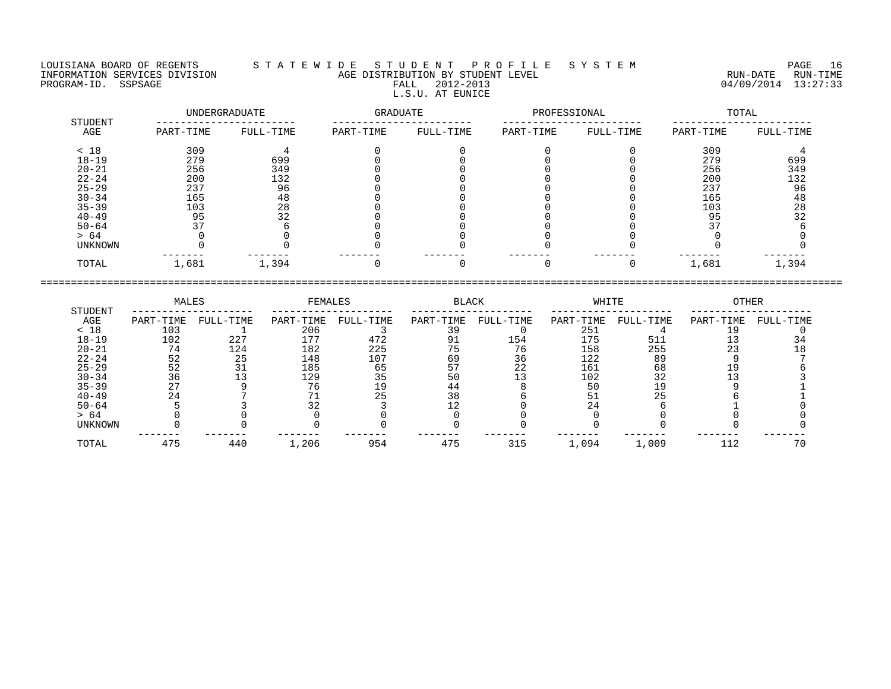LOUISIANA BOARD OF REGENTS — STATEWIDE STUDENT PROFILE SYSTEM

INFORMATION SERVICES DIVISION — AGE DISTRIBUTION BY STUDENT LEVEL — RUN-DATE 04/09/2014 RUN-TIME 13:27:33

PROGRAM-ID. SSPSAGE — FALL 2012-2013

L.S.U. AT EUNICE

| STUDENT AGE | UNDERGRADUATE | | GRADUATE | | PROFESSIONAL | | TOTAL | |
|---|---|---|---|---|---|---|---|---|
| | PART-TIME | FULL-TIME | PART-TIME | FULL-TIME | PART-TIME | FULL-TIME | PART-TIME | FULL-TIME |
| < 18 | 309 | 4 | 0 | 0 | 0 | 0 | 309 | 4 |
| 18-19 | 279 | 699 | 0 | 0 | 0 | 0 | 279 | 699 |
| 20-21 | 256 | 349 | 0 | 0 | 0 | 0 | 256 | 349 |
| 22-24 | 200 | 132 | 0 | 0 | 0 | 0 | 200 | 132 |
| 25-29 | 237 | 96 | 0 | 0 | 0 | 0 | 237 | 96 |
| 30-34 | 165 | 48 | 0 | 0 | 0 | 0 | 165 | 48 |
| 35-39 | 103 | 28 | 0 | 0 | 0 | 0 | 103 | 28 |
| 40-49 | 95 | 32 | 0 | 0 | 0 | 0 | 95 | 32 |
| 50-64 | 37 | 6 | 0 | 0 | 0 | 0 | 37 | 6 |
| > 64 | 0 | 0 | 0 | 0 | 0 | 0 | 0 | 0 |
| UNKNOWN | 0 | 0 | 0 | 0 | 0 | 0 | 0 | 0 |
| TOTAL | 1,681 | 1,394 | 0 | 0 | 0 | 0 | 1,681 | 1,394 |

| STUDENT AGE | MALES | | FEMALES | | BLACK | | WHITE | | OTHER | |
|---|---|---|---|---|---|---|---|---|---|---|
| | PART-TIME | FULL-TIME | PART-TIME | FULL-TIME | PART-TIME | FULL-TIME | PART-TIME | FULL-TIME | PART-TIME | FULL-TIME |
| < 18 | 103 | 1 | 206 | 3 | 39 | 0 | 251 | 4 | 19 | 0 |
| 18-19 | 102 | 227 | 177 | 472 | 91 | 154 | 175 | 511 | 13 | 34 |
| 20-21 | 74 | 124 | 182 | 225 | 75 | 76 | 158 | 255 | 23 | 18 |
| 22-24 | 52 | 25 | 148 | 107 | 69 | 36 | 122 | 89 | 9 | 7 |
| 25-29 | 52 | 31 | 185 | 65 | 57 | 22 | 161 | 68 | 19 | 6 |
| 30-34 | 36 | 13 | 129 | 35 | 50 | 13 | 102 | 32 | 13 | 3 |
| 35-39 | 27 | 9 | 76 | 19 | 44 | 8 | 50 | 19 | 9 | 1 |
| 40-49 | 24 | 7 | 71 | 25 | 38 | 6 | 51 | 25 | 6 | 1 |
| 50-64 | 5 | 3 | 32 | 3 | 12 | 0 | 24 | 6 | 1 | 0 |
| > 64 | 0 | 0 | 0 | 0 | 0 | 0 | 0 | 0 | 0 | 0 |
| UNKNOWN | 0 | 0 | 0 | 0 | 0 | 0 | 0 | 0 | 0 | 0 |
| TOTAL | 475 | 440 | 1,206 | 954 | 475 | 315 | 1,094 | 1,009 | 112 | 70 |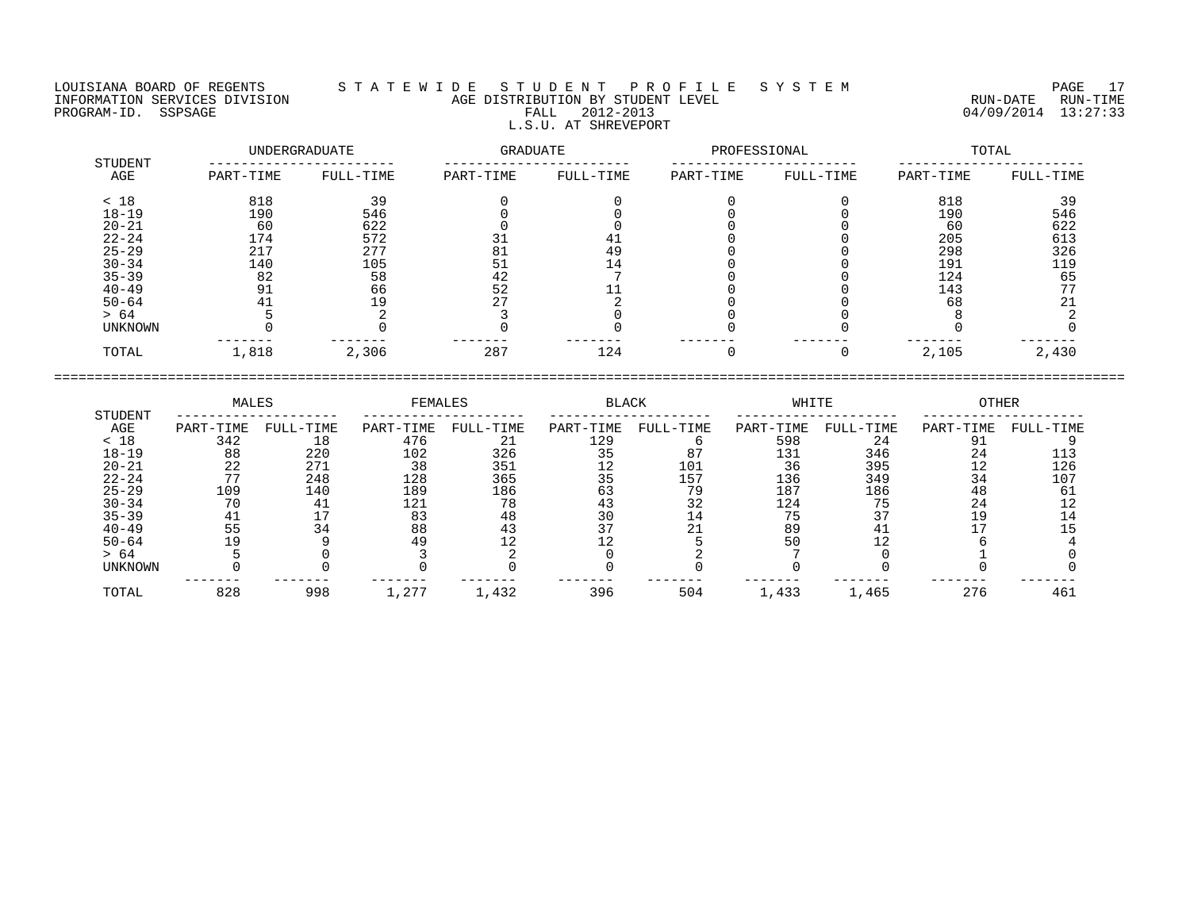LOUISIANA BOARD OF REGENTS — STATEWIDE STUDENT PROFILE SYSTEM
INFORMATION SERVICES DIVISION — AGE DISTRIBUTION BY STUDENT LEVEL — RUN-DATE 04/09/2014 RUN-TIME 13:27:33
PROGRAM-ID. SSPSAGE — FALL 2012-2013

L.S.U. AT SHREVEPORT

| STUDENT AGE | UNDERGRADUATE PART-TIME | UNDERGRADUATE FULL-TIME | GRADUATE PART-TIME | GRADUATE FULL-TIME | PROFESSIONAL PART-TIME | PROFESSIONAL FULL-TIME | TOTAL PART-TIME | TOTAL FULL-TIME |
|---|---|---|---|---|---|---|---|---|
| < 18 | 818 | 39 | 0 | 0 | 0 | 0 | 818 | 39 |
| 18-19 | 190 | 546 | 0 | 0 | 0 | 0 | 190 | 546 |
| 20-21 | 60 | 622 | 0 | 0 | 0 | 0 | 60 | 622 |
| 22-24 | 174 | 572 | 31 | 41 | 0 | 0 | 205 | 613 |
| 25-29 | 217 | 277 | 81 | 49 | 0 | 0 | 298 | 326 |
| 30-34 | 140 | 105 | 51 | 14 | 0 | 0 | 191 | 119 |
| 35-39 | 82 | 58 | 42 | 7 | 0 | 0 | 124 | 65 |
| 40-49 | 91 | 66 | 52 | 11 | 0 | 0 | 143 | 77 |
| 50-64 | 41 | 19 | 27 | 2 | 0 | 0 | 68 | 21 |
| > 64 | 5 | 2 | 3 | 0 | 0 | 0 | 8 | 2 |
| UNKNOWN | 0 | 0 | 0 | 0 | 0 | 0 | 0 | 0 |
| TOTAL | 1,818 | 2,306 | 287 | 124 | 0 | 0 | 2,105 | 2,430 |

| STUDENT AGE | MALES PART-TIME | MALES FULL-TIME | FEMALES PART-TIME | FEMALES FULL-TIME | BLACK PART-TIME | BLACK FULL-TIME | WHITE PART-TIME | WHITE FULL-TIME | OTHER PART-TIME | OTHER FULL-TIME |
|---|---|---|---|---|---|---|---|---|---|---|
| < 18 | 342 | 18 | 476 | 21 | 129 | 6 | 598 | 24 | 91 | 9 |
| 18-19 | 88 | 220 | 102 | 326 | 35 | 87 | 131 | 346 | 24 | 113 |
| 20-21 | 22 | 271 | 38 | 351 | 12 | 101 | 36 | 395 | 12 | 126 |
| 22-24 | 77 | 248 | 128 | 365 | 35 | 157 | 136 | 349 | 34 | 107 |
| 25-29 | 109 | 140 | 189 | 186 | 63 | 79 | 187 | 186 | 48 | 61 |
| 30-34 | 70 | 41 | 121 | 78 | 43 | 32 | 124 | 75 | 24 | 12 |
| 35-39 | 41 | 17 | 83 | 48 | 30 | 14 | 75 | 37 | 19 | 14 |
| 40-49 | 55 | 34 | 88 | 43 | 37 | 21 | 89 | 41 | 17 | 15 |
| 50-64 | 19 | 9 | 49 | 12 | 12 | 5 | 50 | 12 | 6 | 4 |
| > 64 | 5 | 0 | 3 | 2 | 0 | 2 | 7 | 0 | 1 | 0 |
| UNKNOWN | 0 | 0 | 0 | 0 | 0 | 0 | 0 | 0 | 0 | 0 |
| TOTAL | 828 | 998 | 1,277 | 1,432 | 396 | 504 | 1,433 | 1,465 | 276 | 461 |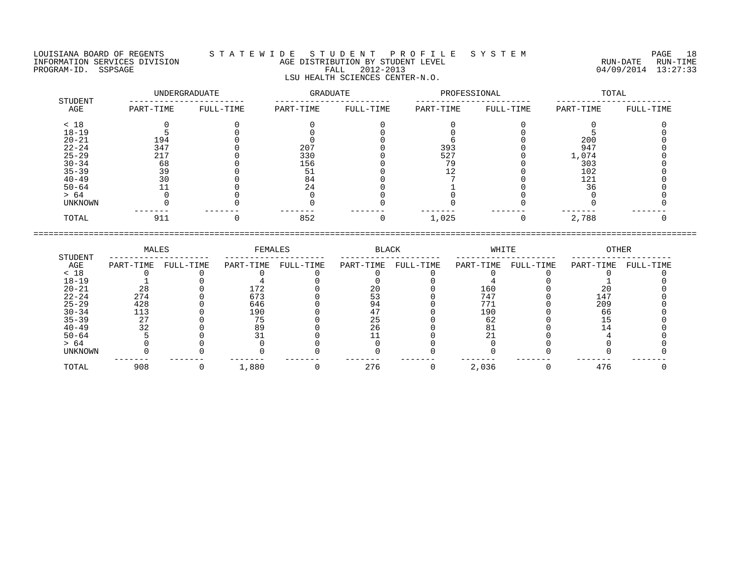LOUISIANA BOARD OF REGENTS — S T A T E W I D E   S T U D E N T   P R O F I L E   S Y S T E M

INFORMATION SERVICES DIVISION — AGE DISTRIBUTION BY STUDENT LEVEL — RUN-DATE 04/09/2014 RUN-TIME 13:27:33

PROGRAM-ID. SSPSAGE — FALL 2012-2013

LSU HEALTH SCIENCES CENTER-N.O.

| STUDENT AGE | UNDERGRADUATE PART-TIME | UNDERGRADUATE FULL-TIME | GRADUATE PART-TIME | GRADUATE FULL-TIME | PROFESSIONAL PART-TIME | PROFESSIONAL FULL-TIME | TOTAL PART-TIME | TOTAL FULL-TIME |
|---|---|---|---|---|---|---|---|---|
| < 18 | 0 | 0 | 0 | 0 | 0 | 0 | 0 | 0 |
| 18-19 | 5 | 0 | 0 | 0 | 0 | 0 | 5 | 0 |
| 20-21 | 194 | 0 | 0 | 0 | 6 | 0 | 200 | 0 |
| 22-24 | 347 | 0 | 207 | 0 | 393 | 0 | 947 | 0 |
| 25-29 | 217 | 0 | 330 | 0 | 527 | 0 | 1,074 | 0 |
| 30-34 | 68 | 0 | 156 | 0 | 79 | 0 | 303 | 0 |
| 35-39 | 39 | 0 | 51 | 0 | 12 | 0 | 102 | 0 |
| 40-49 | 30 | 0 | 84 | 0 | 7 | 0 | 121 | 0 |
| 50-64 | 11 | 0 | 24 | 0 | 1 | 0 | 36 | 0 |
| > 64 | 0 | 0 | 0 | 0 | 0 | 0 | 0 | 0 |
| UNKNOWN | 0 | 0 | 0 | 0 | 0 | 0 | 0 | 0 |
| TOTAL | 911 | 0 | 852 | 0 | 1,025 | 0 | 2,788 | 0 |

| STUDENT AGE | MALES PART-TIME | MALES FULL-TIME | FEMALES PART-TIME | FEMALES FULL-TIME | BLACK PART-TIME | BLACK FULL-TIME | WHITE PART-TIME | WHITE FULL-TIME | OTHER PART-TIME | OTHER FULL-TIME |
|---|---|---|---|---|---|---|---|---|---|---|
| < 18 | 0 | 0 | 0 | 0 | 0 | 0 | 0 | 0 | 0 | 0 |
| 18-19 | 1 | 0 | 4 | 0 | 0 | 0 | 4 | 0 | 1 | 0 |
| 20-21 | 28 | 0 | 172 | 0 | 20 | 0 | 160 | 0 | 20 | 0 |
| 22-24 | 274 | 0 | 673 | 0 | 53 | 0 | 747 | 0 | 147 | 0 |
| 25-29 | 428 | 0 | 646 | 0 | 94 | 0 | 771 | 0 | 209 | 0 |
| 30-34 | 113 | 0 | 190 | 0 | 47 | 0 | 190 | 0 | 66 | 0 |
| 35-39 | 27 | 0 | 75 | 0 | 25 | 0 | 62 | 0 | 15 | 0 |
| 40-49 | 32 | 0 | 89 | 0 | 26 | 0 | 81 | 0 | 14 | 0 |
| 50-64 | 5 | 0 | 31 | 0 | 11 | 0 | 21 | 0 | 4 | 0 |
| > 64 | 0 | 0 | 0 | 0 | 0 | 0 | 0 | 0 | 0 | 0 |
| UNKNOWN | 0 | 0 | 0 | 0 | 0 | 0 | 0 | 0 | 0 | 0 |
| TOTAL | 908 | 0 | 1,880 | 0 | 276 | 0 | 2,036 | 0 | 476 | 0 |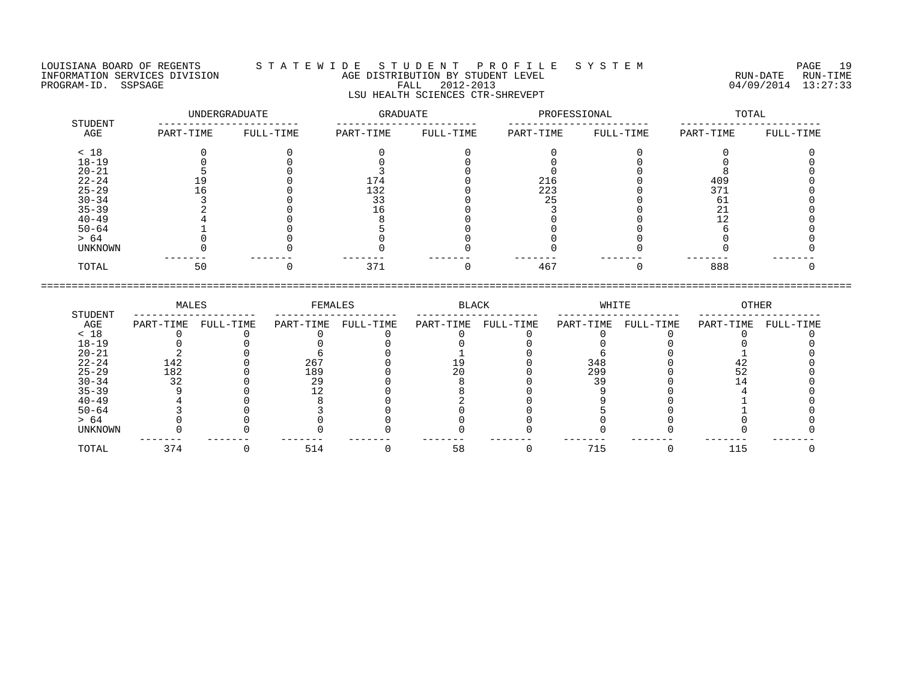LOUISIANA BOARD OF REGENTS — STATEWIDE STUDENT PROFILE SYSTEM

INFORMATION SERVICES DIVISION — AGE DISTRIBUTION BY STUDENT LEVEL — RUN-DATE 04/09/2014 RUN-TIME 13:27:33

PROGRAM-ID. SSPSAGE — FALL 2012-2013

LSU HEALTH SCIENCES CTR-SHREVEPT

| STUDENT AGE | UNDERGRADUATE | | GRADUATE | | PROFESSIONAL | | TOTAL | |
|---|---|---|---|---|---|---|---|---|
| | PART-TIME | FULL-TIME | PART-TIME | FULL-TIME | PART-TIME | FULL-TIME | PART-TIME | FULL-TIME |
| < 18 | 0 | 0 | 0 | 0 | 0 | 0 | 0 | 0 |
| 18-19 | 0 | 0 | 0 | 0 | 0 | 0 | 0 | 0 |
| 20-21 | 5 | 0 | 3 | 0 | 0 | 0 | 8 | 0 |
| 22-24 | 19 | 0 | 174 | 0 | 216 | 0 | 409 | 0 |
| 25-29 | 16 | 0 | 132 | 0 | 223 | 0 | 371 | 0 |
| 30-34 | 3 | 0 | 33 | 0 | 25 | 0 | 61 | 0 |
| 35-39 | 2 | 0 | 16 | 0 | 3 | 0 | 21 | 0 |
| 40-49 | 4 | 0 | 8 | 0 | 0 | 0 | 12 | 0 |
| 50-64 | 1 | 0 | 5 | 0 | 0 | 0 | 6 | 0 |
| > 64 | 0 | 0 | 0 | 0 | 0 | 0 | 0 | 0 |
| UNKNOWN | 0 | 0 | 0 | 0 | 0 | 0 | 0 | 0 |
| TOTAL | 50 | 0 | 371 | 0 | 467 | 0 | 888 | 0 |

| STUDENT AGE | MALES | | FEMALES | | BLACK | | WHITE | | OTHER | |
|---|---|---|---|---|---|---|---|---|---|---|
| | PART-TIME | FULL-TIME | PART-TIME | FULL-TIME | PART-TIME | FULL-TIME | PART-TIME | FULL-TIME | PART-TIME | FULL-TIME |
| < 18 | 0 | 0 | 0 | 0 | 0 | 0 | 0 | 0 | 0 | 0 |
| 18-19 | 0 | 0 | 0 | 0 | 0 | 0 | 0 | 0 | 0 | 0 |
| 20-21 | 2 | 0 | 6 | 0 | 1 | 0 | 6 | 0 | 1 | 0 |
| 22-24 | 142 | 0 | 267 | 0 | 19 | 0 | 348 | 0 | 42 | 0 |
| 25-29 | 182 | 0 | 189 | 0 | 20 | 0 | 299 | 0 | 52 | 0 |
| 30-34 | 32 | 0 | 29 | 0 | 8 | 0 | 39 | 0 | 14 | 0 |
| 35-39 | 9 | 0 | 12 | 0 | 8 | 0 | 9 | 0 | 4 | 0 |
| 40-49 | 4 | 0 | 8 | 0 | 2 | 0 | 9 | 0 | 1 | 0 |
| 50-64 | 3 | 0 | 3 | 0 | 0 | 0 | 5 | 0 | 1 | 0 |
| > 64 | 0 | 0 | 0 | 0 | 0 | 0 | 0 | 0 | 0 | 0 |
| UNKNOWN | 0 | 0 | 0 | 0 | 0 | 0 | 0 | 0 | 0 | 0 |
| TOTAL | 374 | 0 | 514 | 0 | 58 | 0 | 715 | 0 | 115 | 0 |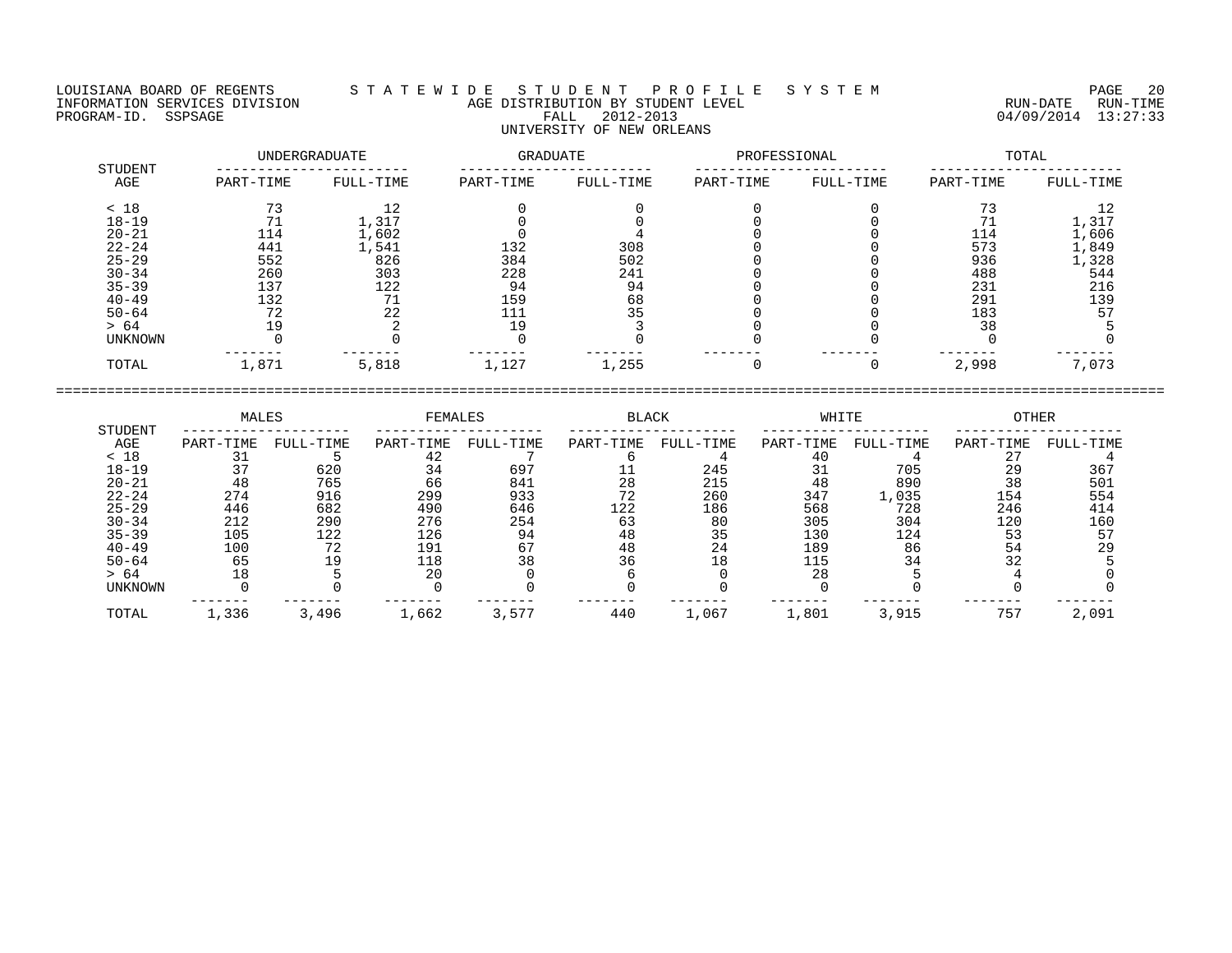LOUISIANA BOARD OF REGENTS — STATEWIDE STUDENT PROFILE SYSTEM
INFORMATION SERVICES DIVISION — AGE DISTRIBUTION BY STUDENT LEVEL — RUN-DATE 04/09/2014 RUN-TIME 13:27:33
PROGRAM-ID. SSPSAGE — FALL 2012-2013

UNIVERSITY OF NEW ORLEANS

| STUDENT AGE | UNDERGRADUATE PART-TIME | UNDERGRADUATE FULL-TIME | GRADUATE PART-TIME | GRADUATE FULL-TIME | PROFESSIONAL PART-TIME | PROFESSIONAL FULL-TIME | TOTAL PART-TIME | TOTAL FULL-TIME |
|---|---|---|---|---|---|---|---|---|
| < 18 | 73 | 12 | 0 | 0 | 0 | 0 | 73 | 12 |
| 18-19 | 71 | 1,317 | 0 | 0 | 0 | 0 | 71 | 1,317 |
| 20-21 | 114 | 1,602 | 0 | 4 | 0 | 0 | 114 | 1,606 |
| 22-24 | 441 | 1,541 | 132 | 308 | 0 | 0 | 573 | 1,849 |
| 25-29 | 552 | 826 | 384 | 502 | 0 | 0 | 936 | 1,328 |
| 30-34 | 260 | 303 | 228 | 241 | 0 | 0 | 488 | 544 |
| 35-39 | 137 | 122 | 94 | 94 | 0 | 0 | 231 | 216 |
| 40-49 | 132 | 71 | 159 | 68 | 0 | 0 | 291 | 139 |
| 50-64 | 72 | 22 | 111 | 35 | 0 | 0 | 183 | 57 |
| > 64 | 19 | 2 | 19 | 3 | 0 | 0 | 38 | 5 |
| UNKNOWN | 0 | 0 | 0 | 0 | 0 | 0 | 0 | 0 |
| TOTAL | 1,871 | 5,818 | 1,127 | 1,255 | 0 | 0 | 2,998 | 7,073 |

| STUDENT AGE | MALES PART-TIME | MALES FULL-TIME | FEMALES PART-TIME | FEMALES FULL-TIME | BLACK PART-TIME | BLACK FULL-TIME | WHITE PART-TIME | WHITE FULL-TIME | OTHER PART-TIME | OTHER FULL-TIME |
|---|---|---|---|---|---|---|---|---|---|---|
| < 18 | 31 | 5 | 42 | 7 | 6 | 4 | 40 | 4 | 27 | 4 |
| 18-19 | 37 | 620 | 34 | 697 | 11 | 245 | 31 | 705 | 29 | 367 |
| 20-21 | 48 | 765 | 66 | 841 | 28 | 215 | 48 | 890 | 38 | 501 |
| 22-24 | 274 | 916 | 299 | 933 | 72 | 260 | 347 | 1,035 | 154 | 554 |
| 25-29 | 446 | 682 | 490 | 646 | 122 | 186 | 568 | 728 | 246 | 414 |
| 30-34 | 212 | 290 | 276 | 254 | 63 | 80 | 305 | 304 | 120 | 160 |
| 35-39 | 105 | 122 | 126 | 94 | 48 | 35 | 130 | 124 | 53 | 57 |
| 40-49 | 100 | 72 | 191 | 67 | 48 | 24 | 189 | 86 | 54 | 29 |
| 50-64 | 65 | 19 | 118 | 38 | 36 | 18 | 115 | 34 | 32 | 5 |
| > 64 | 18 | 5 | 20 | 0 | 6 | 0 | 28 | 5 | 4 | 0 |
| UNKNOWN | 0 | 0 | 0 | 0 | 0 | 0 | 0 | 0 | 0 | 0 |
| TOTAL | 1,336 | 3,496 | 1,662 | 3,577 | 440 | 1,067 | 1,801 | 3,915 | 757 | 2,091 |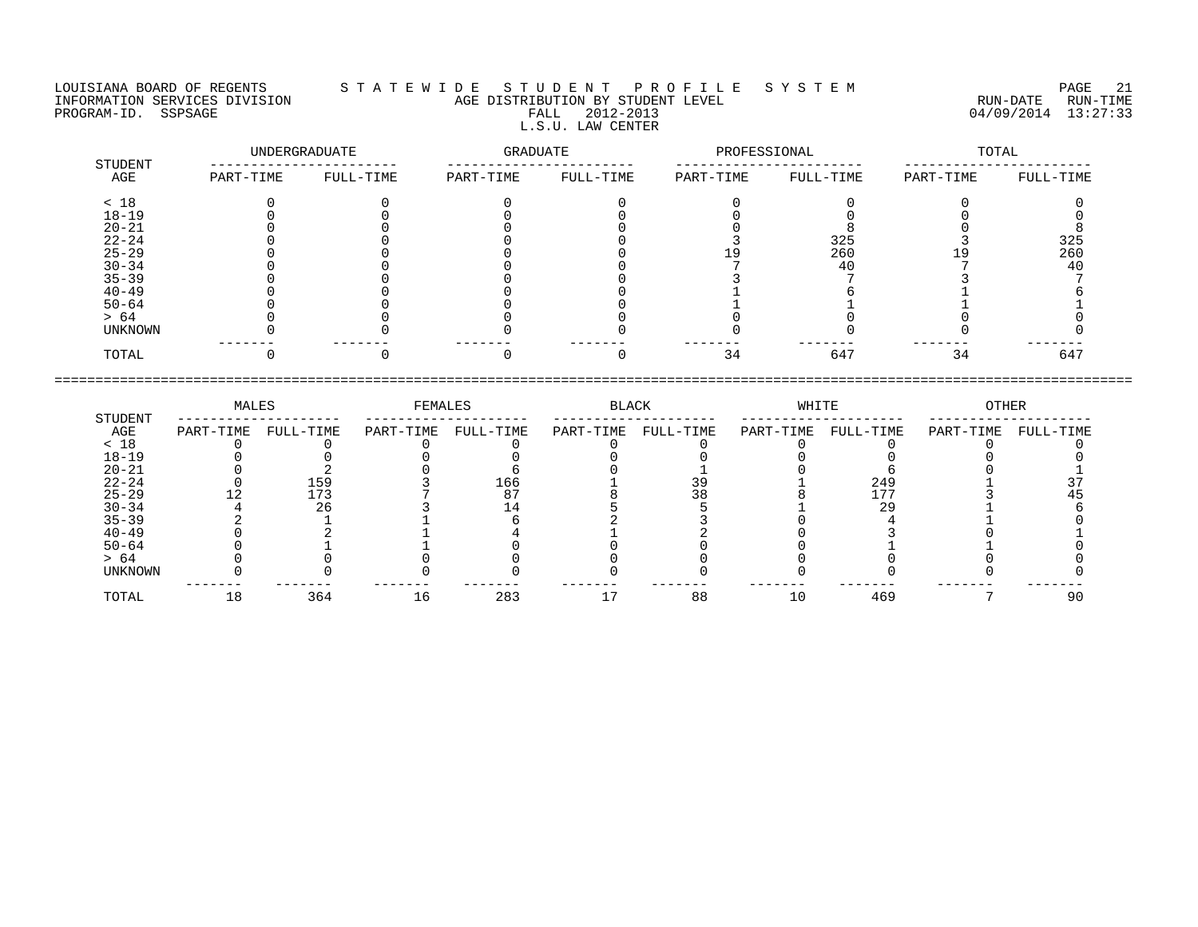LOUISIANA BOARD OF REGENTS — STATEWIDE STUDENT PROFILE SYSTEM
INFORMATION SERVICES DIVISION — AGE DISTRIBUTION BY STUDENT LEVEL — RUN-DATE 04/09/2014 RUN-TIME 13:27:33
PROGRAM-ID. SSPSAGE — FALL 2012-2013

L.S.U. LAW CENTER

| STUDENT AGE | UNDERGRADUATE | | GRADUATE | | PROFESSIONAL | | TOTAL | |
|---|---|---|---|---|---|---|---|---|
| | PART-TIME | FULL-TIME | PART-TIME | FULL-TIME | PART-TIME | FULL-TIME | PART-TIME | FULL-TIME |
| < 18 | 0 | 0 | 0 | 0 | 0 | 0 | 0 | 0 |
| 18-19 | 0 | 0 | 0 | 0 | 0 | 0 | 0 | 0 |
| 20-21 | 0 | 0 | 0 | 0 | 0 | 8 | 0 | 8 |
| 22-24 | 0 | 0 | 0 | 0 | 3 | 325 | 3 | 325 |
| 25-29 | 0 | 0 | 0 | 0 | 19 | 260 | 19 | 260 |
| 30-34 | 0 | 0 | 0 | 0 | 7 | 40 | 7 | 40 |
| 35-39 | 0 | 0 | 0 | 0 | 3 | 7 | 3 | 7 |
| 40-49 | 0 | 0 | 0 | 0 | 1 | 6 | 1 | 6 |
| 50-64 | 0 | 0 | 0 | 0 | 1 | 1 | 1 | 1 |
| > 64 | 0 | 0 | 0 | 0 | 0 | 0 | 0 | 0 |
| UNKNOWN | 0 | 0 | 0 | 0 | 0 | 0 | 0 | 0 |
| TOTAL | 0 | 0 | 0 | 0 | 34 | 647 | 34 | 647 |

| STUDENT AGE | MALES | | FEMALES | | BLACK | | WHITE | | OTHER | |
|---|---|---|---|---|---|---|---|---|---|---|
| | PART-TIME | FULL-TIME | PART-TIME | FULL-TIME | PART-TIME | FULL-TIME | PART-TIME | FULL-TIME | PART-TIME | FULL-TIME |
| < 18 | 0 | 0 | 0 | 0 | 0 | 0 | 0 | 0 | 0 | 0 |
| 18-19 | 0 | 0 | 0 | 0 | 0 | 0 | 0 | 0 | 0 | 0 |
| 20-21 | 0 | 2 | 0 | 6 | 0 | 1 | 0 | 6 | 0 | 1 |
| 22-24 | 0 | 159 | 3 | 166 | 1 | 39 | 1 | 249 | 1 | 37 |
| 25-29 | 12 | 173 | 7 | 87 | 8 | 38 | 8 | 177 | 3 | 45 |
| 30-34 | 4 | 26 | 3 | 14 | 5 | 5 | 1 | 29 | 1 | 6 |
| 35-39 | 2 | 1 | 1 | 6 | 2 | 3 | 0 | 4 | 1 | 0 |
| 40-49 | 0 | 2 | 1 | 4 | 1 | 2 | 0 | 3 | 0 | 1 |
| 50-64 | 0 | 1 | 1 | 0 | 0 | 0 | 0 | 1 | 1 | 0 |
| > 64 | 0 | 0 | 0 | 0 | 0 | 0 | 0 | 0 | 0 | 0 |
| UNKNOWN | 0 | 0 | 0 | 0 | 0 | 0 | 0 | 0 | 0 | 0 |
| TOTAL | 18 | 364 | 16 | 283 | 17 | 88 | 10 | 469 | 7 | 90 |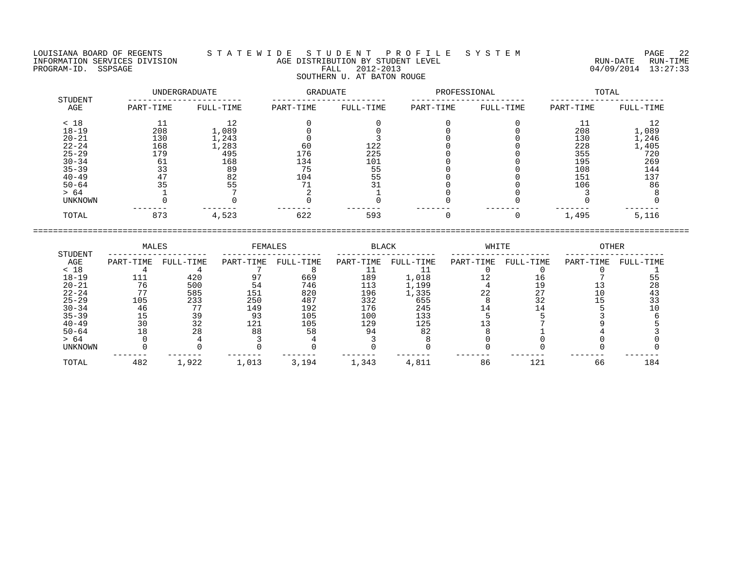LOUISIANA BOARD OF REGENTS — STATEWIDE STUDENT PROFILE SYSTEM
INFORMATION SERVICES DIVISION — AGE DISTRIBUTION BY STUDENT LEVEL — RUN-DATE 04/09/2014 RUN-TIME 13:27:33
PROGRAM-ID. SSPSAGE — FALL 2012-2013

SOUTHERN U. AT BATON ROUGE

| STUDENT AGE | UNDERGRADUATE PART-TIME | UNDERGRADUATE FULL-TIME | GRADUATE PART-TIME | GRADUATE FULL-TIME | PROFESSIONAL PART-TIME | PROFESSIONAL FULL-TIME | TOTAL PART-TIME | TOTAL FULL-TIME |
|---|---|---|---|---|---|---|---|---|
| < 18 | 11 | 12 | 0 | 0 | 0 | 0 | 11 | 12 |
| 18-19 | 208 | 1,089 | 0 | 0 | 0 | 0 | 208 | 1,089 |
| 20-21 | 130 | 1,243 | 0 | 3 | 0 | 0 | 130 | 1,246 |
| 22-24 | 168 | 1,283 | 60 | 122 | 0 | 0 | 228 | 1,405 |
| 25-29 | 179 | 495 | 176 | 225 | 0 | 0 | 355 | 720 |
| 30-34 | 61 | 168 | 134 | 101 | 0 | 0 | 195 | 269 |
| 35-39 | 33 | 89 | 75 | 55 | 0 | 0 | 108 | 144 |
| 40-49 | 47 | 82 | 104 | 55 | 0 | 0 | 151 | 137 |
| 50-64 | 35 | 55 | 71 | 31 | 0 | 0 | 106 | 86 |
| > 64 | 1 | 7 | 2 | 1 | 0 | 0 | 3 | 8 |
| UNKNOWN | 0 | 0 | 0 | 0 | 0 | 0 | 0 | 0 |
| TOTAL | 873 | 4,523 | 622 | 593 | 0 | 0 | 1,495 | 5,116 |

| STUDENT AGE | MALES PART-TIME | MALES FULL-TIME | FEMALES PART-TIME | FEMALES FULL-TIME | BLACK PART-TIME | BLACK FULL-TIME | WHITE PART-TIME | WHITE FULL-TIME | OTHER PART-TIME | OTHER FULL-TIME |
|---|---|---|---|---|---|---|---|---|---|---|
| < 18 | 4 | 4 | 7 | 8 | 11 | 11 | 0 | 0 | 0 | 1 |
| 18-19 | 111 | 420 | 97 | 669 | 189 | 1,018 | 12 | 16 | 7 | 55 |
| 20-21 | 76 | 500 | 54 | 746 | 113 | 1,199 | 4 | 19 | 13 | 28 |
| 22-24 | 77 | 585 | 151 | 820 | 196 | 1,335 | 22 | 27 | 10 | 43 |
| 25-29 | 105 | 233 | 250 | 487 | 332 | 655 | 8 | 32 | 15 | 33 |
| 30-34 | 46 | 77 | 149 | 192 | 176 | 245 | 14 | 14 | 5 | 10 |
| 35-39 | 15 | 39 | 93 | 105 | 100 | 133 | 5 | 5 | 3 | 6 |
| 40-49 | 30 | 32 | 121 | 105 | 129 | 125 | 13 | 7 | 9 | 5 |
| 50-64 | 18 | 28 | 88 | 58 | 94 | 82 | 8 | 1 | 4 | 3 |
| > 64 | 0 | 4 | 3 | 4 | 3 | 8 | 0 | 0 | 0 | 0 |
| UNKNOWN | 0 | 0 | 0 | 0 | 0 | 0 | 0 | 0 | 0 | 0 |
| TOTAL | 482 | 1,922 | 1,013 | 3,194 | 1,343 | 4,811 | 86 | 121 | 66 | 184 |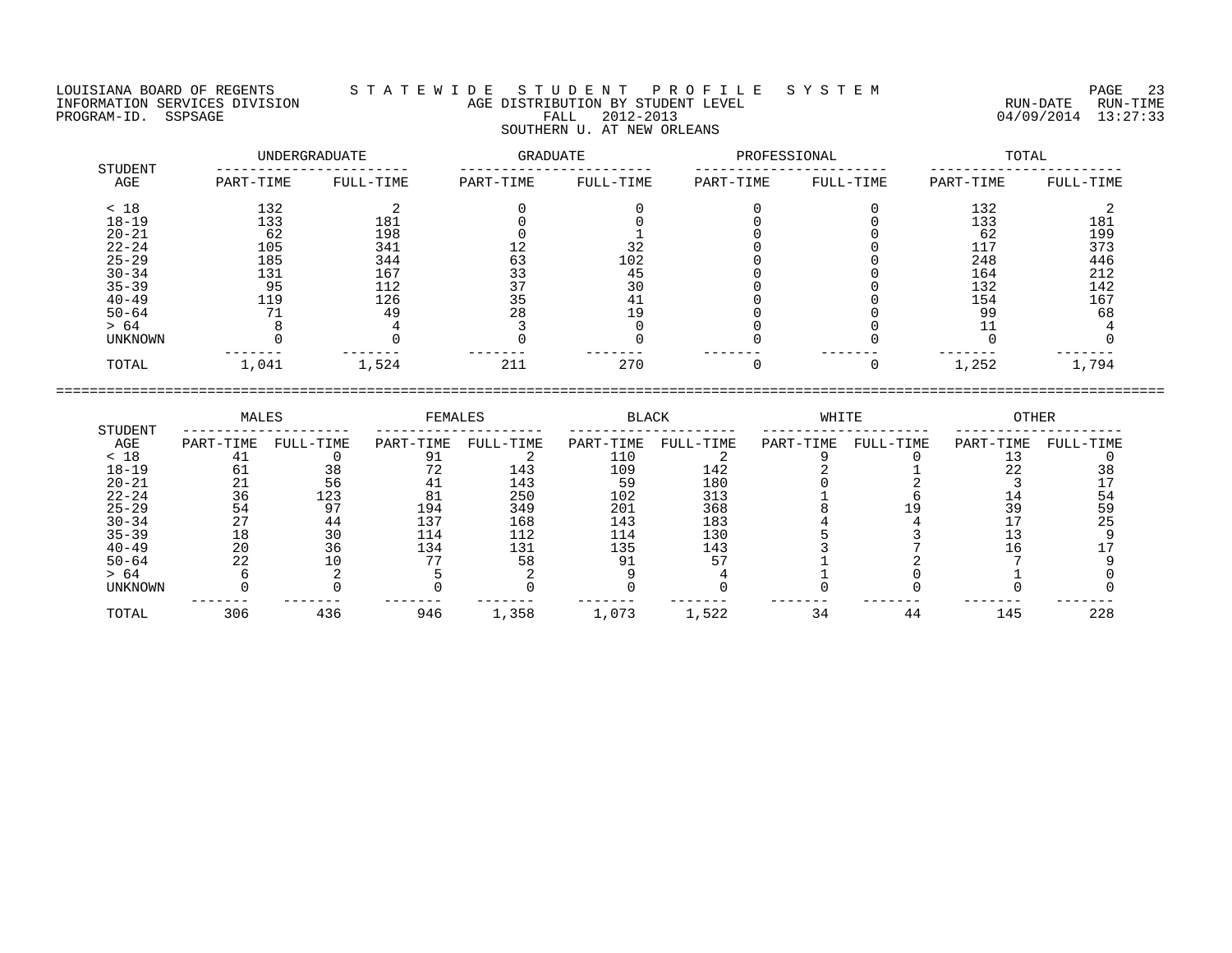LOUISIANA BOARD OF REGENTS — STATEWIDE STUDENT PROFILE SYSTEM
INFORMATION SERVICES DIVISION — AGE DISTRIBUTION BY STUDENT LEVEL — RUN-DATE 04/09/2014 RUN-TIME 13:27:33
PROGRAM-ID. SSPSAGE — FALL 2012-2013

SOUTHERN U. AT NEW ORLEANS

| STUDENT | UNDERGRADUATE | | GRADUATE | | PROFESSIONAL | | TOTAL | |
|---|---|---|---|---|---|---|---|---|
| AGE | PART-TIME | FULL-TIME | PART-TIME | FULL-TIME | PART-TIME | FULL-TIME | PART-TIME | FULL-TIME |
| < 18 | 132 | 2 | 0 | 0 | 0 | 0 | 132 | 2 |
| 18-19 | 133 | 181 | 0 | 0 | 0 | 0 | 133 | 181 |
| 20-21 | 62 | 198 | 0 | 1 | 0 | 0 | 62 | 199 |
| 22-24 | 105 | 341 | 12 | 32 | 0 | 0 | 117 | 373 |
| 25-29 | 185 | 344 | 63 | 102 | 0 | 0 | 248 | 446 |
| 30-34 | 131 | 167 | 33 | 45 | 0 | 0 | 164 | 212 |
| 35-39 | 95 | 112 | 37 | 30 | 0 | 0 | 132 | 142 |
| 40-49 | 119 | 126 | 35 | 41 | 0 | 0 | 154 | 167 |
| 50-64 | 71 | 49 | 28 | 19 | 0 | 0 | 99 | 68 |
| > 64 | 8 | 4 | 3 | 0 | 0 | 0 | 11 | 4 |
| UNKNOWN | 0 | 0 | 0 | 0 | 0 | 0 | 0 | 0 |
| TOTAL | 1,041 | 1,524 | 211 | 270 | 0 | 0 | 1,252 | 1,794 |

| STUDENT | MALES | | FEMALES | | BLACK | | WHITE | | OTHER | |
|---|---|---|---|---|---|---|---|---|---|---|
| AGE | PART-TIME | FULL-TIME | PART-TIME | FULL-TIME | PART-TIME | FULL-TIME | PART-TIME | FULL-TIME | PART-TIME | FULL-TIME |
| < 18 | 41 | 0 | 91 | 2 | 110 | 2 | 9 | 0 | 13 | 0 |
| 18-19 | 61 | 38 | 72 | 143 | 109 | 142 | 2 | 1 | 22 | 38 |
| 20-21 | 21 | 56 | 41 | 143 | 59 | 180 | 0 | 2 | 3 | 17 |
| 22-24 | 36 | 123 | 81 | 250 | 102 | 313 | 1 | 6 | 14 | 54 |
| 25-29 | 54 | 97 | 194 | 349 | 201 | 368 | 8 | 19 | 39 | 59 |
| 30-34 | 27 | 44 | 137 | 168 | 143 | 183 | 4 | 4 | 17 | 25 |
| 35-39 | 18 | 30 | 114 | 112 | 114 | 130 | 5 | 3 | 13 | 9 |
| 40-49 | 20 | 36 | 134 | 131 | 135 | 143 | 3 | 7 | 16 | 17 |
| 50-64 | 22 | 10 | 77 | 58 | 91 | 57 | 1 | 2 | 7 | 9 |
| > 64 | 6 | 2 | 5 | 2 | 9 | 4 | 1 | 0 | 1 | 0 |
| UNKNOWN | 0 | 0 | 0 | 0 | 0 | 0 | 0 | 0 | 0 | 0 |
| TOTAL | 306 | 436 | 946 | 1,358 | 1,073 | 1,522 | 34 | 44 | 145 | 228 |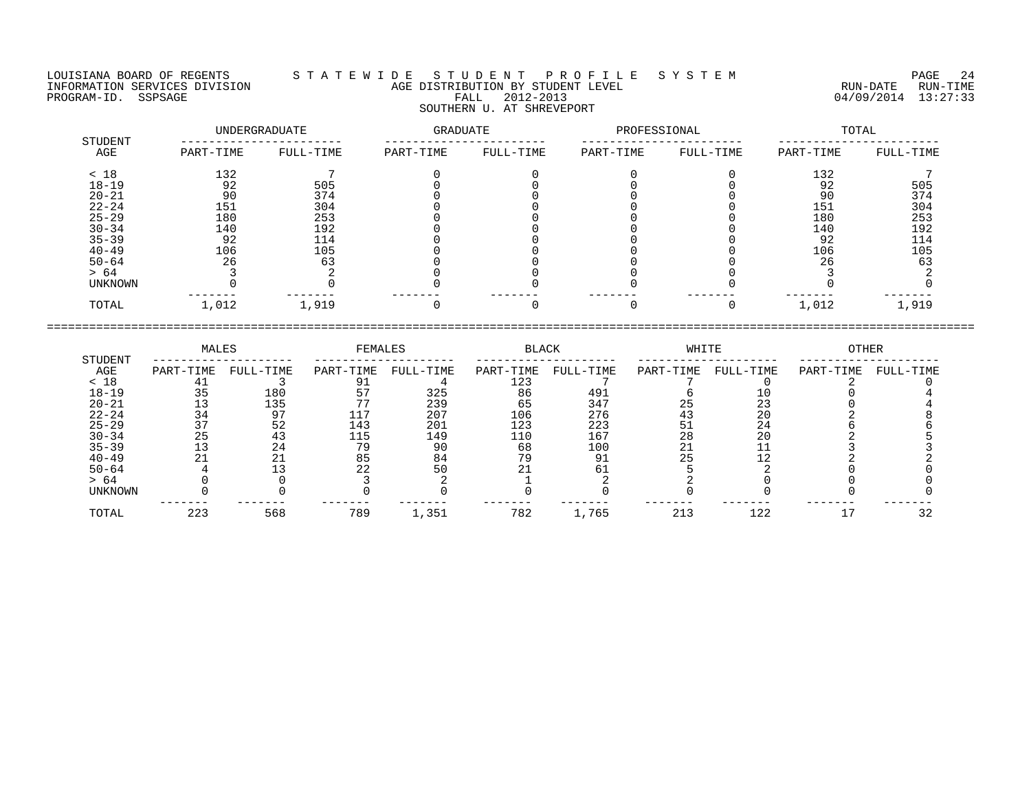LOUISIANA BOARD OF REGENTS — STATEWIDE STUDENT PROFILE SYSTEM

INFORMATION SERVICES DIVISION — AGE DISTRIBUTION BY STUDENT LEVEL — RUN-DATE 04/09/2014 RUN-TIME 13:27:33

PROGRAM-ID. SSPSAGE — FALL 2012-2013

SOUTHERN U. AT SHREVEPORT

| STUDENT AGE | UNDERGRADUATE | | GRADUATE | | PROFESSIONAL | | TOTAL | |
|---|---|---|---|---|---|---|---|---|
| | PART-TIME | FULL-TIME | PART-TIME | FULL-TIME | PART-TIME | FULL-TIME | PART-TIME | FULL-TIME |
| < 18 | 132 | 7 | 0 | 0 | 0 | 0 | 132 | 7 |
| 18-19 | 92 | 505 | 0 | 0 | 0 | 0 | 92 | 505 |
| 20-21 | 90 | 374 | 0 | 0 | 0 | 0 | 90 | 374 |
| 22-24 | 151 | 304 | 0 | 0 | 0 | 0 | 151 | 304 |
| 25-29 | 180 | 253 | 0 | 0 | 0 | 0 | 180 | 253 |
| 30-34 | 140 | 192 | 0 | 0 | 0 | 0 | 140 | 192 |
| 35-39 | 92 | 114 | 0 | 0 | 0 | 0 | 92 | 114 |
| 40-49 | 106 | 105 | 0 | 0 | 0 | 0 | 106 | 105 |
| 50-64 | 26 | 63 | 0 | 0 | 0 | 0 | 26 | 63 |
| > 64 | 3 | 2 | 0 | 0 | 0 | 0 | 3 | 2 |
| UNKNOWN | 0 | 0 | 0 | 0 | 0 | 0 | 0 | 0 |
| TOTAL | 1,012 | 1,919 | 0 | 0 | 0 | 0 | 1,012 | 1,919 |

| STUDENT AGE | MALES | | FEMALES | | BLACK | | WHITE | | OTHER | |
|---|---|---|---|---|---|---|---|---|---|---|
| | PART-TIME | FULL-TIME | PART-TIME | FULL-TIME | PART-TIME | FULL-TIME | PART-TIME | FULL-TIME | PART-TIME | FULL-TIME |
| < 18 | 41 | 3 | 91 | 4 | 123 | 7 | 7 | 0 | 2 | 0 |
| 18-19 | 35 | 180 | 57 | 325 | 86 | 491 | 6 | 10 | 0 | 4 |
| 20-21 | 13 | 135 | 77 | 239 | 65 | 347 | 25 | 23 | 0 | 4 |
| 22-24 | 34 | 97 | 117 | 207 | 106 | 276 | 43 | 20 | 2 | 8 |
| 25-29 | 37 | 52 | 143 | 201 | 123 | 223 | 51 | 24 | 6 | 6 |
| 30-34 | 25 | 43 | 115 | 149 | 110 | 167 | 28 | 20 | 2 | 5 |
| 35-39 | 13 | 24 | 79 | 90 | 68 | 100 | 21 | 11 | 3 | 3 |
| 40-49 | 21 | 21 | 85 | 84 | 79 | 91 | 25 | 12 | 2 | 2 |
| 50-64 | 4 | 13 | 22 | 50 | 21 | 61 | 5 | 2 | 0 | 0 |
| > 64 | 0 | 0 | 3 | 2 | 1 | 2 | 2 | 0 | 0 | 0 |
| UNKNOWN | 0 | 0 | 0 | 0 | 0 | 0 | 0 | 0 | 0 | 0 |
| TOTAL | 223 | 568 | 789 | 1,351 | 782 | 1,765 | 213 | 122 | 17 | 32 |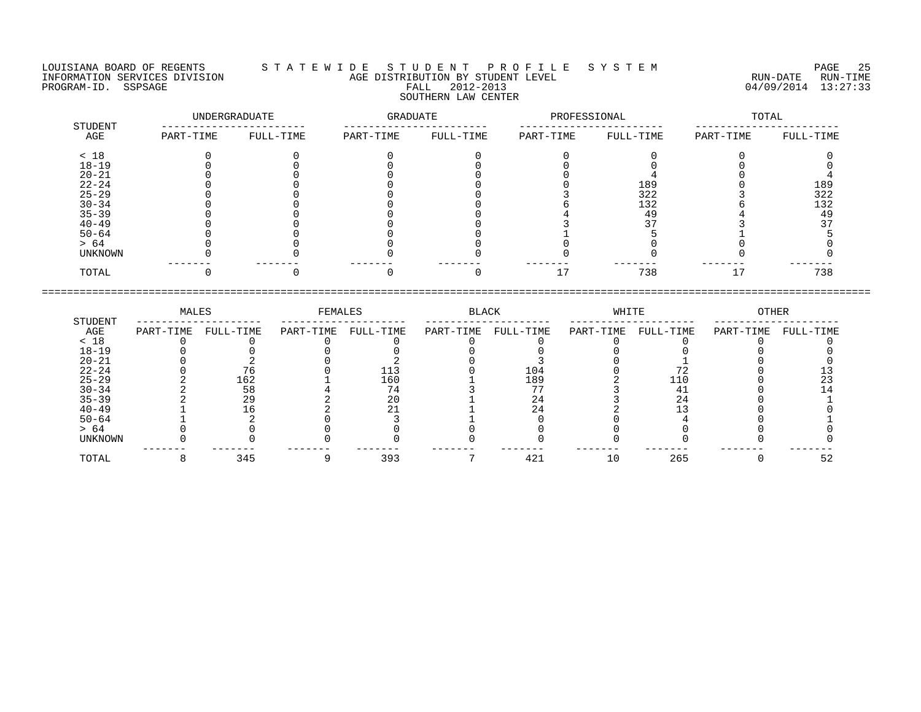LOUISIANA BOARD OF REGENTS
INFORMATION SERVICES DIVISION
PROGRAM-ID. SSPSAGE

# STATEWIDE STUDENT PROFILE SYSTEM

## AGE DISTRIBUTION BY STUDENT LEVEL
FALL 2012-2013
SOUTHERN LAW CENTER

RUN-DATE 04/09/2014 RUN-TIME 13:27:33

| STUDENT AGE | UNDERGRADUATE PART-TIME | UNDERGRADUATE FULL-TIME | GRADUATE PART-TIME | GRADUATE FULL-TIME | PROFESSIONAL PART-TIME | PROFESSIONAL FULL-TIME | TOTAL PART-TIME | TOTAL FULL-TIME |
|---|---|---|---|---|---|---|---|---|
| < 18 | 0 | 0 | 0 | 0 | 0 | 0 | 0 | 0 |
| 18-19 | 0 | 0 | 0 | 0 | 0 | 0 | 0 | 0 |
| 20-21 | 0 | 0 | 0 | 0 | 0 | 4 | 0 | 4 |
| 22-24 | 0 | 0 | 0 | 0 | 0 | 189 | 0 | 189 |
| 25-29 | 0 | 0 | 0 | 0 | 3 | 322 | 3 | 322 |
| 30-34 | 0 | 0 | 0 | 0 | 6 | 132 | 6 | 132 |
| 35-39 | 0 | 0 | 0 | 0 | 4 | 49 | 4 | 49 |
| 40-49 | 0 | 0 | 0 | 0 | 3 | 37 | 3 | 37 |
| 50-64 | 0 | 0 | 0 | 0 | 1 | 5 | 1 | 5 |
| > 64 | 0 | 0 | 0 | 0 | 0 | 0 | 0 | 0 |
| UNKNOWN | 0 | 0 | 0 | 0 | 0 | 0 | 0 | 0 |
| TOTAL | 0 | 0 | 0 | 0 | 17 | 738 | 17 | 738 |

| STUDENT AGE | MALES PART-TIME | MALES FULL-TIME | FEMALES PART-TIME | FEMALES FULL-TIME | BLACK PART-TIME | BLACK FULL-TIME | WHITE PART-TIME | WHITE FULL-TIME | OTHER PART-TIME | OTHER FULL-TIME |
|---|---|---|---|---|---|---|---|---|---|---|
| < 18 | 0 | 0 | 0 | 0 | 0 | 0 | 0 | 0 | 0 | 0 |
| 18-19 | 0 | 0 | 0 | 0 | 0 | 0 | 0 | 0 | 0 | 0 |
| 20-21 | 0 | 2 | 0 | 2 | 0 | 3 | 0 | 1 | 0 | 0 |
| 22-24 | 0 | 76 | 0 | 113 | 0 | 104 | 0 | 72 | 0 | 13 |
| 25-29 | 2 | 162 | 1 | 160 | 1 | 189 | 2 | 110 | 0 | 23 |
| 30-34 | 2 | 58 | 4 | 74 | 3 | 77 | 3 | 41 | 0 | 14 |
| 35-39 | 2 | 29 | 2 | 20 | 1 | 24 | 3 | 24 | 0 | 1 |
| 40-49 | 1 | 16 | 2 | 21 | 1 | 24 | 2 | 13 | 0 | 0 |
| 50-64 | 1 | 2 | 0 | 3 | 1 | 0 | 0 | 4 | 0 | 1 |
| > 64 | 0 | 0 | 0 | 0 | 0 | 0 | 0 | 0 | 0 | 0 |
| UNKNOWN | 0 | 0 | 0 | 0 | 0 | 0 | 0 | 0 | 0 | 0 |
| TOTAL | 8 | 345 | 9 | 393 | 7 | 421 | 10 | 265 | 0 | 52 |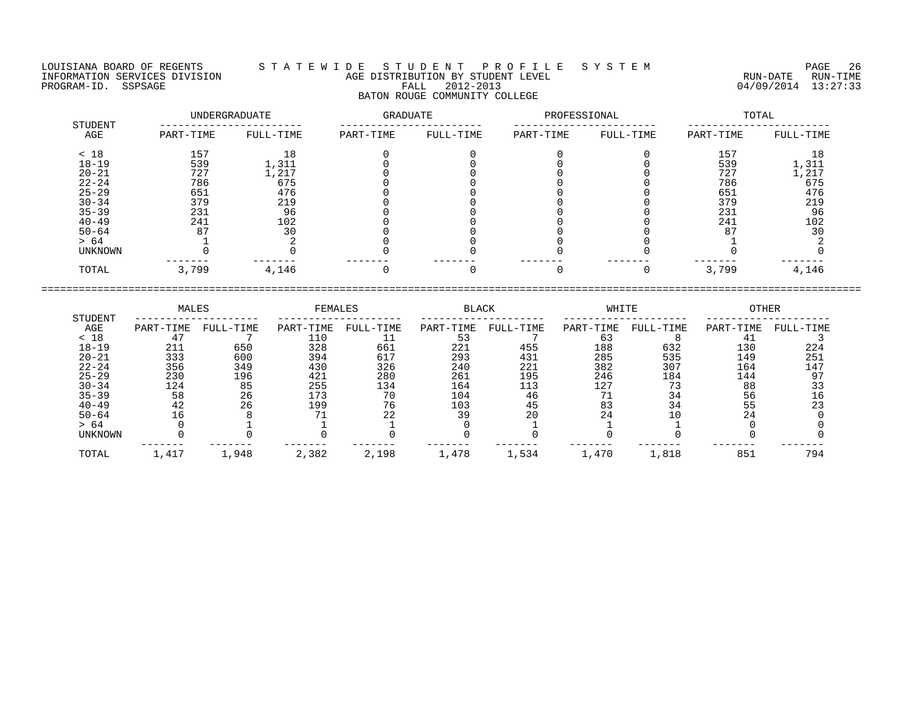LOUISIANA BOARD OF REGENTS — STATEWIDE STUDENT PROFILE SYSTEM
INFORMATION SERVICES DIVISION — AGE DISTRIBUTION BY STUDENT LEVEL — RUN-DATE 04/09/2014 RUN-TIME 13:27:33
PROGRAM-ID. SSPSAGE — FALL 2012-2013

## BATON ROUGE COMMUNITY COLLEGE

| STUDENT AGE | UNDERGRADUATE | | GRADUATE | | PROFESSIONAL | | TOTAL | |
|---|---|---|---|---|---|---|---|---|
| | PART-TIME | FULL-TIME | PART-TIME | FULL-TIME | PART-TIME | FULL-TIME | PART-TIME | FULL-TIME |
| < 18 | 157 | 18 | 0 | 0 | 0 | 0 | 157 | 18 |
| 18-19 | 539 | 1,311 | 0 | 0 | 0 | 0 | 539 | 1,311 |
| 20-21 | 727 | 1,217 | 0 | 0 | 0 | 0 | 727 | 1,217 |
| 22-24 | 786 | 675 | 0 | 0 | 0 | 0 | 786 | 675 |
| 25-29 | 651 | 476 | 0 | 0 | 0 | 0 | 651 | 476 |
| 30-34 | 379 | 219 | 0 | 0 | 0 | 0 | 379 | 219 |
| 35-39 | 231 | 96 | 0 | 0 | 0 | 0 | 231 | 96 |
| 40-49 | 241 | 102 | 0 | 0 | 0 | 0 | 241 | 102 |
| 50-64 | 87 | 30 | 0 | 0 | 0 | 0 | 87 | 30 |
| > 64 | 1 | 2 | 0 | 0 | 0 | 0 | 1 | 2 |
| UNKNOWN | 0 | 0 | 0 | 0 | 0 | 0 | 0 | 0 |
| TOTAL | 3,799 | 4,146 | 0 | 0 | 0 | 0 | 3,799 | 4,146 |

| STUDENT AGE | MALES | | FEMALES | | BLACK | | WHITE | | OTHER | |
|---|---|---|---|---|---|---|---|---|---|---|
| | PART-TIME | FULL-TIME | PART-TIME | FULL-TIME | PART-TIME | FULL-TIME | PART-TIME | FULL-TIME | PART-TIME | FULL-TIME |
| < 18 | 47 | 7 | 110 | 11 | 53 | 7 | 63 | 8 | 41 | 3 |
| 18-19 | 211 | 650 | 328 | 661 | 221 | 455 | 188 | 632 | 130 | 224 |
| 20-21 | 333 | 600 | 394 | 617 | 293 | 431 | 285 | 535 | 149 | 251 |
| 22-24 | 356 | 349 | 430 | 326 | 240 | 221 | 382 | 307 | 164 | 147 |
| 25-29 | 230 | 196 | 421 | 280 | 261 | 195 | 246 | 184 | 144 | 97 |
| 30-34 | 124 | 85 | 255 | 134 | 164 | 113 | 127 | 73 | 88 | 33 |
| 35-39 | 58 | 26 | 173 | 70 | 104 | 46 | 71 | 34 | 56 | 16 |
| 40-49 | 42 | 26 | 199 | 76 | 103 | 45 | 83 | 34 | 55 | 23 |
| 50-64 | 16 | 8 | 71 | 22 | 39 | 20 | 24 | 10 | 24 | 0 |
| > 64 | 0 | 1 | 1 | 1 | 0 | 1 | 1 | 1 | 0 | 0 |
| UNKNOWN | 0 | 0 | 0 | 0 | 0 | 0 | 0 | 0 | 0 | 0 |
| TOTAL | 1,417 | 1,948 | 2,382 | 2,198 | 1,478 | 1,534 | 1,470 | 1,818 | 851 | 794 |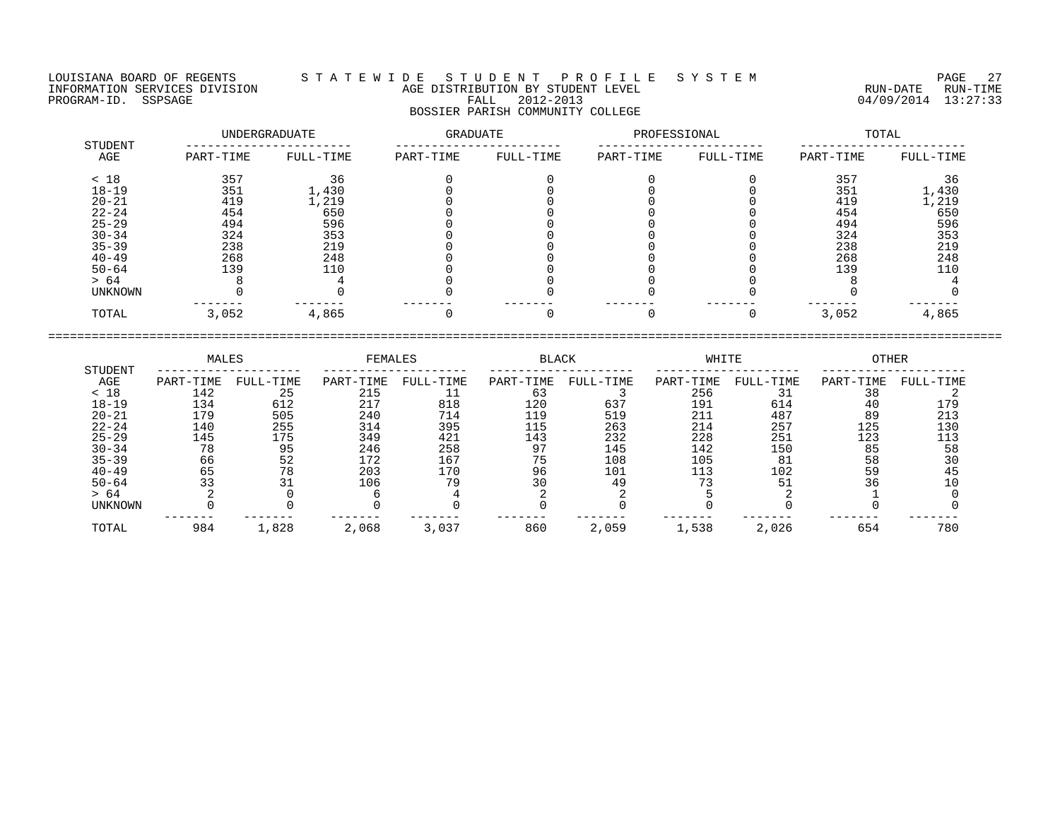LOUISIANA BOARD OF REGENTS — STATEWIDE STUDENT PROFILE SYSTEM
INFORMATION SERVICES DIVISION — AGE DISTRIBUTION BY STUDENT LEVEL — RUN-DATE 04/09/2014 RUN-TIME 13:27:33
PROGRAM-ID. SSPSAGE — FALL 2012-2013

BOSSIER PARISH COMMUNITY COLLEGE

| STUDENT AGE | UNDERGRADUATE PART-TIME | UNDERGRADUATE FULL-TIME | GRADUATE PART-TIME | GRADUATE FULL-TIME | PROFESSIONAL PART-TIME | PROFESSIONAL FULL-TIME | TOTAL PART-TIME | TOTAL FULL-TIME |
|---|---|---|---|---|---|---|---|---|
| < 18 | 357 | 36 | 0 | 0 | 0 | 0 | 357 | 36 |
| 18-19 | 351 | 1,430 | 0 | 0 | 0 | 0 | 351 | 1,430 |
| 20-21 | 419 | 1,219 | 0 | 0 | 0 | 0 | 419 | 1,219 |
| 22-24 | 454 | 650 | 0 | 0 | 0 | 0 | 454 | 650 |
| 25-29 | 494 | 596 | 0 | 0 | 0 | 0 | 494 | 596 |
| 30-34 | 324 | 353 | 0 | 0 | 0 | 0 | 324 | 353 |
| 35-39 | 238 | 219 | 0 | 0 | 0 | 0 | 238 | 219 |
| 40-49 | 268 | 248 | 0 | 0 | 0 | 0 | 268 | 248 |
| 50-64 | 139 | 110 | 0 | 0 | 0 | 0 | 139 | 110 |
| > 64 | 8 | 4 | 0 | 0 | 0 | 0 | 8 | 4 |
| UNKNOWN | 0 | 0 | 0 | 0 | 0 | 0 | 0 | 0 |
| TOTAL | 3,052 | 4,865 | 0 | 0 | 0 | 0 | 3,052 | 4,865 |

| STUDENT AGE | MALES PART-TIME | MALES FULL-TIME | FEMALES PART-TIME | FEMALES FULL-TIME | BLACK PART-TIME | BLACK FULL-TIME | WHITE PART-TIME | WHITE FULL-TIME | OTHER PART-TIME | OTHER FULL-TIME |
|---|---|---|---|---|---|---|---|---|---|---|
| < 18 | 142 | 25 | 215 | 11 | 63 | 3 | 256 | 31 | 38 | 2 |
| 18-19 | 134 | 612 | 217 | 818 | 120 | 637 | 191 | 614 | 40 | 179 |
| 20-21 | 179 | 505 | 240 | 714 | 119 | 519 | 211 | 487 | 89 | 213 |
| 22-24 | 140 | 255 | 314 | 395 | 115 | 263 | 214 | 257 | 125 | 130 |
| 25-29 | 145 | 175 | 349 | 421 | 143 | 232 | 228 | 251 | 123 | 113 |
| 30-34 | 78 | 95 | 246 | 258 | 97 | 145 | 142 | 150 | 85 | 58 |
| 35-39 | 66 | 52 | 172 | 167 | 75 | 108 | 105 | 81 | 58 | 30 |
| 40-49 | 65 | 78 | 203 | 170 | 96 | 101 | 113 | 102 | 59 | 45 |
| 50-64 | 33 | 31 | 106 | 79 | 30 | 49 | 73 | 51 | 36 | 10 |
| > 64 | 2 | 0 | 6 | 4 | 2 | 2 | 5 | 2 | 1 | 0 |
| UNKNOWN | 0 | 0 | 0 | 0 | 0 | 0 | 0 | 0 | 0 | 0 |
| TOTAL | 984 | 1,828 | 2,068 | 3,037 | 860 | 2,059 | 1,538 | 2,026 | 654 | 780 |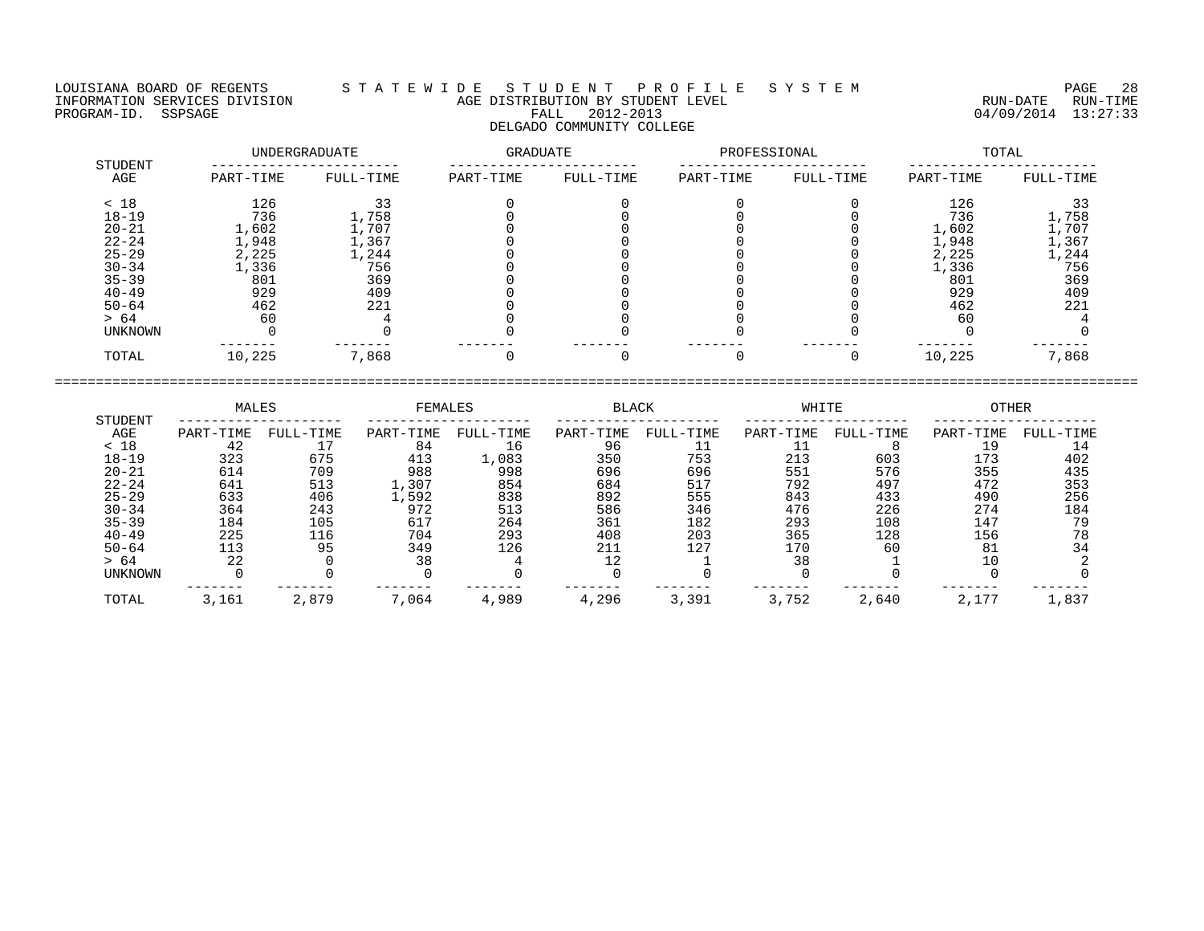LOUISIANA BOARD OF REGENTS — STATEWIDE STUDENT PROFILE SYSTEM
INFORMATION SERVICES DIVISION — AGE DISTRIBUTION BY STUDENT LEVEL — RUN-DATE 04/09/2014 RUN-TIME 13:27:33
PROGRAM-ID. SSPSAGE — FALL 2012-2013

## DELGADO COMMUNITY COLLEGE

| STUDENT AGE | UNDERGRADUATE PART-TIME | UNDERGRADUATE FULL-TIME | GRADUATE PART-TIME | GRADUATE FULL-TIME | PROFESSIONAL PART-TIME | PROFESSIONAL FULL-TIME | TOTAL PART-TIME | TOTAL FULL-TIME |
|---|---|---|---|---|---|---|---|---|
| < 18 | 126 | 33 | 0 | 0 | 0 | 0 | 126 | 33 |
| 18-19 | 736 | 1,758 | 0 | 0 | 0 | 0 | 736 | 1,758 |
| 20-21 | 1,602 | 1,707 | 0 | 0 | 0 | 0 | 1,602 | 1,707 |
| 22-24 | 1,948 | 1,367 | 0 | 0 | 0 | 0 | 1,948 | 1,367 |
| 25-29 | 2,225 | 1,244 | 0 | 0 | 0 | 0 | 2,225 | 1,244 |
| 30-34 | 1,336 | 756 | 0 | 0 | 0 | 0 | 1,336 | 756 |
| 35-39 | 801 | 369 | 0 | 0 | 0 | 0 | 801 | 369 |
| 40-49 | 929 | 409 | 0 | 0 | 0 | 0 | 929 | 409 |
| 50-64 | 462 | 221 | 0 | 0 | 0 | 0 | 462 | 221 |
| > 64 | 60 | 4 | 0 | 0 | 0 | 0 | 60 | 4 |
| UNKNOWN | 0 | 0 | 0 | 0 | 0 | 0 | 0 | 0 |
| TOTAL | 10,225 | 7,868 | 0 | 0 | 0 | 0 | 10,225 | 7,868 |

| STUDENT AGE | MALES PART-TIME | MALES FULL-TIME | FEMALES PART-TIME | FEMALES FULL-TIME | BLACK PART-TIME | BLACK FULL-TIME | WHITE PART-TIME | WHITE FULL-TIME | OTHER PART-TIME | OTHER FULL-TIME |
|---|---|---|---|---|---|---|---|---|---|---|
| < 18 | 42 | 17 | 84 | 16 | 96 | 11 | 11 | 8 | 19 | 14 |
| 18-19 | 323 | 675 | 413 | 1,083 | 350 | 753 | 213 | 603 | 173 | 402 |
| 20-21 | 614 | 709 | 988 | 998 | 696 | 696 | 551 | 576 | 355 | 435 |
| 22-24 | 641 | 513 | 1,307 | 854 | 684 | 517 | 792 | 497 | 472 | 353 |
| 25-29 | 633 | 406 | 1,592 | 838 | 892 | 555 | 843 | 433 | 490 | 256 |
| 30-34 | 364 | 243 | 972 | 513 | 586 | 346 | 476 | 226 | 274 | 184 |
| 35-39 | 184 | 105 | 617 | 264 | 361 | 182 | 293 | 108 | 147 | 79 |
| 40-49 | 225 | 116 | 704 | 293 | 408 | 203 | 365 | 128 | 156 | 78 |
| 50-64 | 113 | 95 | 349 | 126 | 211 | 127 | 170 | 60 | 81 | 34 |
| > 64 | 22 | 0 | 38 | 4 | 12 | 1 | 38 | 1 | 10 | 2 |
| UNKNOWN | 0 | 0 | 0 | 0 | 0 | 0 | 0 | 0 | 0 | 0 |
| TOTAL | 3,161 | 2,879 | 7,064 | 4,989 | 4,296 | 3,391 | 3,752 | 2,640 | 2,177 | 1,837 |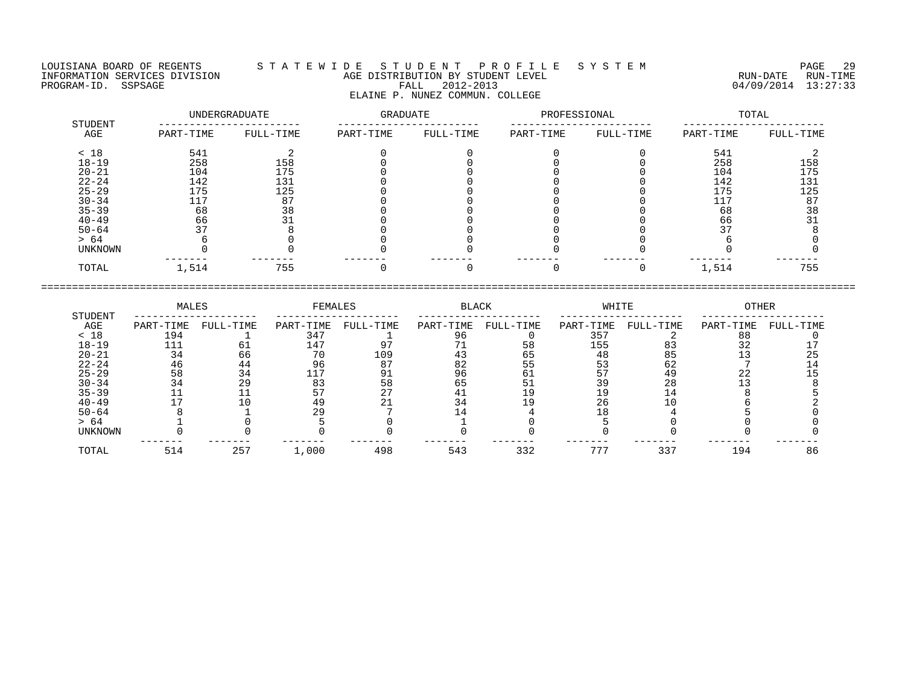LOUISIANA BOARD OF REGENTS — STATEWIDE STUDENT PROFILE SYSTEM
INFORMATION SERVICES DIVISION — AGE DISTRIBUTION BY STUDENT LEVEL — RUN-DATE 04/09/2014 RUN-TIME 13:27:33
PROGRAM-ID. SSPSAGE — FALL 2012-2013

ELAINE P. NUNEZ COMMUN. COLLEGE

| STUDENT AGE | UNDERGRADUATE | | GRADUATE | | PROFESSIONAL | | TOTAL | |
|---|---|---|---|---|---|---|---|---|
| | PART-TIME | FULL-TIME | PART-TIME | FULL-TIME | PART-TIME | FULL-TIME | PART-TIME | FULL-TIME |
| < 18 | 541 | 2 | 0 | 0 | 0 | 0 | 541 | 2 |
| 18-19 | 258 | 158 | 0 | 0 | 0 | 0 | 258 | 158 |
| 20-21 | 104 | 175 | 0 | 0 | 0 | 0 | 104 | 175 |
| 22-24 | 142 | 131 | 0 | 0 | 0 | 0 | 142 | 131 |
| 25-29 | 175 | 125 | 0 | 0 | 0 | 0 | 175 | 125 |
| 30-34 | 117 | 87 | 0 | 0 | 0 | 0 | 117 | 87 |
| 35-39 | 68 | 38 | 0 | 0 | 0 | 0 | 68 | 38 |
| 40-49 | 66 | 31 | 0 | 0 | 0 | 0 | 66 | 31 |
| 50-64 | 37 | 8 | 0 | 0 | 0 | 0 | 37 | 8 |
| > 64 | 6 | 0 | 0 | 0 | 0 | 0 | 6 | 0 |
| UNKNOWN | 0 | 0 | 0 | 0 | 0 | 0 | 0 | 0 |
| TOTAL | 1,514 | 755 | 0 | 0 | 0 | 0 | 1,514 | 755 |

| STUDENT AGE | MALES | | FEMALES | | BLACK | | WHITE | | OTHER | |
|---|---|---|---|---|---|---|---|---|---|---|
| | PART-TIME | FULL-TIME | PART-TIME | FULL-TIME | PART-TIME | FULL-TIME | PART-TIME | FULL-TIME | PART-TIME | FULL-TIME |
| < 18 | 194 | 1 | 347 | 1 | 96 | 0 | 357 | 2 | 88 | 0 |
| 18-19 | 111 | 61 | 147 | 97 | 71 | 58 | 155 | 83 | 32 | 17 |
| 20-21 | 34 | 66 | 70 | 109 | 43 | 65 | 48 | 85 | 13 | 25 |
| 22-24 | 46 | 44 | 96 | 87 | 82 | 55 | 53 | 62 | 7 | 14 |
| 25-29 | 58 | 34 | 117 | 91 | 96 | 61 | 57 | 49 | 22 | 15 |
| 30-34 | 34 | 29 | 83 | 58 | 65 | 51 | 39 | 28 | 13 | 8 |
| 35-39 | 11 | 11 | 57 | 27 | 41 | 19 | 19 | 14 | 8 | 5 |
| 40-49 | 17 | 10 | 49 | 21 | 34 | 19 | 26 | 10 | 6 | 2 |
| 50-64 | 8 | 1 | 29 | 7 | 14 | 4 | 18 | 4 | 5 | 0 |
| > 64 | 1 | 0 | 5 | 0 | 1 | 0 | 5 | 0 | 0 | 0 |
| UNKNOWN | 0 | 0 | 0 | 0 | 0 | 0 | 0 | 0 | 0 | 0 |
| TOTAL | 514 | 257 | 1,000 | 498 | 543 | 332 | 777 | 337 | 194 | 86 |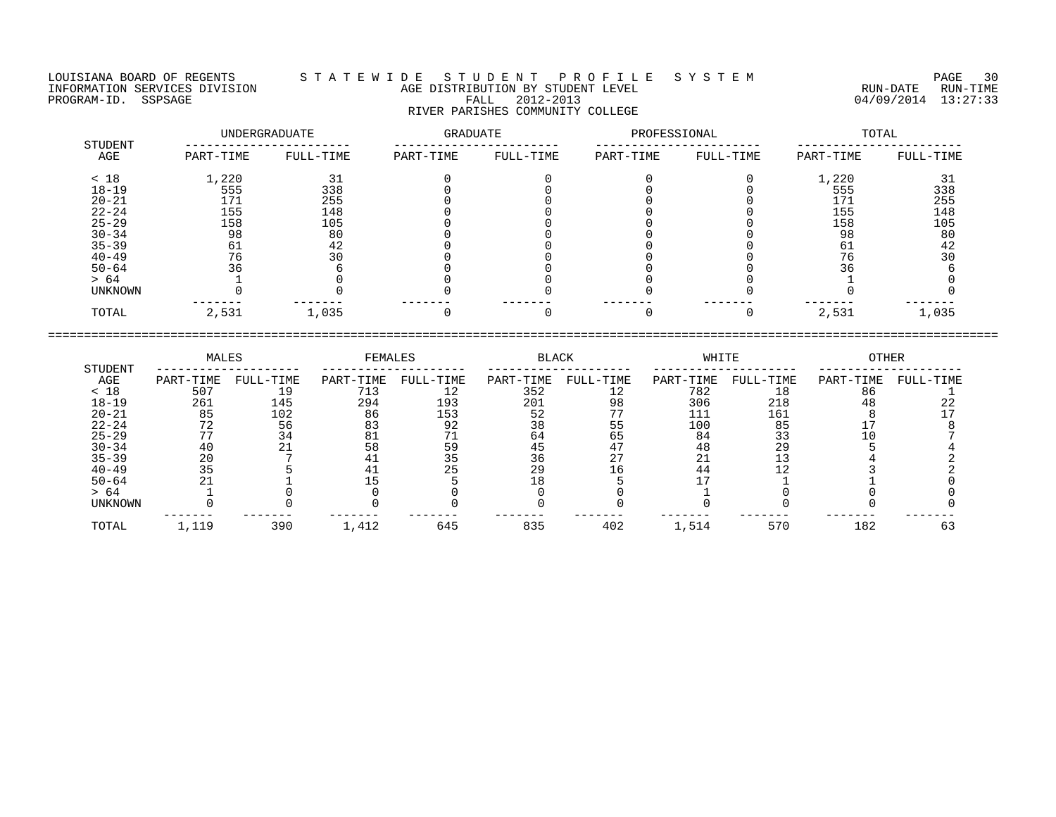LOUISIANA BOARD OF REGENTS — STATEWIDE STUDENT PROFILE SYSTEM
INFORMATION SERVICES DIVISION — AGE DISTRIBUTION BY STUDENT LEVEL — RUN-DATE 04/09/2014 RUN-TIME 13:27:33
PROGRAM-ID. SSPSAGE — FALL 2012-2013

RIVER PARISHES COMMUNITY COLLEGE

| STUDENT AGE | UNDERGRADUATE | | GRADUATE | | PROFESSIONAL | | TOTAL | |
|---|---|---|---|---|---|---|---|---|
| | PART-TIME | FULL-TIME | PART-TIME | FULL-TIME | PART-TIME | FULL-TIME | PART-TIME | FULL-TIME |
| < 18 | 1,220 | 31 | 0 | 0 | 0 | 0 | 1,220 | 31 |
| 18-19 | 555 | 338 | 0 | 0 | 0 | 0 | 555 | 338 |
| 20-21 | 171 | 255 | 0 | 0 | 0 | 0 | 171 | 255 |
| 22-24 | 155 | 148 | 0 | 0 | 0 | 0 | 155 | 148 |
| 25-29 | 158 | 105 | 0 | 0 | 0 | 0 | 158 | 105 |
| 30-34 | 98 | 80 | 0 | 0 | 0 | 0 | 98 | 80 |
| 35-39 | 61 | 42 | 0 | 0 | 0 | 0 | 61 | 42 |
| 40-49 | 76 | 30 | 0 | 0 | 0 | 0 | 76 | 30 |
| 50-64 | 36 | 6 | 0 | 0 | 0 | 0 | 36 | 6 |
| > 64 | 1 | 0 | 0 | 0 | 0 | 0 | 1 | 0 |
| UNKNOWN | 0 | 0 | 0 | 0 | 0 | 0 | 0 | 0 |
| TOTAL | 2,531 | 1,035 | 0 | 0 | 0 | 0 | 2,531 | 1,035 |

| STUDENT AGE | MALES | | FEMALES | | BLACK | | WHITE | | OTHER | |
|---|---|---|---|---|---|---|---|---|---|---|
| | PART-TIME | FULL-TIME | PART-TIME | FULL-TIME | PART-TIME | FULL-TIME | PART-TIME | FULL-TIME | PART-TIME | FULL-TIME |
| < 18 | 507 | 19 | 713 | 12 | 352 | 12 | 782 | 18 | 86 | 1 |
| 18-19 | 261 | 145 | 294 | 193 | 201 | 98 | 306 | 218 | 48 | 22 |
| 20-21 | 85 | 102 | 86 | 153 | 52 | 77 | 111 | 161 | 8 | 17 |
| 22-24 | 72 | 56 | 83 | 92 | 38 | 55 | 100 | 85 | 17 | 8 |
| 25-29 | 77 | 34 | 81 | 71 | 64 | 65 | 84 | 33 | 10 | 7 |
| 30-34 | 40 | 21 | 58 | 59 | 45 | 47 | 48 | 29 | 5 | 4 |
| 35-39 | 20 | 7 | 41 | 35 | 36 | 27 | 21 | 13 | 4 | 2 |
| 40-49 | 35 | 5 | 41 | 25 | 29 | 16 | 44 | 12 | 3 | 2 |
| 50-64 | 21 | 1 | 15 | 5 | 18 | 5 | 17 | 1 | 1 | 0 |
| > 64 | 1 | 0 | 0 | 0 | 0 | 0 | 1 | 0 | 0 | 0 |
| UNKNOWN | 0 | 0 | 0 | 0 | 0 | 0 | 0 | 0 | 0 | 0 |
| TOTAL | 1,119 | 390 | 1,412 | 645 | 835 | 402 | 1,514 | 570 | 182 | 63 |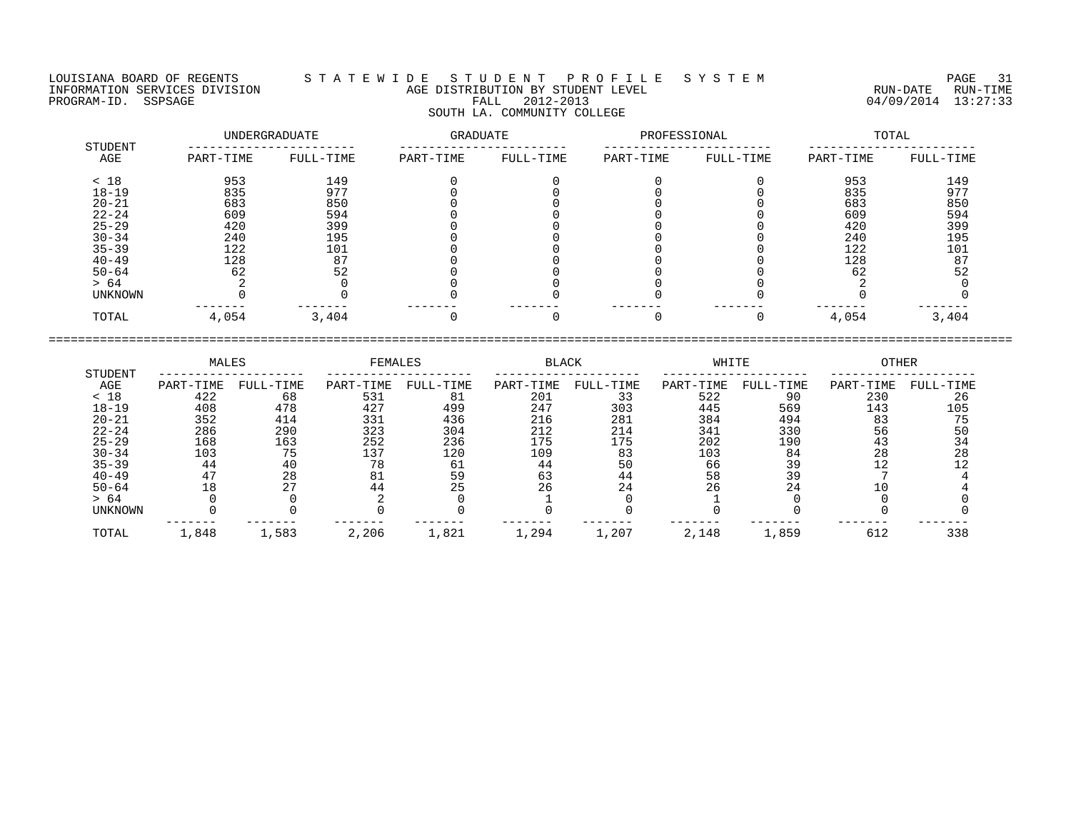LOUISIANA BOARD OF REGENTS — STATEWIDE STUDENT PROFILE SYSTEM

INFORMATION SERVICES DIVISION — AGE DISTRIBUTION BY STUDENT LEVEL — RUN-DATE 04/09/2014 RUN-TIME 13:27:33

PROGRAM-ID. SSPSAGE — FALL 2012-2013

SOUTH LA. COMMUNITY COLLEGE

| STUDENT AGE | UNDERGRADUATE | | GRADUATE | | PROFESSIONAL | | TOTAL | |
|---|---|---|---|---|---|---|---|---|
| | PART-TIME | FULL-TIME | PART-TIME | FULL-TIME | PART-TIME | FULL-TIME | PART-TIME | FULL-TIME |
| < 18 | 953 | 149 | 0 | 0 | 0 | 0 | 953 | 149 |
| 18-19 | 835 | 977 | 0 | 0 | 0 | 0 | 835 | 977 |
| 20-21 | 683 | 850 | 0 | 0 | 0 | 0 | 683 | 850 |
| 22-24 | 609 | 594 | 0 | 0 | 0 | 0 | 609 | 594 |
| 25-29 | 420 | 399 | 0 | 0 | 0 | 0 | 420 | 399 |
| 30-34 | 240 | 195 | 0 | 0 | 0 | 0 | 240 | 195 |
| 35-39 | 122 | 101 | 0 | 0 | 0 | 0 | 122 | 101 |
| 40-49 | 128 | 87 | 0 | 0 | 0 | 0 | 128 | 87 |
| 50-64 | 62 | 52 | 0 | 0 | 0 | 0 | 62 | 52 |
| > 64 | 2 | 0 | 0 | 0 | 0 | 0 | 2 | 0 |
| UNKNOWN | 0 | 0 | 0 | 0 | 0 | 0 | 0 | 0 |
| TOTAL | 4,054 | 3,404 | 0 | 0 | 0 | 0 | 4,054 | 3,404 |

| STUDENT AGE | MALES | | FEMALES | | BLACK | | WHITE | | OTHER | |
|---|---|---|---|---|---|---|---|---|---|---|
| | PART-TIME | FULL-TIME | PART-TIME | FULL-TIME | PART-TIME | FULL-TIME | PART-TIME | FULL-TIME | PART-TIME | FULL-TIME |
| < 18 | 422 | 68 | 531 | 81 | 201 | 33 | 522 | 90 | 230 | 26 |
| 18-19 | 408 | 478 | 427 | 499 | 247 | 303 | 445 | 569 | 143 | 105 |
| 20-21 | 352 | 414 | 331 | 436 | 216 | 281 | 384 | 494 | 83 | 75 |
| 22-24 | 286 | 290 | 323 | 304 | 212 | 214 | 341 | 330 | 56 | 50 |
| 25-29 | 168 | 163 | 252 | 236 | 175 | 175 | 202 | 190 | 43 | 34 |
| 30-34 | 103 | 75 | 137 | 120 | 109 | 83 | 103 | 84 | 28 | 28 |
| 35-39 | 44 | 40 | 78 | 61 | 44 | 50 | 66 | 39 | 12 | 12 |
| 40-49 | 47 | 28 | 81 | 59 | 63 | 44 | 58 | 39 | 7 | 4 |
| 50-64 | 18 | 27 | 44 | 25 | 26 | 24 | 26 | 24 | 10 | 4 |
| > 64 | 0 | 0 | 2 | 0 | 1 | 0 | 1 | 0 | 0 | 0 |
| UNKNOWN | 0 | 0 | 0 | 0 | 0 | 0 | 0 | 0 | 0 | 0 |
| TOTAL | 1,848 | 1,583 | 2,206 | 1,821 | 1,294 | 1,207 | 2,148 | 1,859 | 612 | 338 |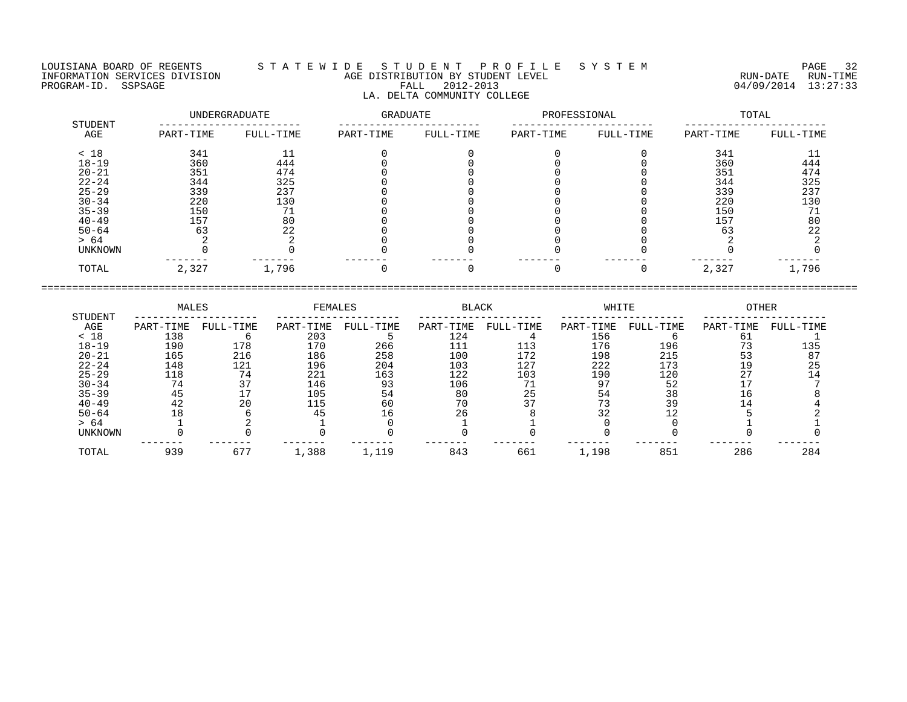LOUISIANA BOARD OF REGENTS — STATEWIDE STUDENT PROFILE SYSTEM
INFORMATION SERVICES DIVISION — AGE DISTRIBUTION BY STUDENT LEVEL — RUN-DATE 04/09/2014 RUN-TIME 13:27:33
PROGRAM-ID. SSPSAGE — FALL 2012-2013

## LA. DELTA COMMUNITY COLLEGE

| STUDENT AGE | UNDERGRADUATE | | GRADUATE | | PROFESSIONAL | | TOTAL | |
|---|---|---|---|---|---|---|---|---|
| | PART-TIME | FULL-TIME | PART-TIME | FULL-TIME | PART-TIME | FULL-TIME | PART-TIME | FULL-TIME |
| < 18 | 341 | 11 | 0 | 0 | 0 | 0 | 341 | 11 |
| 18-19 | 360 | 444 | 0 | 0 | 0 | 0 | 360 | 444 |
| 20-21 | 351 | 474 | 0 | 0 | 0 | 0 | 351 | 474 |
| 22-24 | 344 | 325 | 0 | 0 | 0 | 0 | 344 | 325 |
| 25-29 | 339 | 237 | 0 | 0 | 0 | 0 | 339 | 237 |
| 30-34 | 220 | 130 | 0 | 0 | 0 | 0 | 220 | 130 |
| 35-39 | 150 | 71 | 0 | 0 | 0 | 0 | 150 | 71 |
| 40-49 | 157 | 80 | 0 | 0 | 0 | 0 | 157 | 80 |
| 50-64 | 63 | 22 | 0 | 0 | 0 | 0 | 63 | 22 |
| > 64 | 2 | 2 | 0 | 0 | 0 | 0 | 2 | 2 |
| UNKNOWN | 0 | 0 | 0 | 0 | 0 | 0 | 0 | 0 |
| TOTAL | 2,327 | 1,796 | 0 | 0 | 0 | 0 | 2,327 | 1,796 |

| STUDENT AGE | MALES | | FEMALES | | BLACK | | WHITE | | OTHER | |
|---|---|---|---|---|---|---|---|---|---|---|
| | PART-TIME | FULL-TIME | PART-TIME | FULL-TIME | PART-TIME | FULL-TIME | PART-TIME | FULL-TIME | PART-TIME | FULL-TIME |
| < 18 | 138 | 6 | 203 | 5 | 124 | 4 | 156 | 6 | 61 | 1 |
| 18-19 | 190 | 178 | 170 | 266 | 111 | 113 | 176 | 196 | 73 | 135 |
| 20-21 | 165 | 216 | 186 | 258 | 100 | 172 | 198 | 215 | 53 | 87 |
| 22-24 | 148 | 121 | 196 | 204 | 103 | 127 | 222 | 173 | 19 | 25 |
| 25-29 | 118 | 74 | 221 | 163 | 122 | 103 | 190 | 120 | 27 | 14 |
| 30-34 | 74 | 37 | 146 | 93 | 106 | 71 | 97 | 52 | 17 | 7 |
| 35-39 | 45 | 17 | 105 | 54 | 80 | 25 | 54 | 38 | 16 | 8 |
| 40-49 | 42 | 20 | 115 | 60 | 70 | 37 | 73 | 39 | 14 | 4 |
| 50-64 | 18 | 6 | 45 | 16 | 26 | 8 | 32 | 12 | 5 | 2 |
| > 64 | 1 | 2 | 1 | 0 | 1 | 1 | 0 | 0 | 1 | 1 |
| UNKNOWN | 0 | 0 | 0 | 0 | 0 | 0 | 0 | 0 | 0 | 0 |
| TOTAL | 939 | 677 | 1,388 | 1,119 | 843 | 661 | 1,198 | 851 | 286 | 284 |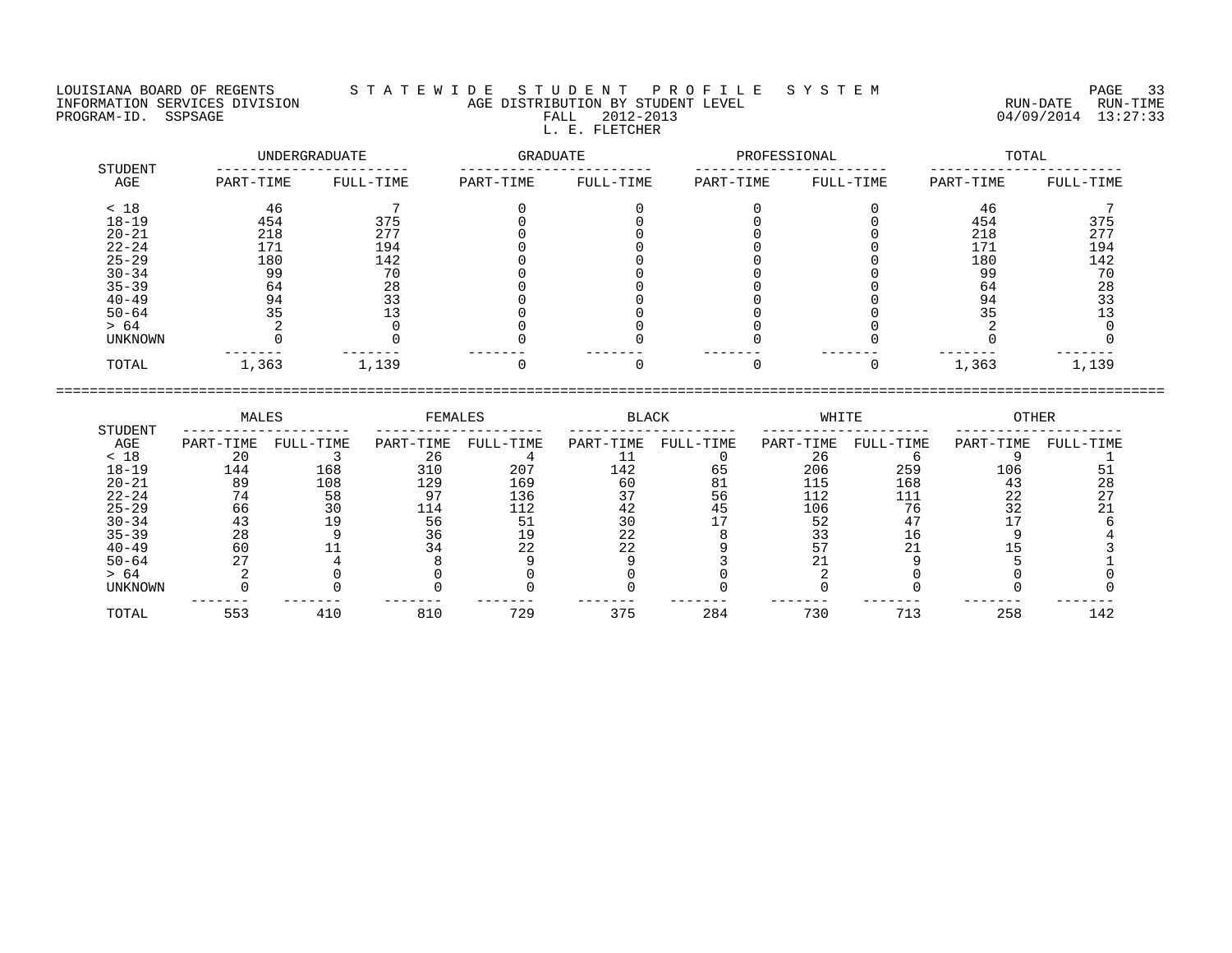LOUISIANA BOARD OF REGENTS — STATEWIDE STUDENT PROFILE SYSTEM
INFORMATION SERVICES DIVISION — AGE DISTRIBUTION BY STUDENT LEVEL
PROGRAM-ID. SSPSAGE — FALL 2012-2013 — RUN-DATE 04/09/2014 RUN-TIME 13:27:33

L. E. FLETCHER

| STUDENT AGE | UNDERGRADUATE | | GRADUATE | | PROFESSIONAL | | TOTAL | |
|---|---|---|---|---|---|---|---|---|
| | PART-TIME | FULL-TIME | PART-TIME | FULL-TIME | PART-TIME | FULL-TIME | PART-TIME | FULL-TIME |
| < 18 | 46 | 7 | 0 | 0 | 0 | 0 | 46 | 7 |
| 18-19 | 454 | 375 | 0 | 0 | 0 | 0 | 454 | 375 |
| 20-21 | 218 | 277 | 0 | 0 | 0 | 0 | 218 | 277 |
| 22-24 | 171 | 194 | 0 | 0 | 0 | 0 | 171 | 194 |
| 25-29 | 180 | 142 | 0 | 0 | 0 | 0 | 180 | 142 |
| 30-34 | 99 | 70 | 0 | 0 | 0 | 0 | 99 | 70 |
| 35-39 | 64 | 28 | 0 | 0 | 0 | 0 | 64 | 28 |
| 40-49 | 94 | 33 | 0 | 0 | 0 | 0 | 94 | 33 |
| 50-64 | 35 | 13 | 0 | 0 | 0 | 0 | 35 | 13 |
| > 64 | 2 | 0 | 0 | 0 | 0 | 0 | 2 | 0 |
| UNKNOWN | 0 | 0 | 0 | 0 | 0 | 0 | 0 | 0 |
| TOTAL | 1,363 | 1,139 | 0 | 0 | 0 | 0 | 1,363 | 1,139 |

| STUDENT AGE | MALES | | FEMALES | | BLACK | | WHITE | | OTHER | |
|---|---|---|---|---|---|---|---|---|---|---|
| | PART-TIME | FULL-TIME | PART-TIME | FULL-TIME | PART-TIME | FULL-TIME | PART-TIME | FULL-TIME | PART-TIME | FULL-TIME |
| < 18 | 20 | 3 | 26 | 4 | 11 | 0 | 26 | 6 | 9 | 1 |
| 18-19 | 144 | 168 | 310 | 207 | 142 | 65 | 206 | 259 | 106 | 51 |
| 20-21 | 89 | 108 | 129 | 169 | 60 | 81 | 115 | 168 | 43 | 28 |
| 22-24 | 74 | 58 | 97 | 136 | 37 | 56 | 112 | 111 | 22 | 27 |
| 25-29 | 66 | 30 | 114 | 112 | 42 | 45 | 106 | 76 | 32 | 21 |
| 30-34 | 43 | 19 | 56 | 51 | 30 | 17 | 52 | 47 | 17 | 6 |
| 35-39 | 28 | 9 | 36 | 19 | 22 | 8 | 33 | 16 | 9 | 4 |
| 40-49 | 60 | 11 | 34 | 22 | 22 | 9 | 57 | 21 | 15 | 3 |
| 50-64 | 27 | 4 | 8 | 9 | 9 | 3 | 21 | 9 | 5 | 1 |
| > 64 | 2 | 0 | 0 | 0 | 0 | 0 | 2 | 0 | 0 | 0 |
| UNKNOWN | 0 | 0 | 0 | 0 | 0 | 0 | 0 | 0 | 0 | 0 |
| TOTAL | 553 | 410 | 810 | 729 | 375 | 284 | 730 | 713 | 258 | 142 |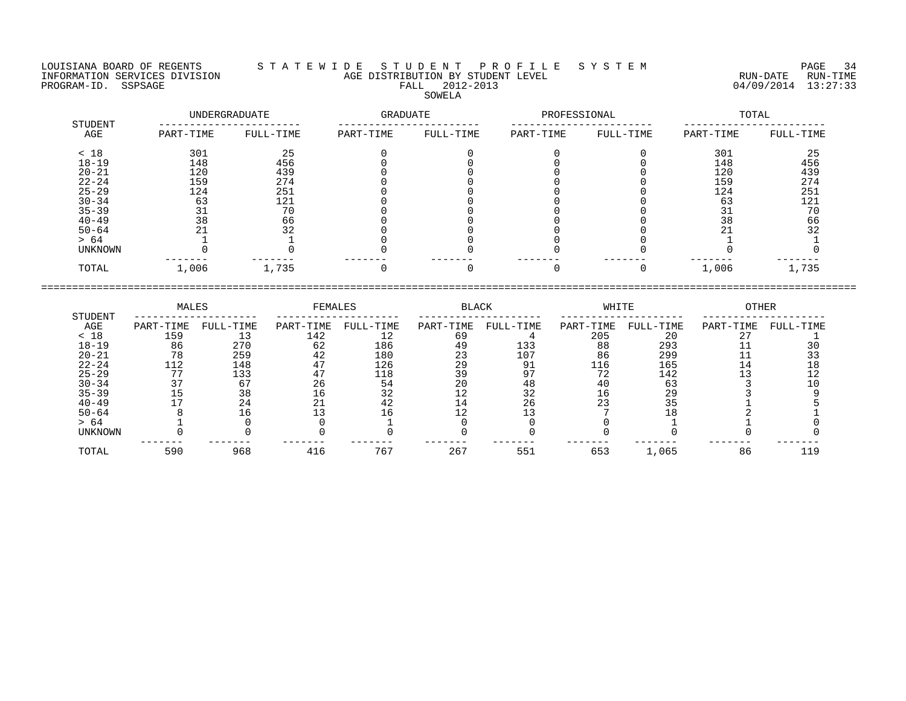LOUISIANA BOARD OF REGENTS — STATEWIDE STUDENT PROFILE SYSTEM
INFORMATION SERVICES DIVISION — AGE DISTRIBUTION BY STUDENT LEVEL — RUN-DATE 04/09/2014 RUN-TIME 13:27:33
PROGRAM-ID. SSPSAGE — FALL 2012-2013

## SOWELA

| STUDENT AGE | UNDERGRADUATE | | GRADUATE | | PROFESSIONAL | | TOTAL | |
|---|---|---|---|---|---|---|---|---|
| | PART-TIME | FULL-TIME | PART-TIME | FULL-TIME | PART-TIME | FULL-TIME | PART-TIME | FULL-TIME |
| < 18 | 301 | 25 | 0 | 0 | 0 | 0 | 301 | 25 |
| 18-19 | 148 | 456 | 0 | 0 | 0 | 0 | 148 | 456 |
| 20-21 | 120 | 439 | 0 | 0 | 0 | 0 | 120 | 439 |
| 22-24 | 159 | 274 | 0 | 0 | 0 | 0 | 159 | 274 |
| 25-29 | 124 | 251 | 0 | 0 | 0 | 0 | 124 | 251 |
| 30-34 | 63 | 121 | 0 | 0 | 0 | 0 | 63 | 121 |
| 35-39 | 31 | 70 | 0 | 0 | 0 | 0 | 31 | 70 |
| 40-49 | 38 | 66 | 0 | 0 | 0 | 0 | 38 | 66 |
| 50-64 | 21 | 32 | 0 | 0 | 0 | 0 | 21 | 32 |
| > 64 | 1 | 1 | 0 | 0 | 0 | 0 | 1 | 1 |
| UNKNOWN | 0 | 0 | 0 | 0 | 0 | 0 | 0 | 0 |
| TOTAL | 1,006 | 1,735 | 0 | 0 | 0 | 0 | 1,006 | 1,735 |

| STUDENT AGE | MALES | | FEMALES | | BLACK | | WHITE | | OTHER | |
|---|---|---|---|---|---|---|---|---|---|---|
| | PART-TIME | FULL-TIME | PART-TIME | FULL-TIME | PART-TIME | FULL-TIME | PART-TIME | FULL-TIME | PART-TIME | FULL-TIME |
| < 18 | 159 | 13 | 142 | 12 | 69 | 4 | 205 | 20 | 27 | 1 |
| 18-19 | 86 | 270 | 62 | 186 | 49 | 133 | 88 | 293 | 11 | 30 |
| 20-21 | 78 | 259 | 42 | 180 | 23 | 107 | 86 | 299 | 11 | 33 |
| 22-24 | 112 | 148 | 47 | 126 | 29 | 91 | 116 | 165 | 14 | 18 |
| 25-29 | 77 | 133 | 47 | 118 | 39 | 97 | 72 | 142 | 13 | 12 |
| 30-34 | 37 | 67 | 26 | 54 | 20 | 48 | 40 | 63 | 3 | 10 |
| 35-39 | 15 | 38 | 16 | 32 | 12 | 32 | 16 | 29 | 3 | 9 |
| 40-49 | 17 | 24 | 21 | 42 | 14 | 26 | 23 | 35 | 1 | 5 |
| 50-64 | 8 | 16 | 13 | 16 | 12 | 13 | 7 | 18 | 2 | 1 |
| > 64 | 1 | 0 | 0 | 1 | 0 | 0 | 0 | 1 | 1 | 0 |
| UNKNOWN | 0 | 0 | 0 | 0 | 0 | 0 | 0 | 0 | 0 | 0 |
| TOTAL | 590 | 968 | 416 | 767 | 267 | 551 | 653 | 1,065 | 86 | 119 |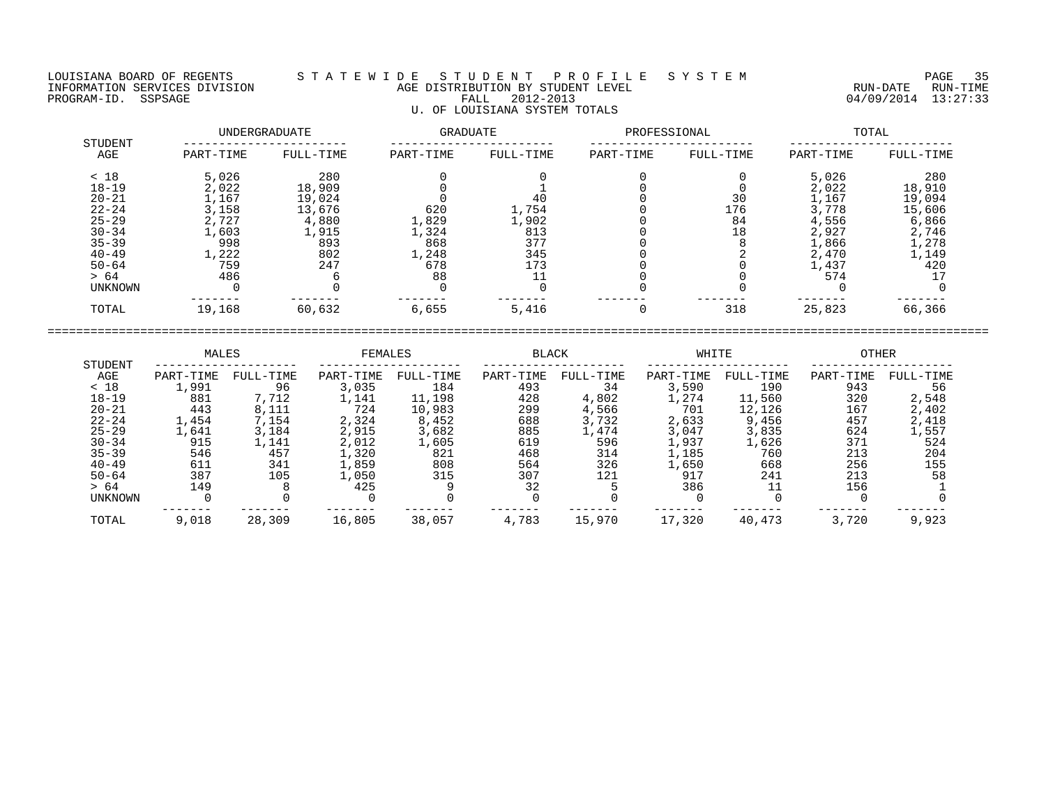LOUISIANA BOARD OF REGENTS — S T A T E W I D E S T U D E N T P R O F I L E S Y S T E M

INFORMATION SERVICES DIVISION — AGE DISTRIBUTION BY STUDENT LEVEL — RUN-DATE 04/09/2014 RUN-TIME 13:27:33

PROGRAM-ID. SSPSAGE — FALL 2012-2013

U. OF LOUISIANA SYSTEM TOTALS

| STUDENT | UNDERGRADUATE | | GRADUATE | | PROFESSIONAL | | TOTAL | |
|---|---|---|---|---|---|---|---|---|
| AGE | PART-TIME | FULL-TIME | PART-TIME | FULL-TIME | PART-TIME | FULL-TIME | PART-TIME | FULL-TIME |
| < 18 | 5,026 | 280 | 0 | 0 | 0 | 0 | 5,026 | 280 |
| 18-19 | 2,022 | 18,909 | 0 | 1 | 0 | 0 | 2,022 | 18,910 |
| 20-21 | 1,167 | 19,024 | 0 | 40 | 0 | 30 | 1,167 | 19,094 |
| 22-24 | 3,158 | 13,676 | 620 | 1,754 | 0 | 176 | 3,778 | 15,606 |
| 25-29 | 2,727 | 4,880 | 1,829 | 1,902 | 0 | 84 | 4,556 | 6,866 |
| 30-34 | 1,603 | 1,915 | 1,324 | 813 | 0 | 18 | 2,927 | 2,746 |
| 35-39 | 998 | 893 | 868 | 377 | 0 | 8 | 1,866 | 1,278 |
| 40-49 | 1,222 | 802 | 1,248 | 345 | 0 | 2 | 2,470 | 1,149 |
| 50-64 | 759 | 247 | 678 | 173 | 0 | 0 | 1,437 | 420 |
| > 64 | 486 | 6 | 88 | 11 | 0 | 0 | 574 | 17 |
| UNKNOWN | 0 | 0 | 0 | 0 | 0 | 0 | 0 | 0 |
| TOTAL | 19,168 | 60,632 | 6,655 | 5,416 | 0 | 318 | 25,823 | 66,366 |

| STUDENT | MALES | | FEMALES | | BLACK | | WHITE | | OTHER | |
|---|---|---|---|---|---|---|---|---|---|---|
| AGE | PART-TIME | FULL-TIME | PART-TIME | FULL-TIME | PART-TIME | FULL-TIME | PART-TIME | FULL-TIME | PART-TIME | FULL-TIME |
| < 18 | 1,991 | 96 | 3,035 | 184 | 493 | 34 | 3,590 | 190 | 943 | 56 |
| 18-19 | 881 | 7,712 | 1,141 | 11,198 | 428 | 4,802 | 1,274 | 11,560 | 320 | 2,548 |
| 20-21 | 443 | 8,111 | 724 | 10,983 | 299 | 4,566 | 701 | 12,126 | 167 | 2,402 |
| 22-24 | 1,454 | 7,154 | 2,324 | 8,452 | 688 | 3,732 | 2,633 | 9,456 | 457 | 2,418 |
| 25-29 | 1,641 | 3,184 | 2,915 | 3,682 | 885 | 1,474 | 3,047 | 3,835 | 624 | 1,557 |
| 30-34 | 915 | 1,141 | 2,012 | 1,605 | 619 | 596 | 1,937 | 1,626 | 371 | 524 |
| 35-39 | 546 | 457 | 1,320 | 821 | 468 | 314 | 1,185 | 760 | 213 | 204 |
| 40-49 | 611 | 341 | 1,859 | 808 | 564 | 326 | 1,650 | 668 | 256 | 155 |
| 50-64 | 387 | 105 | 1,050 | 315 | 307 | 121 | 917 | 241 | 213 | 58 |
| > 64 | 149 | 8 | 425 | 9 | 32 | 5 | 386 | 11 | 156 | 1 |
| UNKNOWN | 0 | 0 | 0 | 0 | 0 | 0 | 0 | 0 | 0 | 0 |
| TOTAL | 9,018 | 28,309 | 16,805 | 38,057 | 4,783 | 15,970 | 17,320 | 40,473 | 3,720 | 9,923 |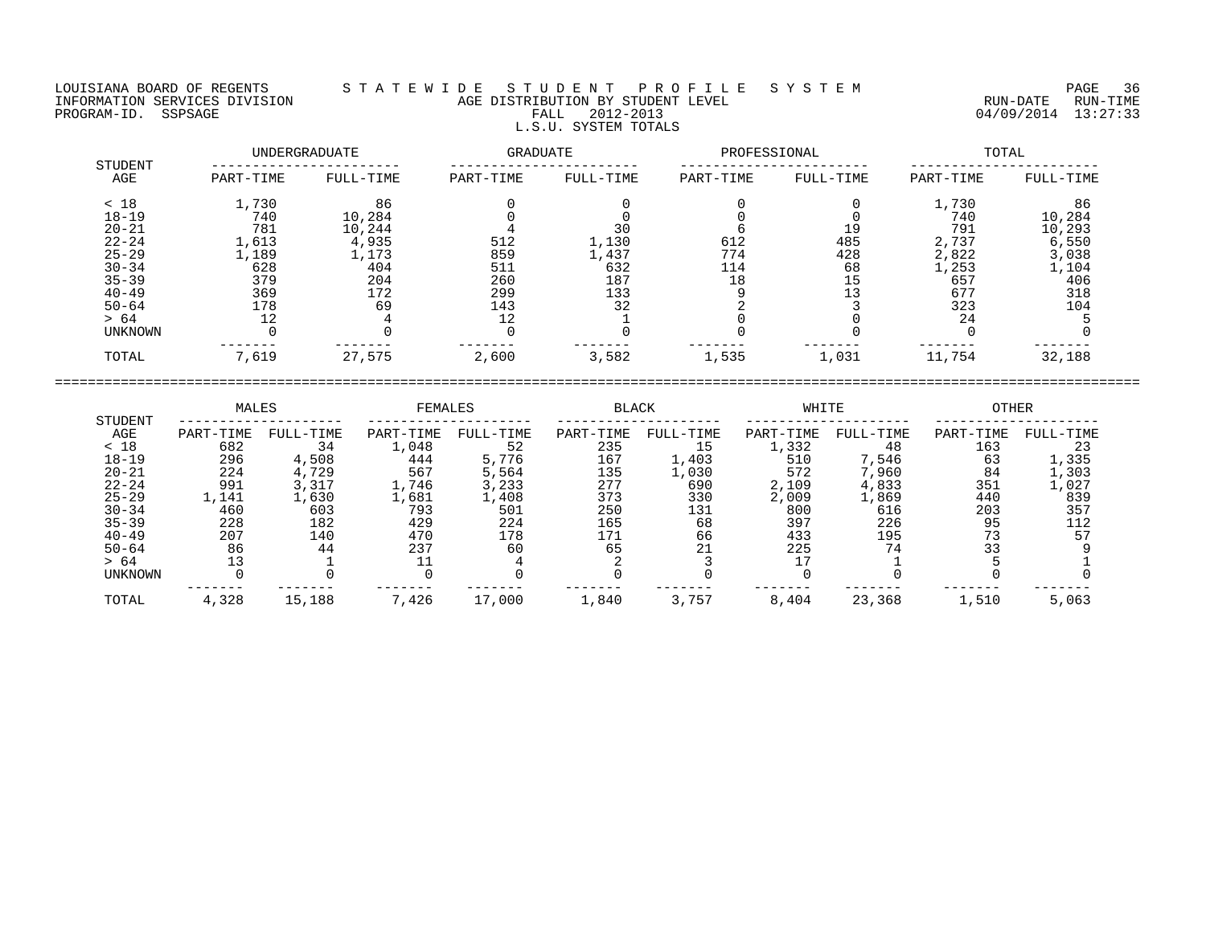LOUISIANA BOARD OF REGENTS — INFORMATION SERVICES DIVISION — PROGRAM-ID. SSPSAGE

# STATEWIDE STUDENT PROFILE SYSTEM

## AGE DISTRIBUTION BY STUDENT LEVEL

FALL 2012-2013

L.S.U. SYSTEM TOTALS

RUN-DATE 04/09/2014 RUN-TIME 13:27:33

| STUDENT | UNDERGRADUATE | | GRADUATE | | PROFESSIONAL | | TOTAL | |
|---|---|---|---|---|---|---|---|---|
| AGE | PART-TIME | FULL-TIME | PART-TIME | FULL-TIME | PART-TIME | FULL-TIME | PART-TIME | FULL-TIME |
| < 18 | 1,730 | 86 | 0 | 0 | 0 | 0 | 1,730 | 86 |
| 18-19 | 740 | 10,284 | 0 | 0 | 0 | 0 | 740 | 10,284 |
| 20-21 | 781 | 10,244 | 4 | 30 | 6 | 19 | 791 | 10,293 |
| 22-24 | 1,613 | 4,935 | 512 | 1,130 | 612 | 485 | 2,737 | 6,550 |
| 25-29 | 1,189 | 1,173 | 859 | 1,437 | 774 | 428 | 2,822 | 3,038 |
| 30-34 | 628 | 404 | 511 | 632 | 114 | 68 | 1,253 | 1,104 |
| 35-39 | 379 | 204 | 260 | 187 | 18 | 15 | 657 | 406 |
| 40-49 | 369 | 172 | 299 | 133 | 9 | 13 | 677 | 318 |
| 50-64 | 178 | 69 | 143 | 32 | 2 | 3 | 323 | 104 |
| > 64 | 12 | 4 | 12 | 1 | 0 | 0 | 24 | 5 |
| UNKNOWN | 0 | 0 | 0 | 0 | 0 | 0 | 0 | 0 |
| TOTAL | 7,619 | 27,575 | 2,600 | 3,582 | 1,535 | 1,031 | 11,754 | 32,188 |

| STUDENT | MALES | | FEMALES | | BLACK | | WHITE | | OTHER | |
|---|---|---|---|---|---|---|---|---|---|---|
| AGE | PART-TIME | FULL-TIME | PART-TIME | FULL-TIME | PART-TIME | FULL-TIME | PART-TIME | FULL-TIME | PART-TIME | FULL-TIME |
| < 18 | 682 | 34 | 1,048 | 52 | 235 | 15 | 1,332 | 48 | 163 | 23 |
| 18-19 | 296 | 4,508 | 444 | 5,776 | 167 | 1,403 | 510 | 7,546 | 63 | 1,335 |
| 20-21 | 224 | 4,729 | 567 | 5,564 | 135 | 1,030 | 572 | 7,960 | 84 | 1,303 |
| 22-24 | 991 | 3,317 | 1,746 | 3,233 | 277 | 690 | 2,109 | 4,833 | 351 | 1,027 |
| 25-29 | 1,141 | 1,630 | 1,681 | 1,408 | 373 | 330 | 2,009 | 1,869 | 440 | 839 |
| 30-34 | 460 | 603 | 793 | 501 | 250 | 131 | 800 | 616 | 203 | 357 |
| 35-39 | 228 | 182 | 429 | 224 | 165 | 68 | 397 | 226 | 95 | 112 |
| 40-49 | 207 | 140 | 470 | 178 | 171 | 66 | 433 | 195 | 73 | 57 |
| 50-64 | 86 | 44 | 237 | 60 | 65 | 21 | 225 | 74 | 33 | 9 |
| > 64 | 13 | 1 | 11 | 4 | 2 | 3 | 17 | 1 | 5 | 1 |
| UNKNOWN | 0 | 0 | 0 | 0 | 0 | 0 | 0 | 0 | 0 | 0 |
| TOTAL | 4,328 | 15,188 | 7,426 | 17,000 | 1,840 | 3,757 | 8,404 | 23,368 | 1,510 | 5,063 |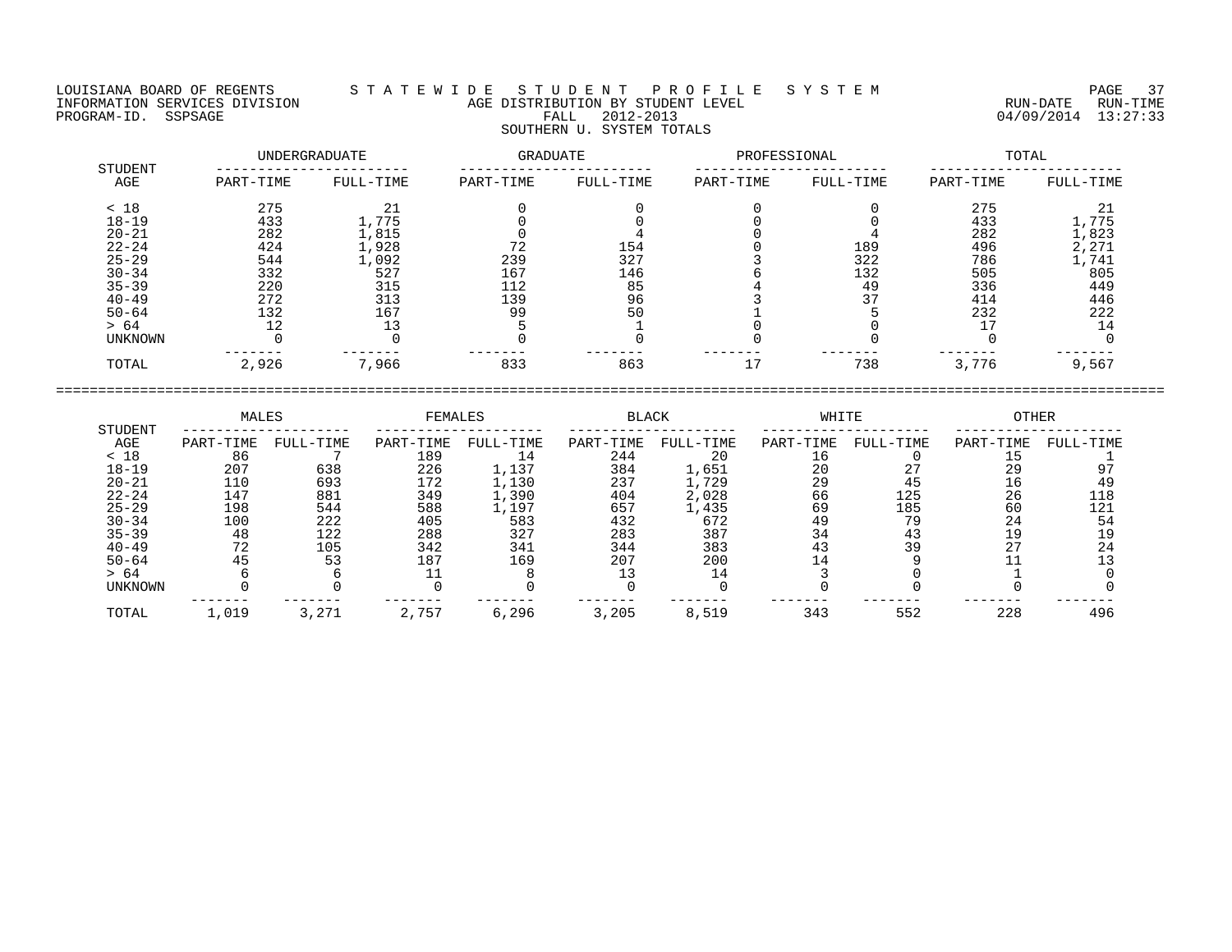LOUISIANA BOARD OF REGENTS — STATEWIDE STUDENT PROFILE SYSTEM
INFORMATION SERVICES DIVISION — AGE DISTRIBUTION BY STUDENT LEVEL — RUN-DATE 04/09/2014 RUN-TIME 13:27:33
PROGRAM-ID. SSPSAGE — FALL 2012-2013

## SOUTHERN U. SYSTEM TOTALS

| STUDENT AGE | UNDERGRADUATE | | GRADUATE | | PROFESSIONAL | | TOTAL | |
|---|---|---|---|---|---|---|---|---|
| | PART-TIME | FULL-TIME | PART-TIME | FULL-TIME | PART-TIME | FULL-TIME | PART-TIME | FULL-TIME |
| < 18 | 275 | 21 | 0 | 0 | 0 | 0 | 275 | 21 |
| 18-19 | 433 | 1,775 | 0 | 0 | 0 | 0 | 433 | 1,775 |
| 20-21 | 282 | 1,815 | 0 | 4 | 0 | 4 | 282 | 1,823 |
| 22-24 | 424 | 1,928 | 72 | 154 | 0 | 189 | 496 | 2,271 |
| 25-29 | 544 | 1,092 | 239 | 327 | 3 | 322 | 786 | 1,741 |
| 30-34 | 332 | 527 | 167 | 146 | 6 | 132 | 505 | 805 |
| 35-39 | 220 | 315 | 112 | 85 | 4 | 49 | 336 | 449 |
| 40-49 | 272 | 313 | 139 | 96 | 3 | 37 | 414 | 446 |
| 50-64 | 132 | 167 | 99 | 50 | 1 | 5 | 232 | 222 |
| > 64 | 12 | 13 | 5 | 1 | 0 | 0 | 17 | 14 |
| UNKNOWN | 0 | 0 | 0 | 0 | 0 | 0 | 0 | 0 |
| TOTAL | 2,926 | 7,966 | 833 | 863 | 17 | 738 | 3,776 | 9,567 |

| STUDENT AGE | MALES | | FEMALES | | BLACK | | WHITE | | OTHER | |
|---|---|---|---|---|---|---|---|---|---|---|
| | PART-TIME | FULL-TIME | PART-TIME | FULL-TIME | PART-TIME | FULL-TIME | PART-TIME | FULL-TIME | PART-TIME | FULL-TIME |
| < 18 | 86 | 7 | 189 | 14 | 244 | 20 | 16 | 0 | 15 | 1 |
| 18-19 | 207 | 638 | 226 | 1,137 | 384 | 1,651 | 20 | 27 | 29 | 97 |
| 20-21 | 110 | 693 | 172 | 1,130 | 237 | 1,729 | 29 | 45 | 16 | 49 |
| 22-24 | 147 | 881 | 349 | 1,390 | 404 | 2,028 | 66 | 125 | 26 | 118 |
| 25-29 | 198 | 544 | 588 | 1,197 | 657 | 1,435 | 69 | 185 | 60 | 121 |
| 30-34 | 100 | 222 | 405 | 583 | 432 | 672 | 49 | 79 | 24 | 54 |
| 35-39 | 48 | 122 | 288 | 327 | 283 | 387 | 34 | 43 | 19 | 19 |
| 40-49 | 72 | 105 | 342 | 341 | 344 | 383 | 43 | 39 | 27 | 24 |
| 50-64 | 45 | 53 | 187 | 169 | 207 | 200 | 14 | 9 | 11 | 13 |
| > 64 | 6 | 6 | 11 | 8 | 13 | 14 | 3 | 0 | 1 | 0 |
| UNKNOWN | 0 | 0 | 0 | 0 | 0 | 0 | 0 | 0 | 0 | 0 |
| TOTAL | 1,019 | 3,271 | 2,757 | 6,296 | 3,205 | 8,519 | 343 | 552 | 228 | 496 |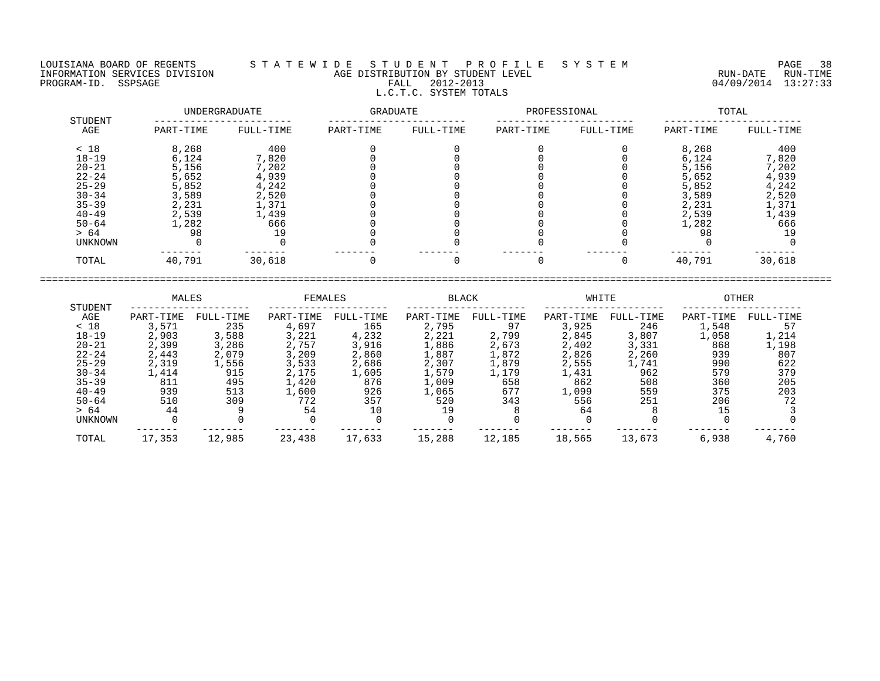LOUISIANA BOARD OF REGENTS INFORMATION SERVICES DIVISION PROGRAM-ID. SSPSAGE

# S T A T E W I D E   S T U D E N T   P R O F I L E   S Y S T E M

## AGE DISTRIBUTION BY STUDENT LEVEL

FALL 2012-2013

L.C.T.C. SYSTEM TOTALS

RUN-DATE 04/09/2014 RUN-TIME 13:27:33

| STUDENT AGE | UNDERGRADUATE | | GRADUATE | | PROFESSIONAL | | TOTAL | |
|---|---|---|---|---|---|---|---|---|
| | PART-TIME | FULL-TIME | PART-TIME | FULL-TIME | PART-TIME | FULL-TIME | PART-TIME | FULL-TIME |
| < 18 | 8,268 | 400 | 0 | 0 | 0 | 0 | 8,268 | 400 |
| 18-19 | 6,124 | 7,820 | 0 | 0 | 0 | 0 | 6,124 | 7,820 |
| 20-21 | 5,156 | 7,202 | 0 | 0 | 0 | 0 | 5,156 | 7,202 |
| 22-24 | 5,652 | 4,939 | 0 | 0 | 0 | 0 | 5,652 | 4,939 |
| 25-29 | 5,852 | 4,242 | 0 | 0 | 0 | 0 | 5,852 | 4,242 |
| 30-34 | 3,589 | 2,520 | 0 | 0 | 0 | 0 | 3,589 | 2,520 |
| 35-39 | 2,231 | 1,371 | 0 | 0 | 0 | 0 | 2,231 | 1,371 |
| 40-49 | 2,539 | 1,439 | 0 | 0 | 0 | 0 | 2,539 | 1,439 |
| 50-64 | 1,282 | 666 | 0 | 0 | 0 | 0 | 1,282 | 666 |
| > 64 | 98 | 19 | 0 | 0 | 0 | 0 | 98 | 19 |
| UNKNOWN | 0 | 0 | 0 | 0 | 0 | 0 | 0 | 0 |
| TOTAL | 40,791 | 30,618 | 0 | 0 | 0 | 0 | 40,791 | 30,618 |

| STUDENT AGE | MALES | | FEMALES | | BLACK | | WHITE | | OTHER | |
|---|---|---|---|---|---|---|---|---|---|---|
| | PART-TIME | FULL-TIME | PART-TIME | FULL-TIME | PART-TIME | FULL-TIME | PART-TIME | FULL-TIME | PART-TIME | FULL-TIME |
| < 18 | 3,571 | 235 | 4,697 | 165 | 2,795 | 97 | 3,925 | 246 | 1,548 | 57 |
| 18-19 | 2,903 | 3,588 | 3,221 | 4,232 | 2,221 | 2,799 | 2,845 | 3,807 | 1,058 | 1,214 |
| 20-21 | 2,399 | 3,286 | 2,757 | 3,916 | 1,886 | 2,673 | 2,402 | 3,331 | 868 | 1,198 |
| 22-24 | 2,443 | 2,079 | 3,209 | 2,860 | 1,887 | 1,872 | 2,826 | 2,260 | 939 | 807 |
| 25-29 | 2,319 | 1,556 | 3,533 | 2,686 | 2,307 | 1,879 | 2,555 | 1,741 | 990 | 622 |
| 30-34 | 1,414 | 915 | 2,175 | 1,605 | 1,579 | 1,179 | 1,431 | 962 | 579 | 379 |
| 35-39 | 811 | 495 | 1,420 | 876 | 1,009 | 658 | 862 | 508 | 360 | 205 |
| 40-49 | 939 | 513 | 1,600 | 926 | 1,065 | 677 | 1,099 | 559 | 375 | 203 |
| 50-64 | 510 | 309 | 772 | 357 | 520 | 343 | 556 | 251 | 206 | 72 |
| > 64 | 44 | 9 | 54 | 10 | 19 | 8 | 64 | 8 | 15 | 3 |
| UNKNOWN | 0 | 0 | 0 | 0 | 0 | 0 | 0 | 0 | 0 | 0 |
| TOTAL | 17,353 | 12,985 | 23,438 | 17,633 | 15,288 | 12,185 | 18,565 | 13,673 | 6,938 | 4,760 |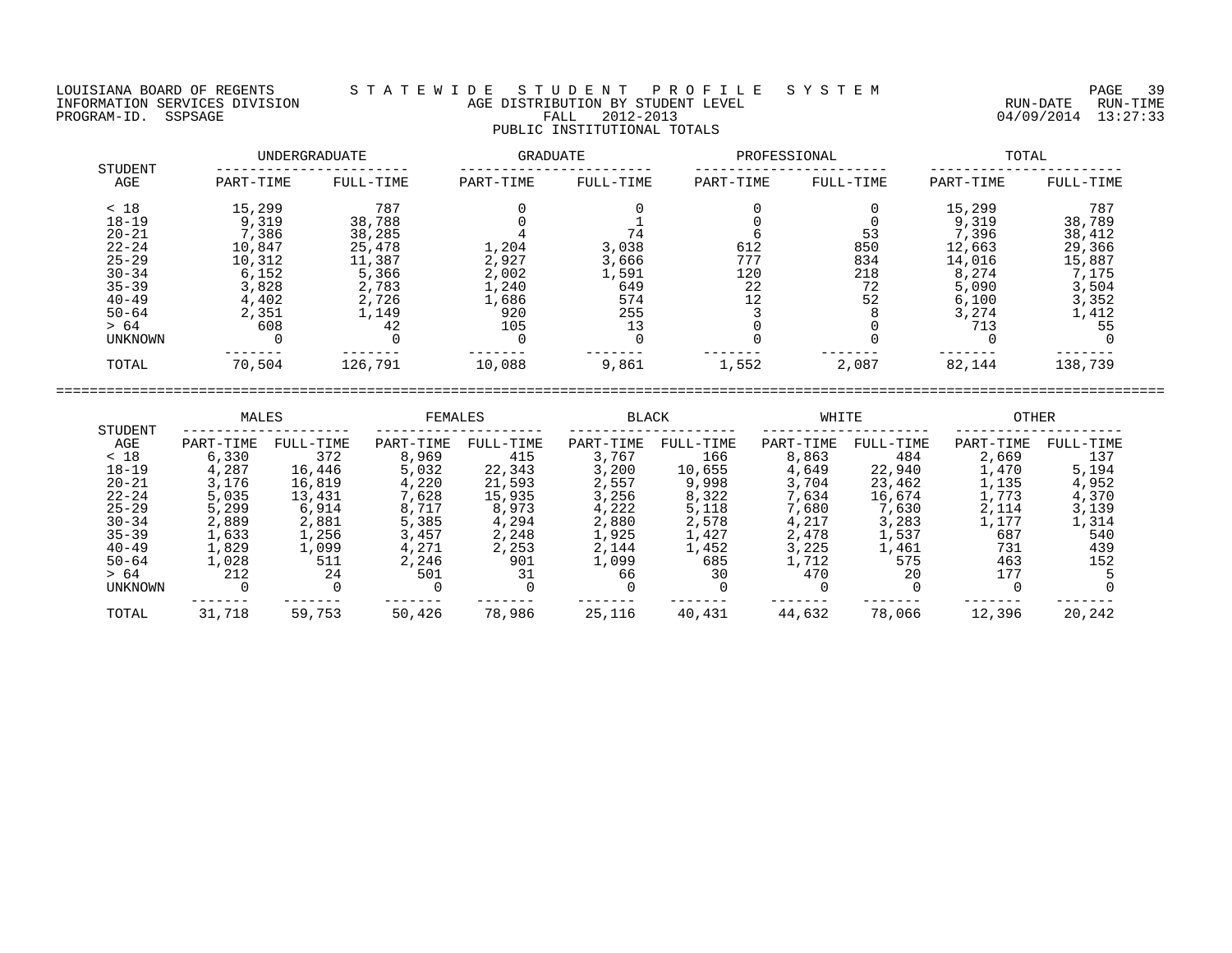LOUISIANA BOARD OF REGENTS
INFORMATION SERVICES DIVISION
PROGRAM-ID. SSPSAGE

# S T A T E W I D E S T U D E N T P R O F I L E S Y S T E M

AGE DISTRIBUTION BY STUDENT LEVEL
FALL 2012-2013
PUBLIC INSTITUTIONAL TOTALS

RUN-DATE RUN-TIME
04/09/2014 13:27:33

| STUDENT | UNDERGRADUATE | | GRADUATE | | PROFESSIONAL | | TOTAL | |
|---|---|---|---|---|---|---|---|---|
| AGE | PART-TIME | FULL-TIME | PART-TIME | FULL-TIME | PART-TIME | FULL-TIME | PART-TIME | FULL-TIME |
| < 18 | 15,299 | 787 | 0 | 0 | 0 | 0 | 15,299 | 787 |
| 18-19 | 9,319 | 38,788 | 0 | 1 | 0 | 0 | 9,319 | 38,789 |
| 20-21 | 7,386 | 38,285 | 4 | 74 | 6 | 53 | 7,396 | 38,412 |
| 22-24 | 10,847 | 25,478 | 1,204 | 3,038 | 612 | 850 | 12,663 | 29,366 |
| 25-29 | 10,312 | 11,387 | 2,927 | 3,666 | 777 | 834 | 14,016 | 15,887 |
| 30-34 | 6,152 | 5,366 | 2,002 | 1,591 | 120 | 218 | 8,274 | 7,175 |
| 35-39 | 3,828 | 2,783 | 1,240 | 649 | 22 | 72 | 5,090 | 3,504 |
| 40-49 | 4,402 | 2,726 | 1,686 | 574 | 12 | 52 | 6,100 | 3,352 |
| 50-64 | 2,351 | 1,149 | 920 | 255 | 3 | 8 | 3,274 | 1,412 |
| > 64 | 608 | 42 | 105 | 13 | 0 | 0 | 713 | 55 |
| UNKNOWN | 0 | 0 | 0 | 0 | 0 | 0 | 0 | 0 |
| TOTAL | 70,504 | 126,791 | 10,088 | 9,861 | 1,552 | 2,087 | 82,144 | 138,739 |

| STUDENT | MALES | | FEMALES | | BLACK | | WHITE | | OTHER | |
|---|---|---|---|---|---|---|---|---|---|---|
| AGE | PART-TIME | FULL-TIME | PART-TIME | FULL-TIME | PART-TIME | FULL-TIME | PART-TIME | FULL-TIME | PART-TIME | FULL-TIME |
| < 18 | 6,330 | 372 | 8,969 | 415 | 3,767 | 166 | 8,863 | 484 | 2,669 | 137 |
| 18-19 | 4,287 | 16,446 | 5,032 | 22,343 | 3,200 | 10,655 | 4,649 | 22,940 | 1,470 | 5,194 |
| 20-21 | 3,176 | 16,819 | 4,220 | 21,593 | 2,557 | 9,998 | 3,704 | 23,462 | 1,135 | 4,952 |
| 22-24 | 5,035 | 13,431 | 7,628 | 15,935 | 3,256 | 8,322 | 7,634 | 16,674 | 1,773 | 4,370 |
| 25-29 | 5,299 | 6,914 | 8,717 | 8,973 | 4,222 | 5,118 | 7,680 | 7,630 | 2,114 | 3,139 |
| 30-34 | 2,889 | 2,881 | 5,385 | 4,294 | 2,880 | 2,578 | 4,217 | 3,283 | 1,177 | 1,314 |
| 35-39 | 1,633 | 1,256 | 3,457 | 2,248 | 1,925 | 1,427 | 2,478 | 1,537 | 687 | 540 |
| 40-49 | 1,829 | 1,099 | 4,271 | 2,253 | 2,144 | 1,452 | 3,225 | 1,461 | 731 | 439 |
| 50-64 | 1,028 | 511 | 2,246 | 901 | 1,099 | 685 | 1,712 | 575 | 463 | 152 |
| > 64 | 212 | 24 | 501 | 31 | 66 | 30 | 470 | 20 | 177 | 5 |
| UNKNOWN | 0 | 0 | 0 | 0 | 0 | 0 | 0 | 0 | 0 | 0 |
| TOTAL | 31,718 | 59,753 | 50,426 | 78,986 | 25,116 | 40,431 | 44,632 | 78,066 | 12,396 | 20,242 |